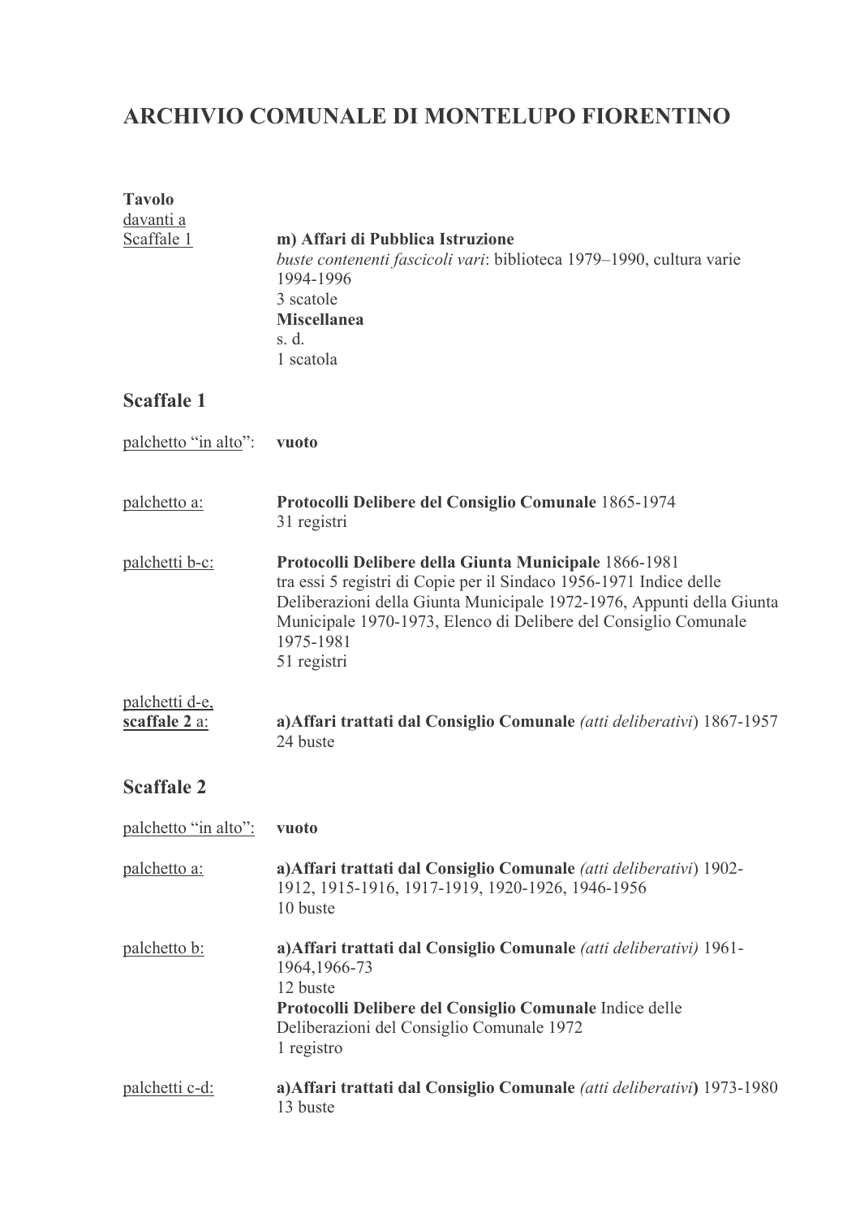# ARCHIVIO COMUNALE DI MONTELUPO FIORENTINO

**Tavolo**
davanti a
Scaffale 1

**m) Affari di Pubblica Istruzione**
*buste contenenti fascicoli vari*: biblioteca 1979–1990, cultura varie 1994-1996
3 scatole
**Miscellanea**
s. d.
1 scatola

## Scaffale 1

palchetto "in alto": **vuoto**

palchetto a: **Protocolli Delibere del Consiglio Comunale** 1865-1974
31 registri

palchetti b-c: **Protocolli Delibere della Giunta Municipale** 1866-1981
tra essi 5 registri di Copie per il Sindaco 1956-1971 Indice delle Deliberazioni della Giunta Municipale 1972-1976, Appunti della Giunta Municipale 1970-1973, Elenco di Delibere del Consiglio Comunale 1975-1981
51 registri

palchetti d-e, **scaffale 2** a: **a)Affari trattati dal Consiglio Comunale** *(atti deliberativi*) 1867-1957
24 buste

## Scaffale 2

palchetto "in alto": **vuoto**

palchetto a: **a)Affari trattati dal Consiglio Comunale** *(atti deliberativi*) 1902-1912, 1915-1916, 1917-1919, 1920-1926, 1946-1956
10 buste

palchetto b: **a)Affari trattati dal Consiglio Comunale** *(atti deliberativi)* 1961-1964,1966-73
12 buste
**Protocolli Delibere del Consiglio Comunale** Indice delle Deliberazioni del Consiglio Comunale 1972
1 registro

palchetti c-d: **a)Affari trattati dal Consiglio Comunale** *(atti deliberativi***)** 1973-1980
13 buste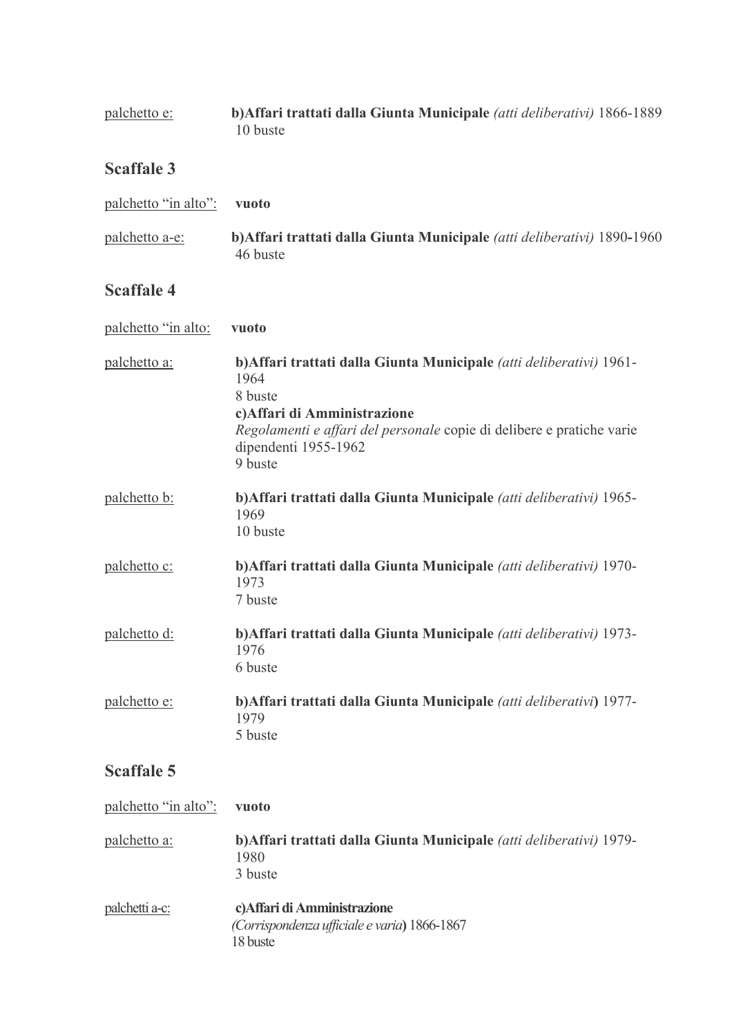palchetto e: **b)Affari trattati dalla Giunta Municipale** *(atti deliberativi)* 1866-1889
10 buste

## Scaffale 3

palchetto "in alto": **vuoto**

palchetto a-e: **b)Affari trattati dalla Giunta Municipale** *(atti deliberativi)* 1890-1960
46 buste

## Scaffale 4

palchetto "in alto: **vuoto**

palchetto a: **b)Affari trattati dalla Giunta Municipale** *(atti deliberativi)* 1961-1964
8 buste
**c)Affari di Amministrazione**
*Regolamenti e affari del personale* copie di delibere e pratiche varie dipendenti 1955-1962
9 buste

palchetto b: **b)Affari trattati dalla Giunta Municipale** *(atti deliberativi)* 1965-1969
10 buste

palchetto c: **b)Affari trattati dalla Giunta Municipale** *(atti deliberativi)* 1970-1973
7 buste

palchetto d: **b)Affari trattati dalla Giunta Municipale** *(atti deliberativi)* 1973-1976
6 buste

palchetto e: **b)Affari trattati dalla Giunta Municipale** *(atti deliberativi)* 1977-1979
5 buste

## Scaffale 5

palchetto "in alto": **vuoto**

palchetto a: **b)Affari trattati dalla Giunta Municipale** *(atti deliberativi)* 1979-1980
3 buste

palchetti a-c: **c)Affari di Amministrazione**
*(Corrispondenza ufficiale e varia)* 1866-1867
18 buste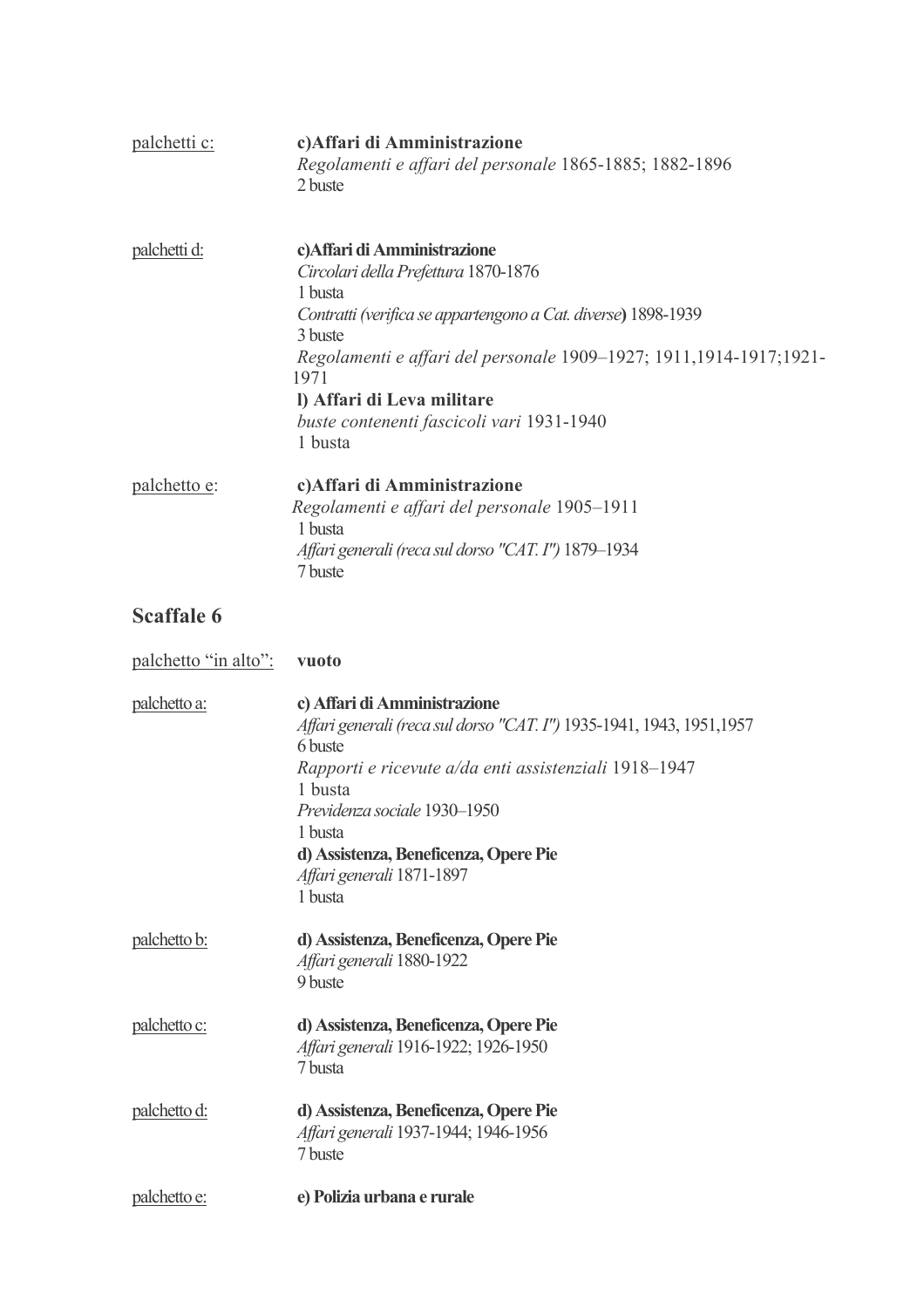palchetti c: **c)Affari di Amministrazione**
*Regolamenti e affari del personale* 1865-1885; 1882-1896
2 buste

palchetti d: **c)Affari di Amministrazione**
*Circolari della Prefettura* 1870-1876
1 busta
*Contratti (verifica se appartengono a Cat. diverse***)** 1898-1939
3 buste
*Regolamenti e affari del personale* 1909–1927; 1911,1914-1917;1921-1971
**l) Affari di Leva militare**
*buste contenenti fascicoli vari* 1931-1940
1 busta

palchetto e: **c)Affari di Amministrazione**
*Regolamenti e affari del personale* 1905–1911
1 busta
*Affari generali (reca sul dorso "CAT. I")* 1879–1934
7 buste

## Scaffale 6

palchetto "in alto": **vuoto**

palchetto a: **c) Affari di Amministrazione**
*Affari generali (reca sul dorso "CAT. I")* 1935-1941, 1943, 1951,1957
6 buste
*Rapporti e ricevute a/da enti assistenziali* 1918–1947
1 busta
*Previdenza sociale* 1930–1950
1 busta
**d) Assistenza, Beneficenza, Opere Pie**
*Affari generali* 1871-1897
1 busta

palchetto b: **d) Assistenza, Beneficenza, Opere Pie**
*Affari generali* 1880-1922
9 buste

palchetto c: **d) Assistenza, Beneficenza, Opere Pie**
*Affari generali* 1916-1922; 1926-1950
7 busta

palchetto d: **d) Assistenza, Beneficenza, Opere Pie**
*Affari generali* 1937-1944; 1946-1956
7 buste

palchetto e: **e) Polizia urbana e rurale**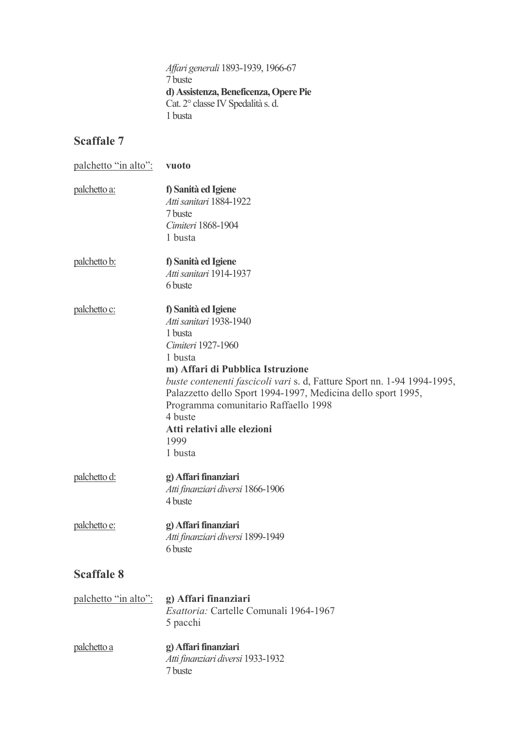*Affari generali* 1893-1939, 1966-67
7 buste
**d) Assistenza, Beneficenza, Opere Pie**
Cat. 2° classe IV Spedalità s. d.
1 busta

## Scaffale 7

| | |
|---|---|
| palchetto "in alto": | **vuoto** |
| palchetto a: | **f) Sanità ed Igiene**<br>*Atti sanitari* 1884-1922<br>7 buste<br>*Cimiteri* 1868-1904<br>1 busta |
| palchetto b: | **f) Sanità ed Igiene**<br>*Atti sanitari* 1914-1937<br>6 buste |
| palchetto c: | **f) Sanità ed Igiene**<br>*Atti sanitari* 1938-1940<br>1 busta<br>*Cimiteri* 1927-1960<br>1 busta<br>**m) Affari di Pubblica Istruzione**<br>*buste contenenti fascicoli vari* s. d, Fatture Sport nn. 1-94 1994-1995, Palazzetto dello Sport 1994-1997, Medicina dello sport 1995, Programma comunitario Raffaello 1998<br>4 buste<br>**Atti relativi alle elezioni**<br>1999<br>1 busta |
| palchetto d: | **g) Affari finanziari**<br>*Atti finanziari diversi* 1866-1906<br>4 buste |
| palchetto e: | **g) Affari finanziari**<br>*Atti finanziari diversi* 1899-1949<br>6 buste |

## Scaffale 8

| | |
|---|---|
| palchetto "in alto": | **g) Affari finanziari**<br>*Esattoria:* Cartelle Comunali 1964-1967<br>5 pacchi |
| palchetto a | **g) Affari finanziari**<br>*Atti finanziari diversi* 1933-1932<br>7 buste |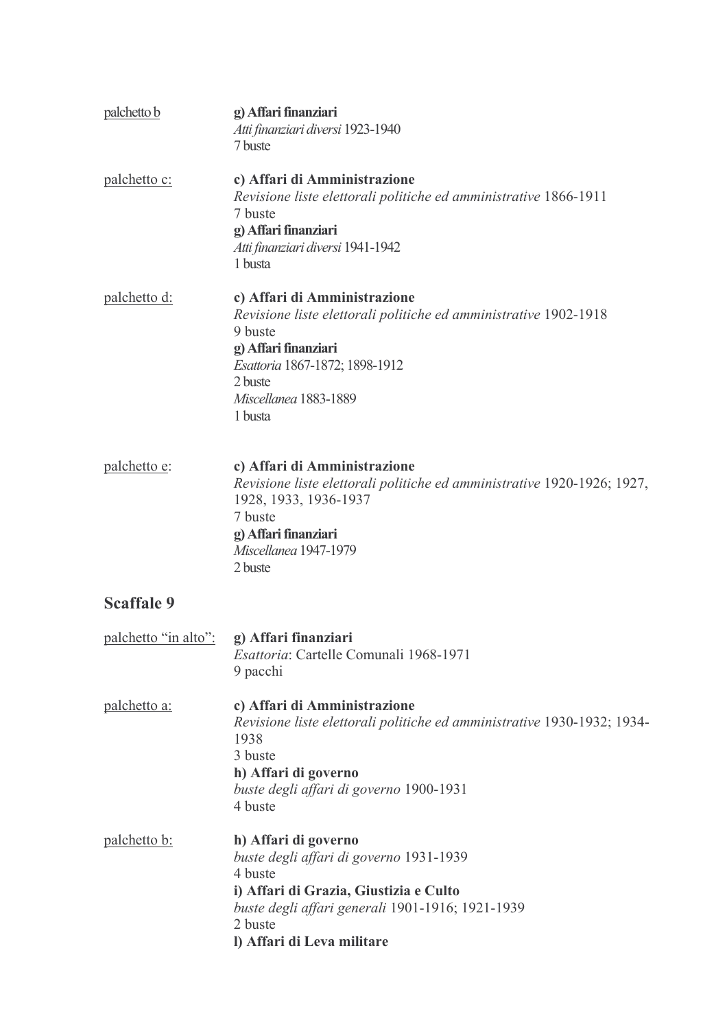palchetto b

**g) Affari finanziari**
*Atti finanziari diversi* 1923-1940
7 buste

palchetto c:

**c) Affari di Amministrazione**
*Revisione liste elettorali politiche ed amministrative* 1866-1911
7 buste
**g) Affari finanziari**
*Atti finanziari diversi* 1941-1942
1 busta

palchetto d:

**c) Affari di Amministrazione**
*Revisione liste elettorali politiche ed amministrative* 1902-1918
9 buste
**g) Affari finanziari**
*Esattoria* 1867-1872; 1898-1912
2 buste
*Miscellanea* 1883-1889
1 busta

palchetto e:

**c) Affari di Amministrazione**
*Revisione liste elettorali politiche ed amministrative* 1920-1926; 1927, 1928, 1933, 1936-1937
7 buste
**g) Affari finanziari**
*Miscellanea* 1947-1979
2 buste

## Scaffale 9

palchetto "in alto":

**g) Affari finanziari**
*Esattoria*: Cartelle Comunali 1968-1971
9 pacchi

palchetto a:

**c) Affari di Amministrazione**
*Revisione liste elettorali politiche ed amministrative* 1930-1932; 1934-1938
3 buste
**h) Affari di governo**
*buste degli affari di governo* 1900-1931
4 buste

palchetto b:

**h) Affari di governo**
*buste degli affari di governo* 1931-1939
4 buste
**i) Affari di Grazia, Giustizia e Culto**
*buste degli affari generali* 1901-1916; 1921-1939
2 buste
**l) Affari di Leva militare**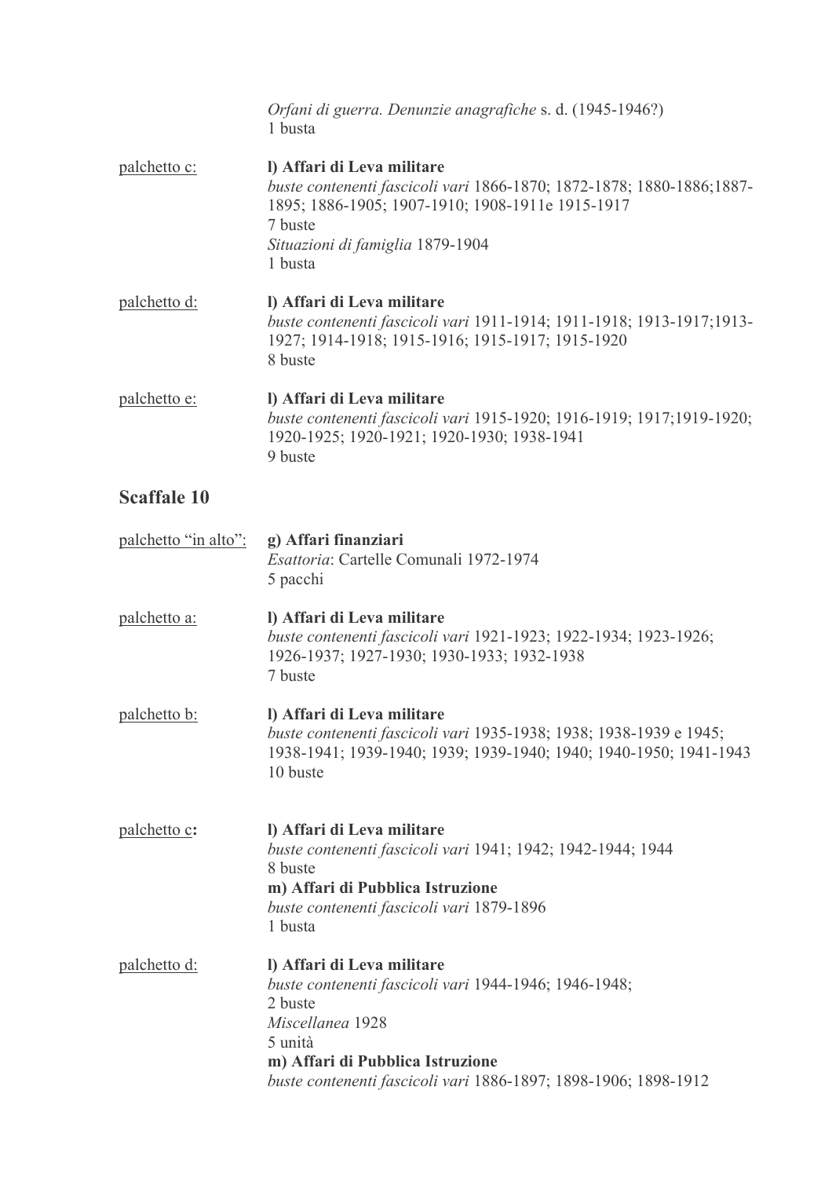*Orfani di guerra. Denunzie anagrafiche* s. d. (1945-1946?)
1 busta

palchetto c:

**l) Affari di Leva militare**
*buste contenenti fascicoli vari* 1866-1870; 1872-1878; 1880-1886;1887-1895; 1886-1905; 1907-1910; 1908-1911e 1915-1917
7 buste
*Situazioni di famiglia* 1879-1904
1 busta

palchetto d:

**l) Affari di Leva militare**
*buste contenenti fascicoli vari* 1911-1914; 1911-1918; 1913-1917;1913-1927; 1914-1918; 1915-1916; 1915-1917; 1915-1920
8 buste

palchetto e:

**l) Affari di Leva militare**
*buste contenenti fascicoli vari* 1915-1920; 1916-1919; 1917;1919-1920; 1920-1925; 1920-1921; 1920-1930; 1938-1941
9 buste

## Scaffale 10

palchetto "in alto":

**g) Affari finanziari**
*Esattoria*: Cartelle Comunali 1972-1974
5 pacchi

palchetto a:

**l) Affari di Leva militare**
*buste contenenti fascicoli vari* 1921-1923; 1922-1934; 1923-1926; 1926-1937; 1927-1930; 1930-1933; 1932-1938
7 buste

palchetto b:

**l) Affari di Leva militare**
*buste contenenti fascicoli vari* 1935-1938; 1938; 1938-1939 e 1945; 1938-1941; 1939-1940; 1939; 1939-1940; 1940; 1940-1950; 1941-1943
10 buste

palchetto c**:**

**l) Affari di Leva militare**
*buste contenenti fascicoli vari* 1941; 1942; 1942-1944; 1944
8 buste
**m) Affari di Pubblica Istruzione**
*buste contenenti fascicoli vari* 1879-1896
1 busta

palchetto d:

**l) Affari di Leva militare**
*buste contenenti fascicoli vari* 1944-1946; 1946-1948;
2 buste
*Miscellanea* 1928
5 unità
**m) Affari di Pubblica Istruzione**
*buste contenenti fascicoli vari* 1886-1897; 1898-1906; 1898-1912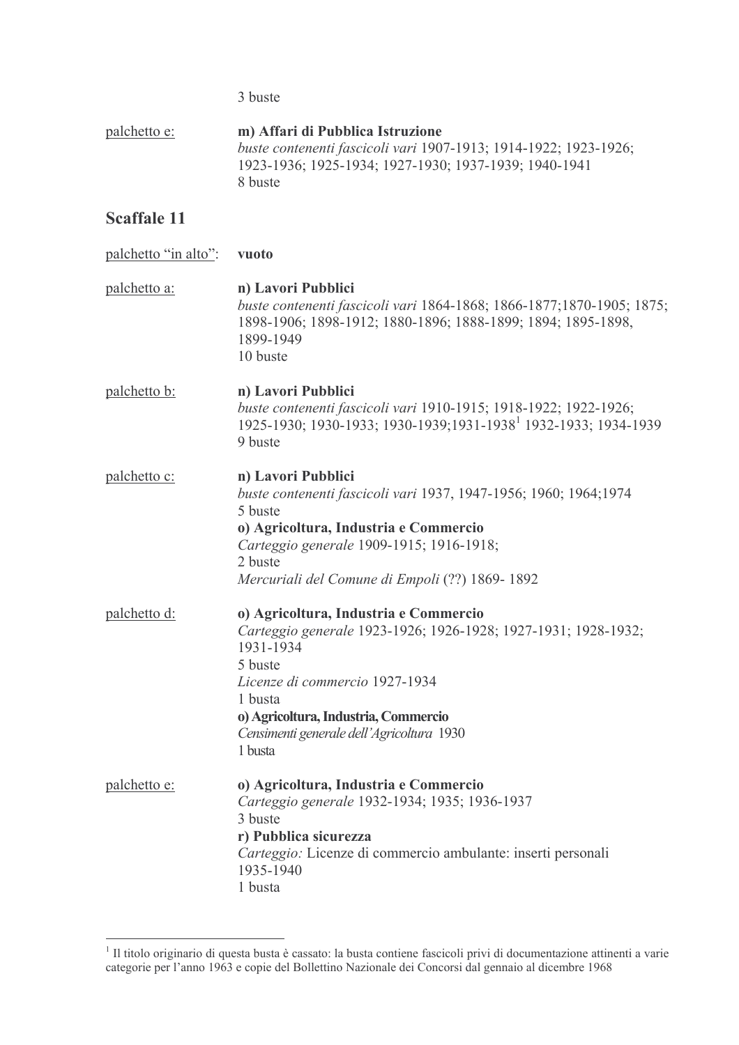3 buste

<u>palchetto e:</u> **m) Affari di Pubblica Istruzione**
*buste contenenti fascicoli vari* 1907-1913; 1914-1922; 1923-1926; 1923-1936; 1925-1934; 1927-1930; 1937-1939; 1940-1941
8 buste

## Scaffale 11

<u>palchetto “in alto”:</u> **vuoto**

<u>palchetto a:</u> **n) Lavori Pubblici**
*buste contenenti fascicoli vari* 1864-1868; 1866-1877;1870-1905; 1875; 1898-1906; 1898-1912; 1880-1896; 1888-1899; 1894; 1895-1898, 1899-1949
10 buste

<u>palchetto b:</u> **n) Lavori Pubblici**
*buste contenenti fascicoli vari* 1910-1915; 1918-1922; 1922-1926; 1925-1930; 1930-1933; 1930-1939;1931-1938[1] 1932-1933; 1934-1939
9 buste

<u>palchetto c:</u> **n) Lavori Pubblici**
*buste contenenti fascicoli vari* 1937, 1947-1956; 1960; 1964;1974
5 buste
**o) Agricoltura, Industria e Commercio**
*Carteggio generale* 1909-1915; 1916-1918;
2 buste
*Mercuriali del Comune di Empoli* (??) 1869- 1892

<u>palchetto d:</u> **o) Agricoltura, Industria e Commercio**
*Carteggio generale* 1923-1926; 1926-1928; 1927-1931; 1928-1932; 1931-1934
5 buste
*Licenze di commercio* 1927-1934
1 busta
**o) Agricoltura, Industria, Commercio**
*Censimenti generale dell’Agricoltura* 1930
1 busta

<u>palchetto e:</u> **o) Agricoltura, Industria e Commercio**
*Carteggio generale* 1932-1934; 1935; 1936-1937
3 buste
**r) Pubblica sicurezza**
*Carteggio:* Licenze di commercio ambulante: inserti personali 1935-1940
1 busta

---

[1] Il titolo originario di questa busta è cassato: la busta contiene fascicoli privi di documentazione attinenti a varie categorie per l’anno 1963 e copie del Bollettino Nazionale dei Concorsi dal gennaio al dicembre 1968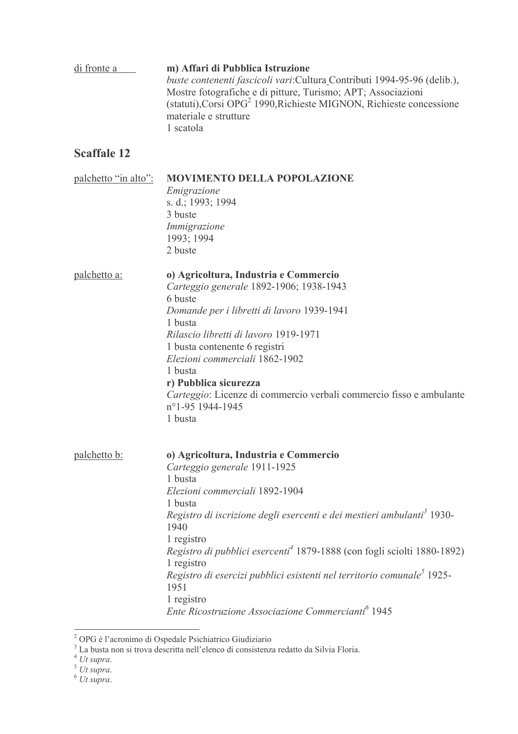di fronte a ___ **m) Affari di Pubblica Istruzione**
*buste contenenti fascicoli vari*:Cultura Contributi 1994-95-96 (delib.), Mostre fotografiche e di pitture, Turismo; APT; Associazioni (statuti),Corsi OPG[2] 1990,Richieste MIGNON, Richieste concessione materiale e strutture
1 scatola

## Scaffale 12

palchetto "in alto": **MOVIMENTO DELLA POPOLAZIONE**
*Emigrazione*
s. d.; 1993; 1994
3 buste
*Immigrazione*
1993; 1994
2 buste

palchetto a: **o) Agricoltura, Industria e Commercio**
*Carteggio generale* 1892-1906; 1938-1943
6 buste
*Domande per i libretti di lavoro* 1939-1941
1 busta
*Rilascio libretti di lavoro* 1919-1971
1 busta contenente 6 registri
*Elezioni commerciali* 1862-1902
1 busta
**r) Pubblica sicurezza**
*Carteggio*: Licenze di commercio verbali commercio fisso e ambulante n°1-95 1944-1945
1 busta

palchetto b: **o) Agricoltura, Industria e Commercio**
*Carteggio generale* 1911-1925
1 busta
*Elezioni commerciali* 1892-1904
1 busta
*Registro di iscrizione degli esercenti e dei mestieri ambulanti*[3] 1930-1940
1 registro
*Registro di pubblici esercenti*[4] 1879-1888 (con fogli sciolti 1880-1892)
1 registro
*Registro di esercizi pubblici esistenti nel territorio comunale*[5] 1925-1951
1 registro
*Ente Ricostruzione Associazione Commercianti*[6] 1945

---

[2] OPG è l'acronimo di Ospedale Psichiatrico Giudiziario
[3] La busta non si trova descritta nell'elenco di consistenza redatto da Silvia Floria.
[4] *Ut supra*.
[5] *Ut supra*.
[6] *Ut supra*.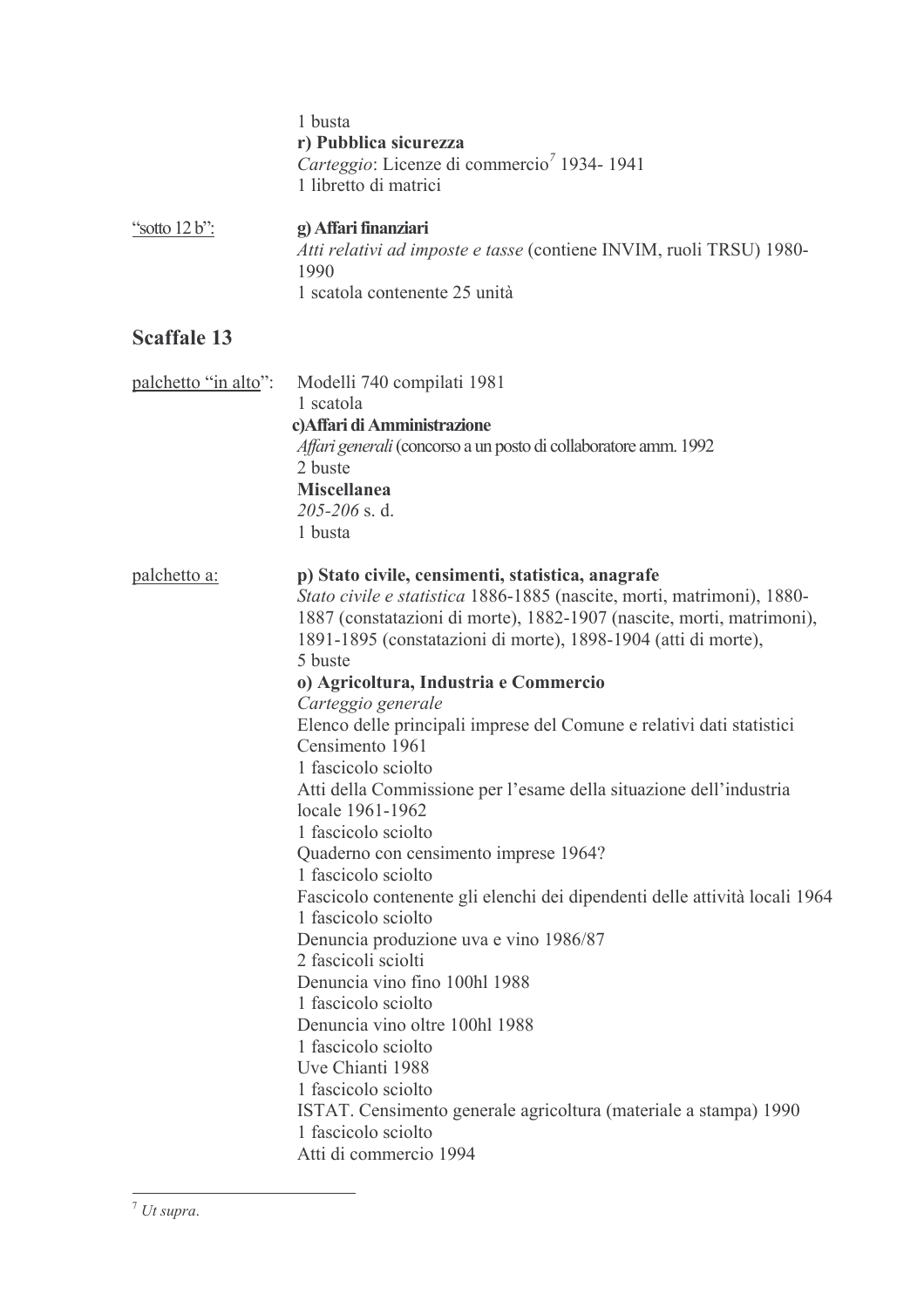1 busta

**r) Pubblica sicurezza**

*Carteggio*: Licenze di commercio[7] 1934- 1941

1 libretto di matrici

"sotto 12 b":

**g) Affari finanziari**

*Atti relativi ad imposte e tasse* (contiene INVIM, ruoli TRSU) 1980-1990

1 scatola contenente 25 unità

## Scaffale 13

palchetto "in alto":

Modelli 740 compilati 1981

1 scatola

**c)Affari di Amministrazione**

*Affari generali* (concorso a un posto di collaboratore amm. 1992

2 buste

**Miscellanea**

*205-206* s. d.

1 busta

palchetto a:

**p) Stato civile, censimenti, statistica, anagrafe**

*Stato civile e statistica* 1886-1885 (nascite, morti, matrimoni), 1880-1887 (constatazioni di morte), 1882-1907 (nascite, morti, matrimoni), 1891-1895 (constatazioni di morte), 1898-1904 (atti di morte),

5 buste

**o) Agricoltura, Industria e Commercio**

*Carteggio generale*

Elenco delle principali imprese del Comune e relativi dati statistici Censimento 1961

1 fascicolo sciolto

Atti della Commissione per l'esame della situazione dell'industria locale 1961-1962

1 fascicolo sciolto

Quaderno con censimento imprese 1964?

1 fascicolo sciolto

Fascicolo contenente gli elenchi dei dipendenti delle attività locali 1964

1 fascicolo sciolto

Denuncia produzione uva e vino 1986/87

2 fascicoli sciolti

Denuncia vino fino 100hl 1988

1 fascicolo sciolto

Denuncia vino oltre 100hl 1988

1 fascicolo sciolto

Uve Chianti 1988

1 fascicolo sciolto

ISTAT. Censimento generale agricoltura (materiale a stampa) 1990

1 fascicolo sciolto

Atti di commercio 1994

---

[7] *Ut supra*.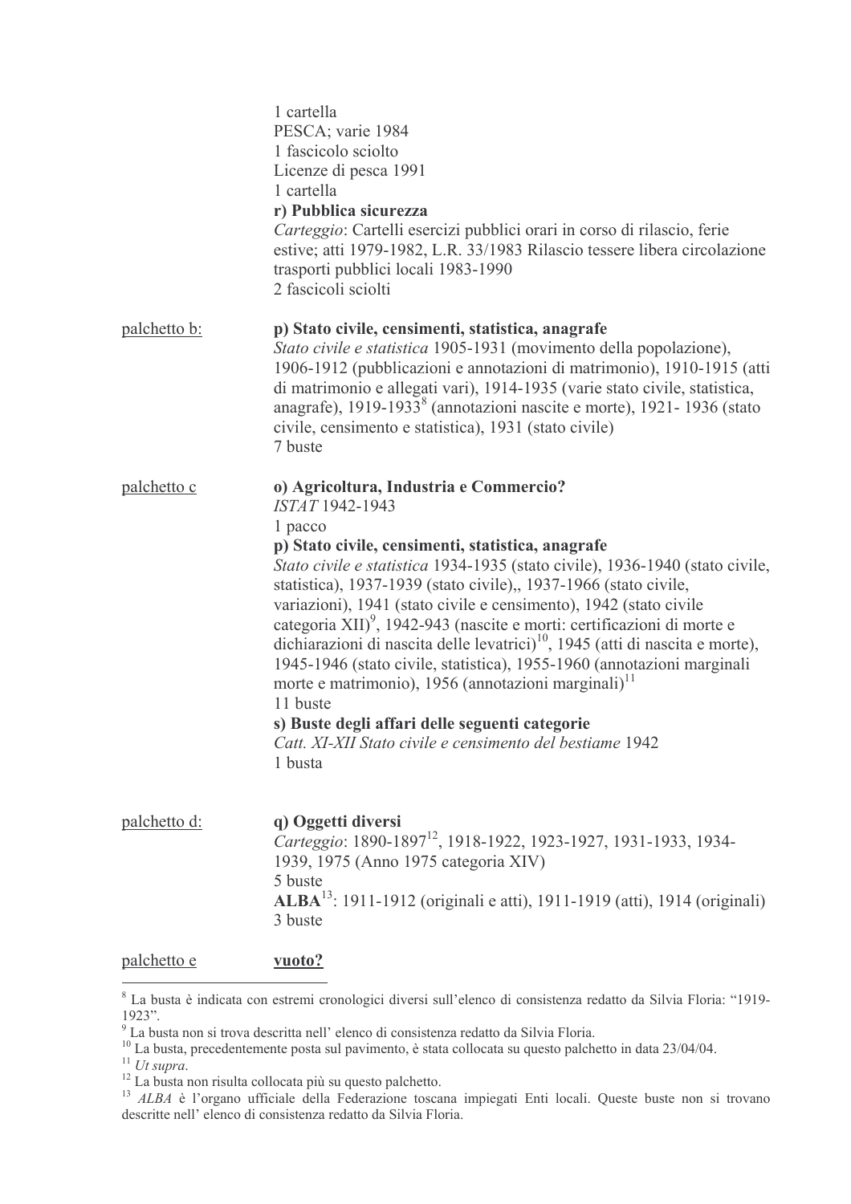1 cartella
PESCA; varie 1984
1 fascicolo sciolto
Licenze di pesca 1991
1 cartella
**r) Pubblica sicurezza**
*Carteggio*: Cartelli esercizi pubblici orari in corso di rilascio, ferie estive; atti 1979-1982, L.R. 33/1983 Rilascio tessere libera circolazione trasporti pubblici locali 1983-1990
2 fascicoli sciolti

palchetto b:

**p) Stato civile, censimenti, statistica, anagrafe**
*Stato civile e statistica* 1905-1931 (movimento della popolazione), 1906-1912 (pubblicazioni e annotazioni di matrimonio), 1910-1915 (atti di matrimonio e allegati vari), 1914-1935 (varie stato civile, statistica, anagrafe), 1919-1933[8] (annotazioni nascite e morte), 1921- 1936 (stato civile, censimento e statistica), 1931 (stato civile)
7 buste

palchetto c

**o) Agricoltura, Industria e Commercio?**
*ISTAT* 1942-1943
1 pacco
**p) Stato civile, censimenti, statistica, anagrafe**
*Stato civile e statistica* 1934-1935 (stato civile), 1936-1940 (stato civile, statistica), 1937-1939 (stato civile),, 1937-1966 (stato civile, variazioni), 1941 (stato civile e censimento), 1942 (stato civile categoria XII)[9], 1942-943 (nascite e morti: certificazioni di morte e dichiarazioni di nascita delle levatrici)[10], 1945 (atti di nascita e morte), 1945-1946 (stato civile, statistica), 1955-1960 (annotazioni marginali morte e matrimonio), 1956 (annotazioni marginali)[11]
11 buste
**s) Buste degli affari delle seguenti categorie**
*Catt. XI-XII Stato civile e censimento del bestiame* 1942
1 busta

palchetto d:

**q) Oggetti diversi**
*Carteggio*: 1890-1897[12], 1918-1922, 1923-1927, 1931-1933, 1934-1939, 1975 (Anno 1975 categoria XIV)
5 buste
**ALBA**[13]: 1911-1912 (originali e atti), 1911-1919 (atti), 1914 (originali)
3 buste

palchetto e

**vuoto?**

---

[8] La busta è indicata con estremi cronologici diversi sull'elenco di consistenza redatto da Silvia Floria: "1919-1923".
[9] La busta non si trova descritta nell' elenco di consistenza redatto da Silvia Floria.
[10] La busta, precedentemente posta sul pavimento, è stata collocata su questo palchetto in data 23/04/04.
[11] *Ut supra*.
[12] La busta non risulta collocata più su questo palchetto.
[13] *ALBA* è l'organo ufficiale della Federazione toscana impiegati Enti locali. Queste buste non si trovano descritte nell' elenco di consistenza redatto da Silvia Floria.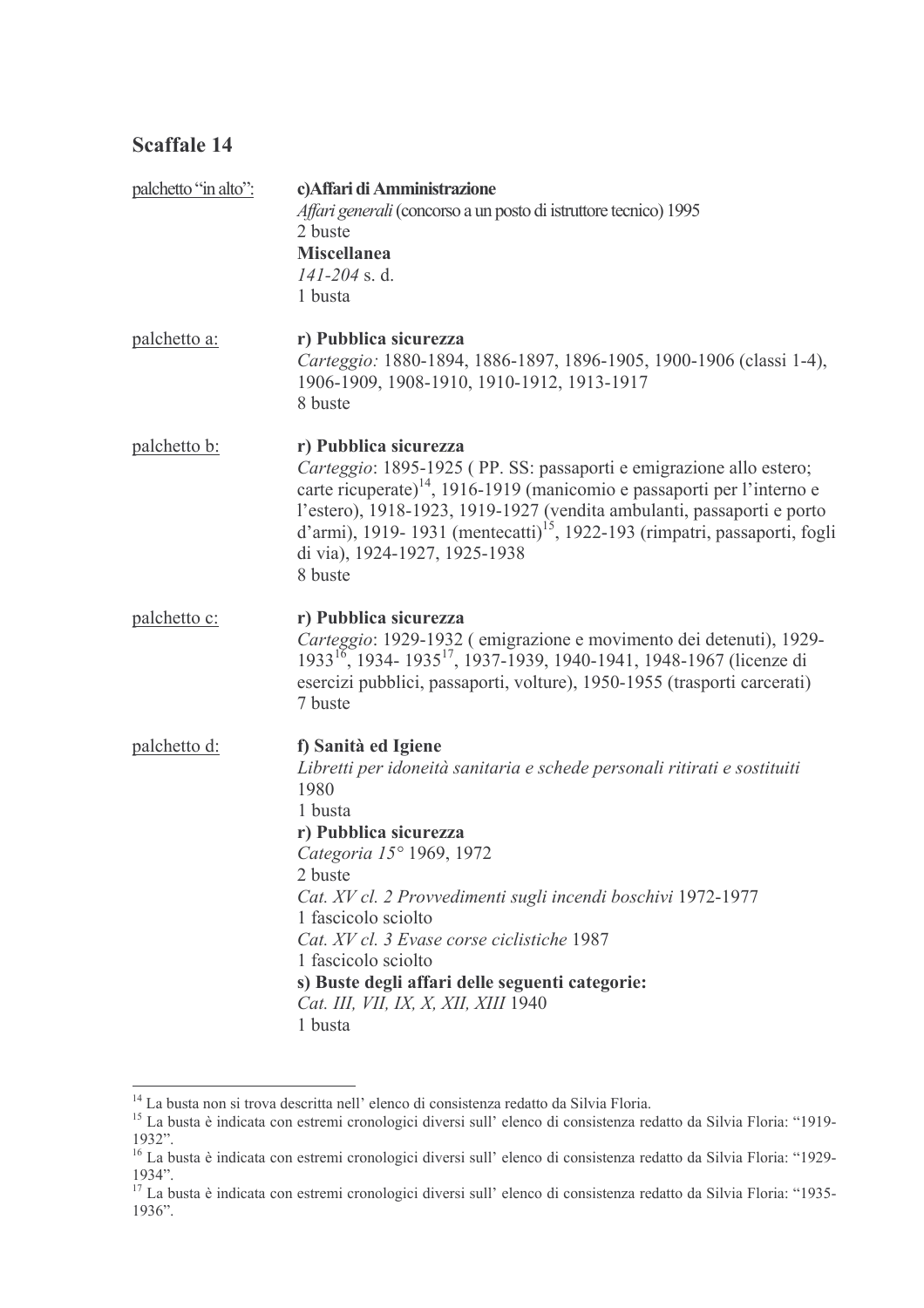## Scaffale 14

palchetto "in alto":

**c)Affari di Amministrazione**
*Affari generali* (concorso a un posto di istruttore tecnico) 1995
2 buste
**Miscellanea**
*141-204* s. d.
1 busta

palchetto a:

**r) Pubblica sicurezza**
*Carteggio:* 1880-1894, 1886-1897, 1896-1905, 1900-1906 (classi 1-4), 1906-1909, 1908-1910, 1910-1912, 1913-1917
8 buste

palchetto b:

**r) Pubblica sicurezza**
*Carteggio*: 1895-1925 ( PP. SS: passaporti e emigrazione allo estero; carte ricuperate)[14], 1916-1919 (manicomio e passaporti per l'interno e l'estero), 1918-1923, 1919-1927 (vendita ambulanti, passaporti e porto d'armi), 1919- 1931 (mentecatti)[15], 1922-193 (rimpatri, passaporti, fogli di via), 1924-1927, 1925-1938
8 buste

palchetto c:

**r) Pubblica sicurezza**
*Carteggio*: 1929-1932 ( emigrazione e movimento dei detenuti), 1929-1933[16], 1934- 1935[17], 1937-1939, 1940-1941, 1948-1967 (licenze di esercizi pubblici, passaporti, volture), 1950-1955 (trasporti carcerati)
7 buste

palchetto d:

**f) Sanità ed Igiene**
*Libretti per idoneità sanitaria e schede personali ritirati e sostituiti*
1980
1 busta
**r) Pubblica sicurezza**
*Categoria 15°* 1969, 1972
2 buste
*Cat. XV cl. 2 Provvedimenti sugli incendi boschivi* 1972-1977
1 fascicolo sciolto
*Cat. XV cl. 3 Evase corse ciclistiche* 1987
1 fascicolo sciolto
**s) Buste degli affari delle seguenti categorie:**
*Cat. III, VII, IX, X, XII, XIII* 1940
1 busta

---

[14] La busta non si trova descritta nell' elenco di consistenza redatto da Silvia Floria.
[15] La busta è indicata con estremi cronologici diversi sull' elenco di consistenza redatto da Silvia Floria: "1919-1932".
[16] La busta è indicata con estremi cronologici diversi sull' elenco di consistenza redatto da Silvia Floria: "1929-1934".
[17] La busta è indicata con estremi cronologici diversi sull' elenco di consistenza redatto da Silvia Floria: "1935-1936".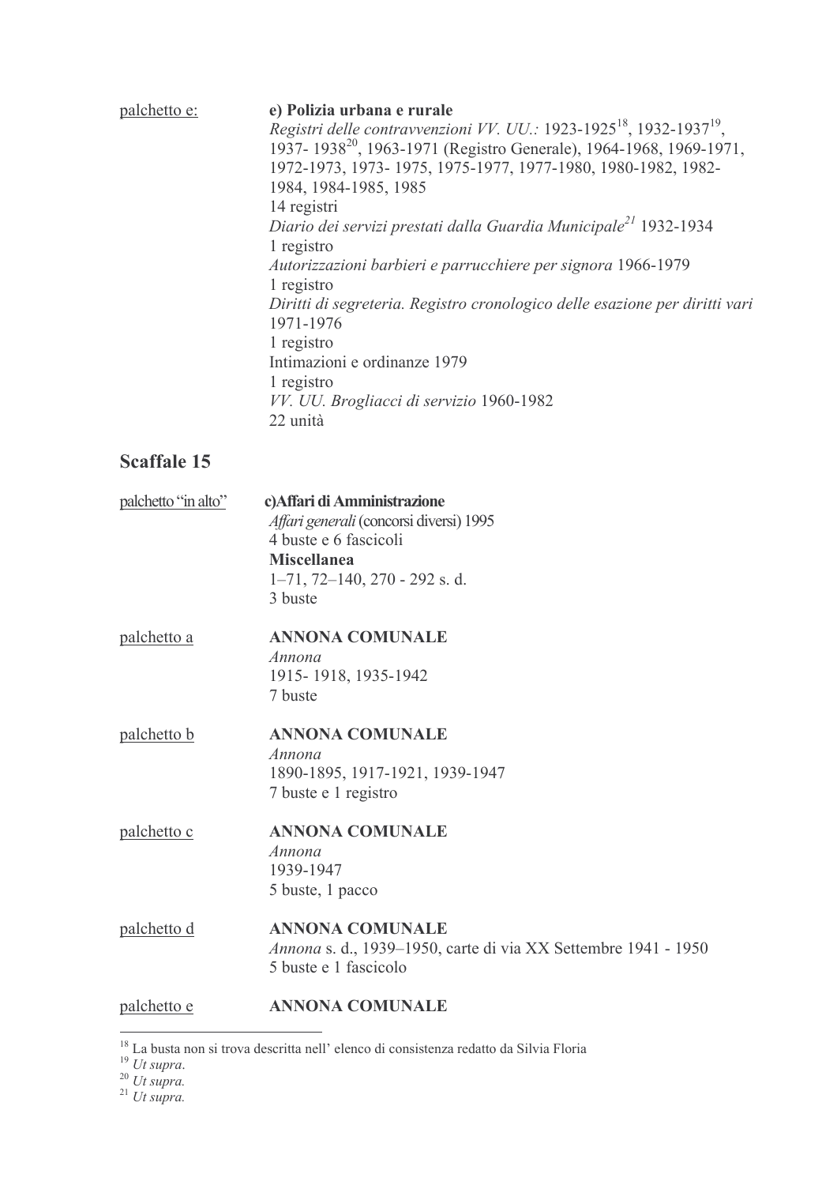palchetto e: **e) Polizia urbana e rurale**

*Registri delle contravvenzioni VV. UU.:* 1923-1925[18], 1932-1937[19], 1937- 1938[20], 1963-1971 (Registro Generale), 1964-1968, 1969-1971, 1972-1973, 1973- 1975, 1975-1977, 1977-1980, 1980-1982, 1982-1984, 1984-1985, 1985
14 registri

*Diario dei servizi prestati dalla Guardia Municipale*[21] 1932-1934
1 registro

*Autorizzazioni barbieri e parrucchiere per signora* 1966-1979
1 registro

*Diritti di segreteria. Registro cronologico delle esazione per diritti vari* 1971-1976
1 registro

Intimazioni e ordinanze 1979
1 registro

*VV. UU. Brogliacci di servizio* 1960-1982
22 unità

## Scaffale 15

palchetto "in alto" **c)Affari di Amministrazione**

*Affari generali* (concorsi diversi) 1995
4 buste e 6 fascicoli

**Miscellanea**
1–71, 72–140, 270 - 292 s. d.
3 buste

palchetto a **ANNONA COMUNALE**

*Annona*
1915- 1918, 1935-1942
7 buste

palchetto b **ANNONA COMUNALE**

*Annona*
1890-1895, 1917-1921, 1939-1947
7 buste e 1 registro

palchetto c **ANNONA COMUNALE**

*Annona*
1939-1947
5 buste, 1 pacco

palchetto d **ANNONA COMUNALE**

*Annona* s. d., 1939–1950, carte di via XX Settembre 1941 - 1950
5 buste e 1 fascicolo

palchetto e **ANNONA COMUNALE**

---

[18] La busta non si trova descritta nell' elenco di consistenza redatto da Silvia Floria

[19] *Ut supra*.

[20] *Ut supra.*

[21] *Ut supra.*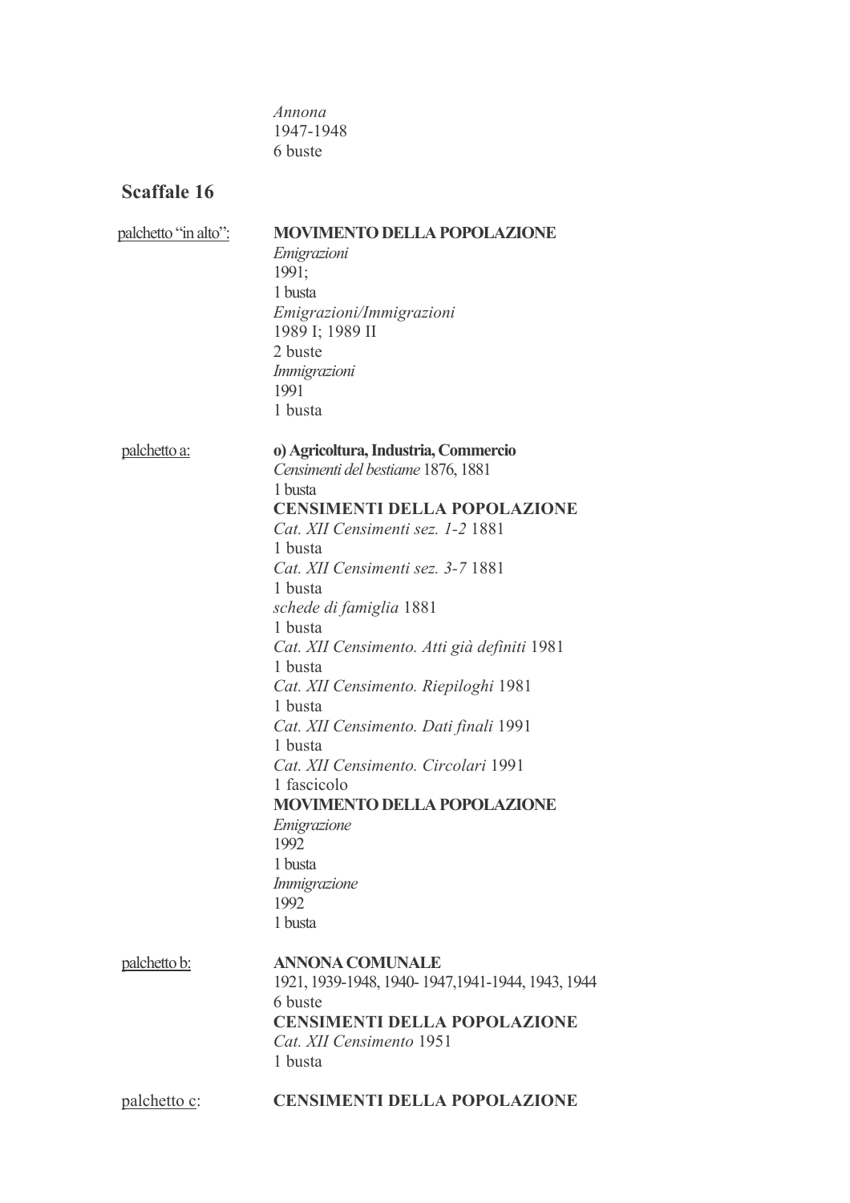*Annona*
1947-1948
6 buste

## Scaffale 16

palchetto "in alto":

**MOVIMENTO DELLA POPOLAZIONE**
*Emigrazioni*
1991;
1 busta
*Emigrazioni/Immigrazioni*
1989 I; 1989 II
2 buste
*Immigrazioni*
1991
1 busta

palchetto a:

**o) Agricoltura, Industria, Commercio**
*Censimenti del bestiame* 1876, 1881
1 busta
**CENSIMENTI DELLA POPOLAZIONE**
*Cat. XII Censimenti sez. 1-2* 1881
1 busta
*Cat. XII Censimenti sez. 3-7* 1881
1 busta
*schede di famiglia* 1881
1 busta
*Cat. XII Censimento. Atti già definiti* 1981
1 busta
*Cat. XII Censimento. Riepiloghi* 1981
1 busta
*Cat. XII Censimento. Dati finali* 1991
1 busta
*Cat. XII Censimento. Circolari* 1991
1 fascicolo
**MOVIMENTO DELLA POPOLAZIONE**
*Emigrazione*
1992
1 busta
*Immigrazione*
1992
1 busta

palchetto b:

**ANNONA COMUNALE**
1921, 1939-1948, 1940- 1947,1941-1944, 1943, 1944
6 buste
**CENSIMENTI DELLA POPOLAZIONE**
*Cat. XII Censimento* 1951
1 busta

palchetto c:

**CENSIMENTI DELLA POPOLAZIONE**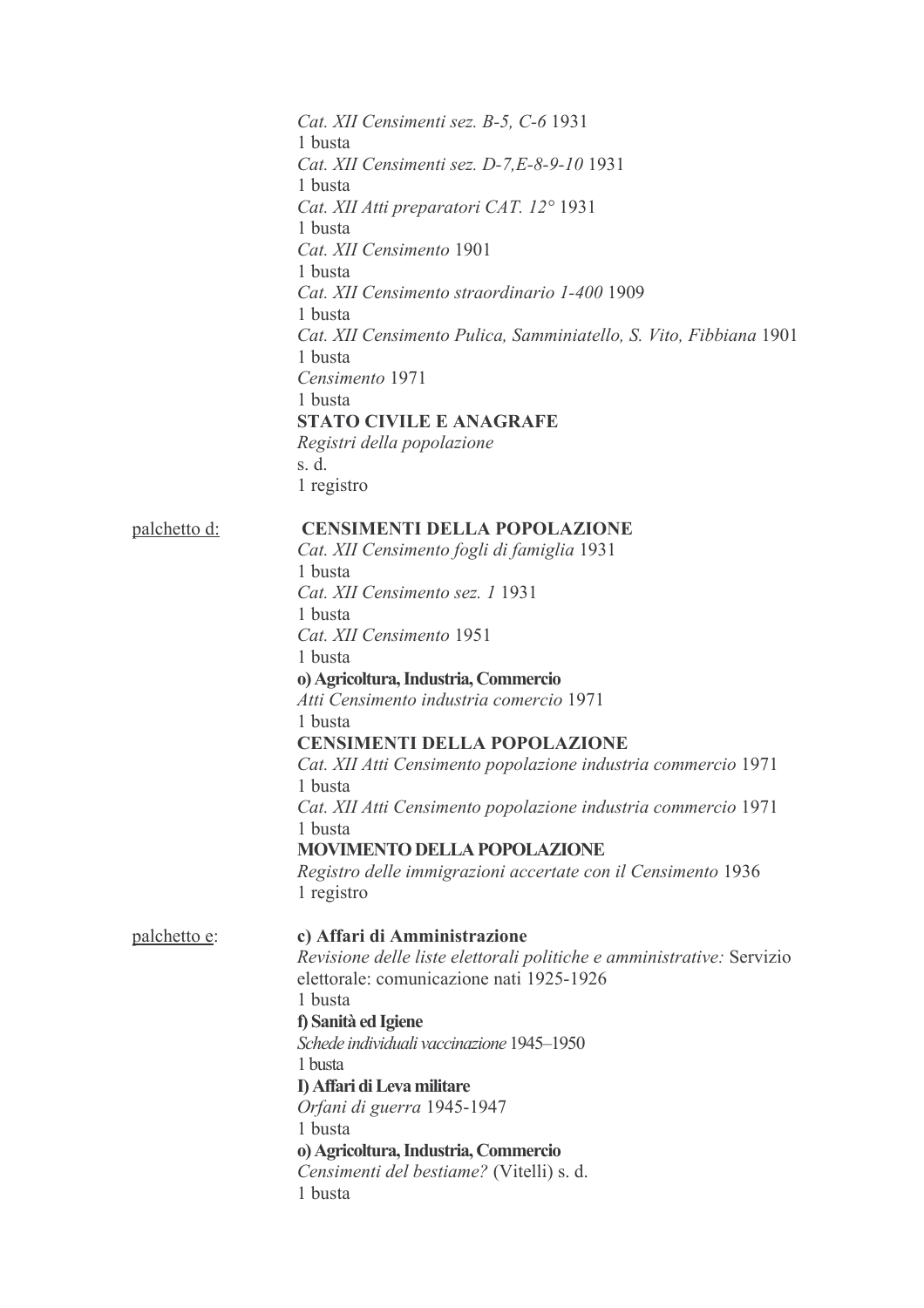*Cat. XII Censimenti sez. B-5, C-6* 1931
1 busta
*Cat. XII Censimenti sez. D-7,E-8-9-10* 1931
1 busta
*Cat. XII Atti preparatori CAT. 12°* 1931
1 busta
*Cat. XII Censimento* 1901
1 busta
*Cat. XII Censimento straordinario 1-400* 1909
1 busta
*Cat. XII Censimento Pulica, Samminiatello, S. Vito, Fibbiana* 1901
1 busta
*Censimento* 1971
1 busta
**STATO CIVILE E ANAGRAFE**
*Registri della popolazione*
s. d.
1 registro

palchetto d: **CENSIMENTI DELLA POPOLAZIONE**
*Cat. XII Censimento fogli di famiglia* 1931
1 busta
*Cat. XII Censimento sez. 1* 1931
1 busta
*Cat. XII Censimento* 1951
1 busta
**o) Agricoltura, Industria, Commercio**
*Atti Censimento industria comercio* 1971
1 busta
**CENSIMENTI DELLA POPOLAZIONE**
*Cat. XII Atti Censimento popolazione industria commercio* 1971
1 busta
*Cat. XII Atti Censimento popolazione industria commercio* 1971
1 busta
**MOVIMENTO DELLA POPOLAZIONE**
*Registro delle immigrazioni accertate con il Censimento* 1936
1 registro

palchetto e: **c) Affari di Amministrazione**
*Revisione delle liste elettorali politiche e amministrative:* Servizio elettorale: comunicazione nati 1925-1926
1 busta
**f) Sanità ed Igiene**
*Schede individuali vaccinazione* 1945–1950
1 busta
**l) Affari di Leva militare**
*Orfani di guerra* 1945-1947
1 busta
**o) Agricoltura, Industria, Commercio**
*Censimenti del bestiame?* (Vitelli) s. d.
1 busta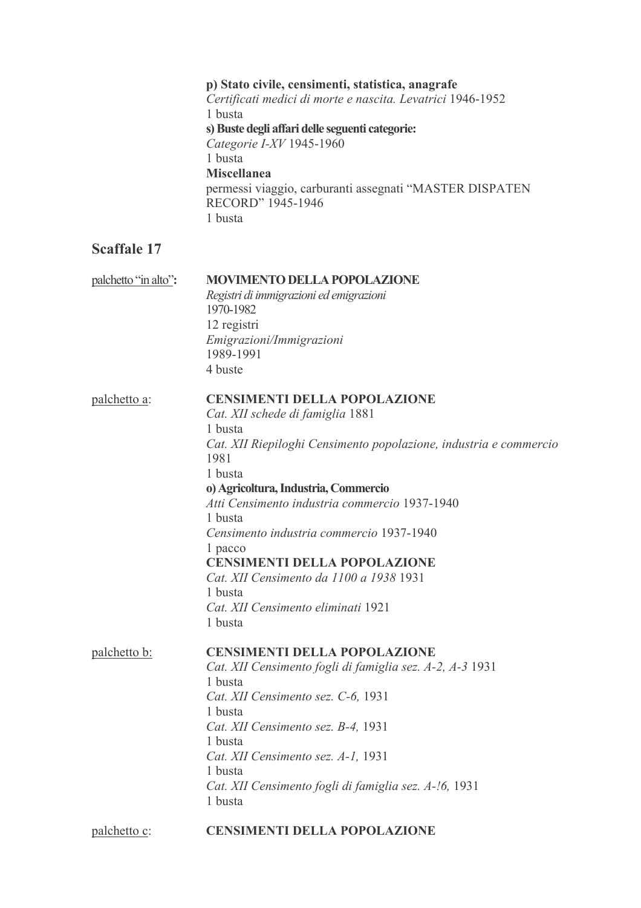**p) Stato civile, censimenti, statistica, anagrafe**
*Certificati medici di morte e nascita. Levatrici* 1946-1952
1 busta
**s) Buste degli affari delle seguenti categorie:**
*Categorie I-XV* 1945-1960
1 busta
**Miscellanea**
permessi viaggio, carburanti assegnati "MASTER DISPATEN RECORD" 1945-1946
1 busta

## Scaffale 17

palchetto "in alto"**:**

**MOVIMENTO DELLA POPOLAZIONE**
*Registri di immigrazioni ed emigrazioni*
1970-1982
12 registri
*Emigrazioni/Immigrazioni*
1989-1991
4 buste

palchetto a:

**CENSIMENTI DELLA POPOLAZIONE**
*Cat. XII schede di famiglia* 1881
1 busta
*Cat. XII Riepiloghi Censimento popolazione, industria e commercio* 1981
1 busta
**o) Agricoltura, Industria, Commercio**
*Atti Censimento industria commercio* 1937-1940
1 busta
*Censimento industria commercio* 1937-1940
1 pacco
**CENSIMENTI DELLA POPOLAZIONE**
*Cat. XII Censimento da 1100 a 1938* 1931
1 busta
*Cat. XII Censimento eliminati* 1921
1 busta

palchetto b:

**CENSIMENTI DELLA POPOLAZIONE**
*Cat. XII Censimento fogli di famiglia sez. A-2, A-3* 1931
1 busta
*Cat. XII Censimento sez. C-6,* 1931
1 busta
*Cat. XII Censimento sez. B-4,* 1931
1 busta
*Cat. XII Censimento sez. A-1,* 1931
1 busta
*Cat. XII Censimento fogli di famiglia sez. A-!6,* 1931
1 busta

palchetto c:

**CENSIMENTI DELLA POPOLAZIONE**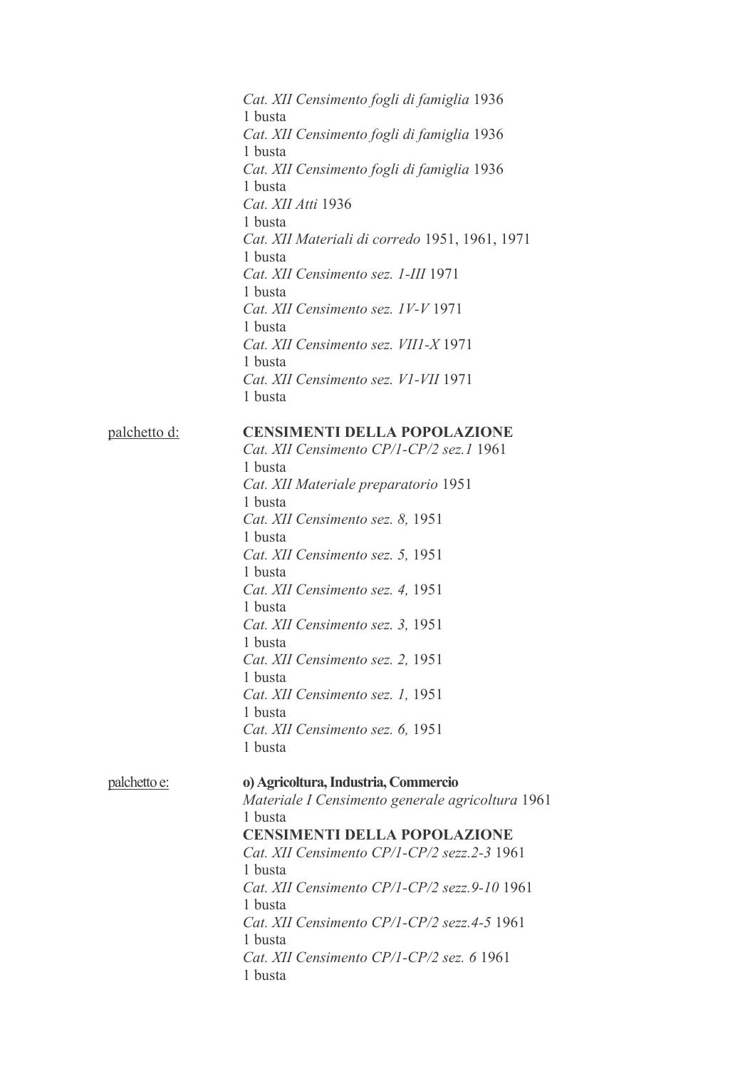*Cat. XII Censimento fogli di famiglia* 1936
1 busta
*Cat. XII Censimento fogli di famiglia* 1936
1 busta
*Cat. XII Censimento fogli di famiglia* 1936
1 busta
*Cat. XII Atti* 1936
1 busta
*Cat. XII Materiali di corredo* 1951, 1961, 1971
1 busta
*Cat. XII Censimento sez. 1-III* 1971
1 busta
*Cat. XII Censimento sez. 1V-V* 1971
1 busta
*Cat. XII Censimento sez. VII1-X* 1971
1 busta
*Cat. XII Censimento sez. V1-VII* 1971
1 busta

palchetto d:

**CENSIMENTI DELLA POPOLAZIONE**
*Cat. XII Censimento CP/1-CP/2 sez.1* 1961
1 busta
*Cat. XII Materiale preparatorio* 1951
1 busta
*Cat. XII Censimento sez. 8,* 1951
1 busta
*Cat. XII Censimento sez. 5,* 1951
1 busta
*Cat. XII Censimento sez. 4,* 1951
1 busta
*Cat. XII Censimento sez. 3,* 1951
1 busta
*Cat. XII Censimento sez. 2,* 1951
1 busta
*Cat. XII Censimento sez. 1,* 1951
1 busta
*Cat. XII Censimento sez. 6,* 1951
1 busta

palchetto e:

**o) Agricoltura, Industria, Commercio**
*Materiale I Censimento generale agricoltura* 1961
1 busta
**CENSIMENTI DELLA POPOLAZIONE**
*Cat. XII Censimento CP/1-CP/2 sezz.2-3* 1961
1 busta
*Cat. XII Censimento CP/1-CP/2 sezz.9-10* 1961
1 busta
*Cat. XII Censimento CP/1-CP/2 sezz.4-5* 1961
1 busta
*Cat. XII Censimento CP/1-CP/2 sez. 6* 1961
1 busta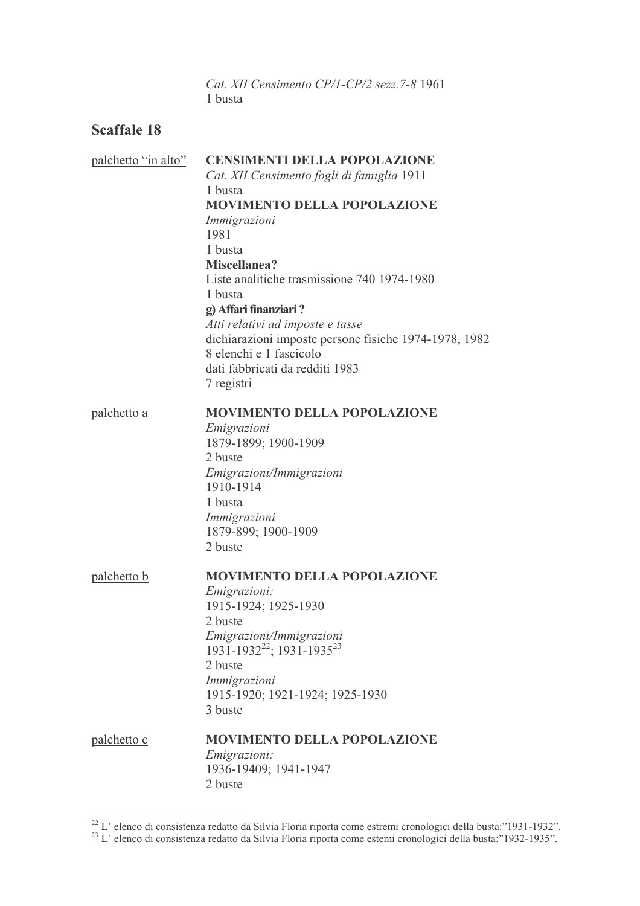*Cat. XII Censimento CP/1-CP/2 sezz.7-8* 1961
1 busta

## Scaffale 18

<u>palchetto "in alto"</u>

**CENSIMENTI DELLA POPOLAZIONE**
*Cat. XII Censimento fogli di famiglia* 1911
1 busta
**MOVIMENTO DELLA POPOLAZIONE**
*Immigrazioni*
1981
1 busta
**Miscellanea?**
Liste analitiche trasmissione 740 1974-1980
1 busta
**g) Affari finanziari ?**
*Atti relativi ad imposte e tasse*
dichiarazioni imposte persone fisiche 1974-1978, 1982
8 elenchi e 1 fascicolo
dati fabbricati da redditi 1983
7 registri

<u>palchetto a</u>

**MOVIMENTO DELLA POPOLAZIONE**
*Emigrazioni*
1879-1899; 1900-1909
2 buste
*Emigrazioni/Immigrazioni*
1910-1914
1 busta
*Immigrazioni*
1879-899; 1900-1909
2 buste

<u>palchetto b</u>

**MOVIMENTO DELLA POPOLAZIONE**
*Emigrazioni:*
1915-1924; 1925-1930
2 buste
*Emigrazioni/Immigrazioni*
1931-1932[22]; 1931-1935[23]
2 buste
*Immigrazioni*
1915-1920; 1921-1924; 1925-1930
3 buste

<u>palchetto c</u>

**MOVIMENTO DELLA POPOLAZIONE**
*Emigrazioni:*
1936-19409; 1941-1947
2 buste

---

[22] L' elenco di consistenza redatto da Silvia Floria riporta come estremi cronologici della busta:"1931-1932".
[23] L' elenco di consistenza redatto da Silvia Floria riporta come estemi cronologici della busta:"1932-1935".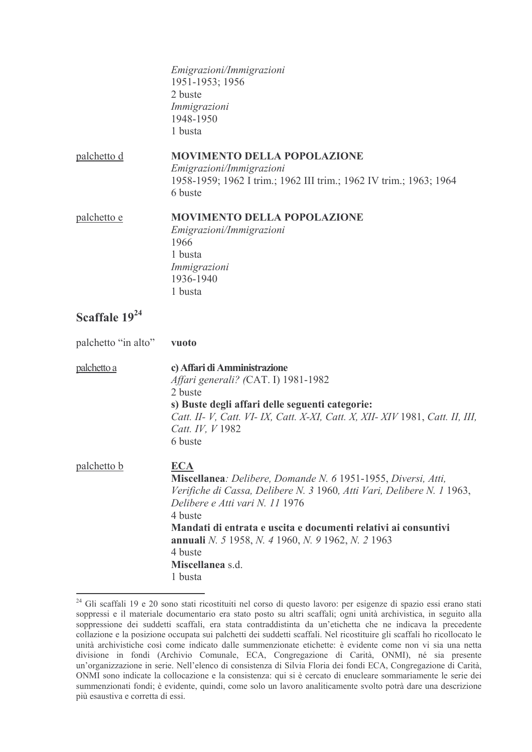*Emigrazioni/Immigrazioni*
1951-1953; 1956
2 buste
*Immigrazioni*
1948-1950
1 busta

palchetto d

**MOVIMENTO DELLA POPOLAZIONE**
*Emigrazioni/Immigrazioni*
1958-1959; 1962 I trim.; 1962 III trim.; 1962 IV trim.; 1963; 1964
6 buste

palchetto e

**MOVIMENTO DELLA POPOLAZIONE**
*Emigrazioni/Immigrazioni*
1966
1 busta
*Immigrazioni*
1936-1940
1 busta

## Scaffale 19[24]

palchetto "in alto" **vuoto**

palchetto a

**c) Affari di Amministrazione**
*Affari generali? (*CAT. I) 1981-1982
2 buste
**s) Buste degli affari delle seguenti categorie:**
*Catt. II- V, Catt. VI- IX, Catt. X-XI, Catt. X, XII- XIV* 1981, *Catt. II, III, Catt. IV, V* 1982
6 buste

palchetto b

**ECA**
**Miscellanea***: Delibere, Domande N. 6* 1951-1955, *Diversi, Atti, Verifiche di Cassa, Delibere N. 3* 1960*, Atti Vari, Delibere N. 1* 1963, *Delibere e Atti vari N. 11* 1976
4 buste
**Mandati di entrata e uscita e documenti relativi ai consuntivi annuali** *N. 5* 1958, *N. 4* 1960, *N. 9* 1962, *N. 2* 1963
4 buste
**Miscellanea** s.d.
1 busta

---

[24] Gli scaffali 19 e 20 sono stati ricostituiti nel corso di questo lavoro: per esigenze di spazio essi erano stati soppressi e il materiale documentario era stato posto su altri scaffali; ogni unità archivistica, in seguito alla soppressione dei suddetti scaffali, era stata contraddistinta da un'etichetta che ne indicava la precedente collazione e la posizione occupata sui palchetti dei suddetti scaffali. Nel ricostituire gli scaffali ho ricollocato le unità archivistiche così come indicato dalle summenzionate etichette: è evidente come non vi sia una netta divisione in fondi (Archivio Comunale, ECA, Congregazione di Carità, ONMI), né sia presente un'organizzazione in serie. Nell'elenco di consistenza di Silvia Floria dei fondi ECA, Congregazione di Carità, ONMI sono indicate la collocazione e la consistenza: qui si è cercato di enucleare sommariamente le serie dei summenzionati fondi; è evidente, quindi, come solo un lavoro analiticamente svolto potrà dare una descrizione più esaustiva e corretta di essi.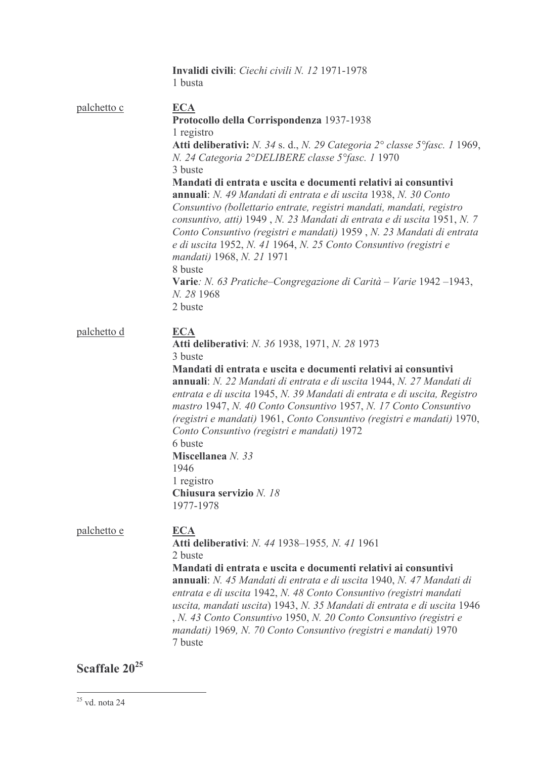**Invalidi civili**: *Ciechi civili N. 12* 1971-1978
1 busta

palchetto c

**ECA**

**Protocollo della Corrispondenza** 1937-1938
1 registro

**Atti deliberativi:** *N. 34* s. d., *N. 29 Categoria 2° classe 5°fasc. 1* 1969, *N. 24 Categoria 2°DELIBERE classe 5°fasc. 1* 1970
3 buste

**Mandati di entrata e uscita e documenti relativi ai consuntivi annuali**: *N. 49 Mandati di entrata e di uscita* 1938, *N. 30 Conto Consuntivo (bollettario entrate, registri mandati, mandati, registro consuntivo, atti)* 1949 , *N. 23 Mandati di entrata e di uscita* 1951, *N. 7 Conto Consuntivo (registri e mandati)* 1959 , *N. 23 Mandati di entrata e di uscita* 1952, *N. 41* 1964, *N. 25 Conto Consuntivo (registri e mandati)* 1968, *N. 21* 1971
8 buste

**Varie***: N. 63 Pratiche–Congregazione di Carità – Varie* 1942 –1943, *N. 28* 1968
2 buste

palchetto d

**ECA**

**Atti deliberativi**: *N. 36* 1938, 1971, *N. 28* 1973
3 buste

**Mandati di entrata e uscita e documenti relativi ai consuntivi annuali**: *N. 22 Mandati di entrata e di uscita* 1944, *N. 27 Mandati di entrata e di uscita* 1945, *N. 39 Mandati di entrata e di uscita, Registro mastro* 1947, *N. 40 Conto Consuntivo* 1957, *N. 17 Conto Consuntivo (registri e mandati)* 1961, *Conto Consuntivo (registri e mandati)* 1970, *Conto Consuntivo (registri e mandati)* 1972
6 buste

**Miscellanea** *N. 33*
1946
1 registro

**Chiusura servizio** *N. 18*
1977-1978

palchetto e

**ECA**

**Atti deliberativi**: *N. 44* 1938–1955*, N. 41* 1961
2 buste

**Mandati di entrata e uscita e documenti relativi ai consuntivi annuali**: *N. 45 Mandati di entrata e di uscita* 1940, *N. 47 Mandati di entrata e di uscita* 1942, *N. 48 Conto Consuntivo (registri mandati uscita, mandati uscita*) 1943, *N. 35 Mandati di entrata e di uscita* 1946 , *N. 43 Conto Consuntivo* 1950, *N. 20 Conto Consuntivo (registri e mandati)* 1969*, N. 70 Conto Consuntivo (registri e mandati)* 1970
7 buste

## Scaffale 20[25]

[25] vd. nota 24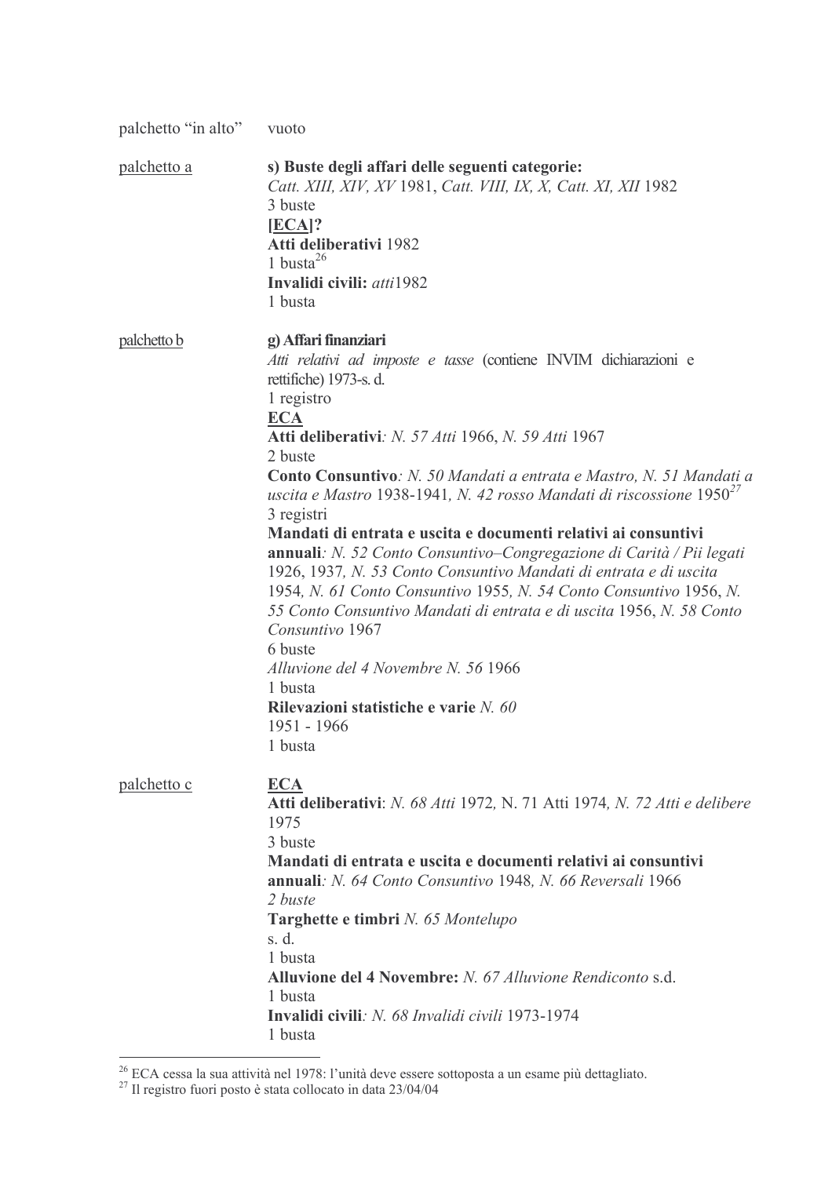| | |
|---|---|
| palchetto "in alto" | vuoto |
| <u>palchetto a</u> | **s) Buste degli affari delle seguenti categorie:**<br>*Catt. XIII, XIV, XV* 1981, *Catt. VIII, IX, X, Catt. XI, XII* 1982<br>3 buste<br>**[<u>ECA</u>]?**<br>**Atti deliberativi** 1982<br>1 busta[26]<br>**Invalidi civili:** *atti*1982<br>1 busta |
| <u>palchetto b</u> | **g) Affari finanziari**<br>*Atti relativi ad imposte e tasse* (contiene INVIM dichiarazioni e rettifiche) 1973-s. d.<br>1 registro<br>**<u>ECA</u>**<br>**Atti deliberativi***: N. 57 Atti* 1966, *N. 59 Atti* 1967<br>2 buste<br>**Conto Consuntivo***: N. 50 Mandati a entrata e Mastro, N. 51 Mandati a uscita e Mastro* 1938-1941*, N. 42 rosso Mandati di riscossione* 1950[27]<br>3 registri<br>**Mandati di entrata e uscita e documenti relativi ai consuntivi annuali***: N. 52 Conto Consuntivo–Congregazione di Carità / Pii legati* 1926, 1937*, N. 53 Conto Consuntivo Mandati di entrata e di uscita* 1954*, N. 61 Conto Consuntivo* 1955*, N. 54 Conto Consuntivo* 1956, *N. 55 Conto Consuntivo Mandati di entrata e di uscita* 1956, *N. 58 Conto Consuntivo* 1967<br>6 buste<br>*Alluvione del 4 Novembre N. 56* 1966<br>1 busta<br>**Rilevazioni statistiche e varie** *N. 60*<br>1951 - 1966<br>1 busta |
| <u>palchetto c</u> | **<u>ECA</u>**<br>**Atti deliberativi**: *N. 68 Atti* 1972*,* N. 71 Atti 1974*, N. 72 Atti e delibere* 1975<br>3 buste<br>**Mandati di entrata e uscita e documenti relativi ai consuntivi annuali***: N. 64 Conto Consuntivo* 1948*, N. 66 Reversali* 1966<br>*2 buste*<br>**Targhette e timbri** *N. 65 Montelupo*<br>s. d.<br>1 busta<br>**Alluvione del 4 Novembre:** *N. 67 Alluvione Rendiconto* s.d.<br>1 busta<br>**Invalidi civili***: N. 68 Invalidi civili* 1973-1974<br>1 busta |

[26] ECA cessa la sua attività nel 1978: l'unità deve essere sottoposta a un esame più dettagliato.

[27] Il registro fuori posto è stata collocato in data 23/04/04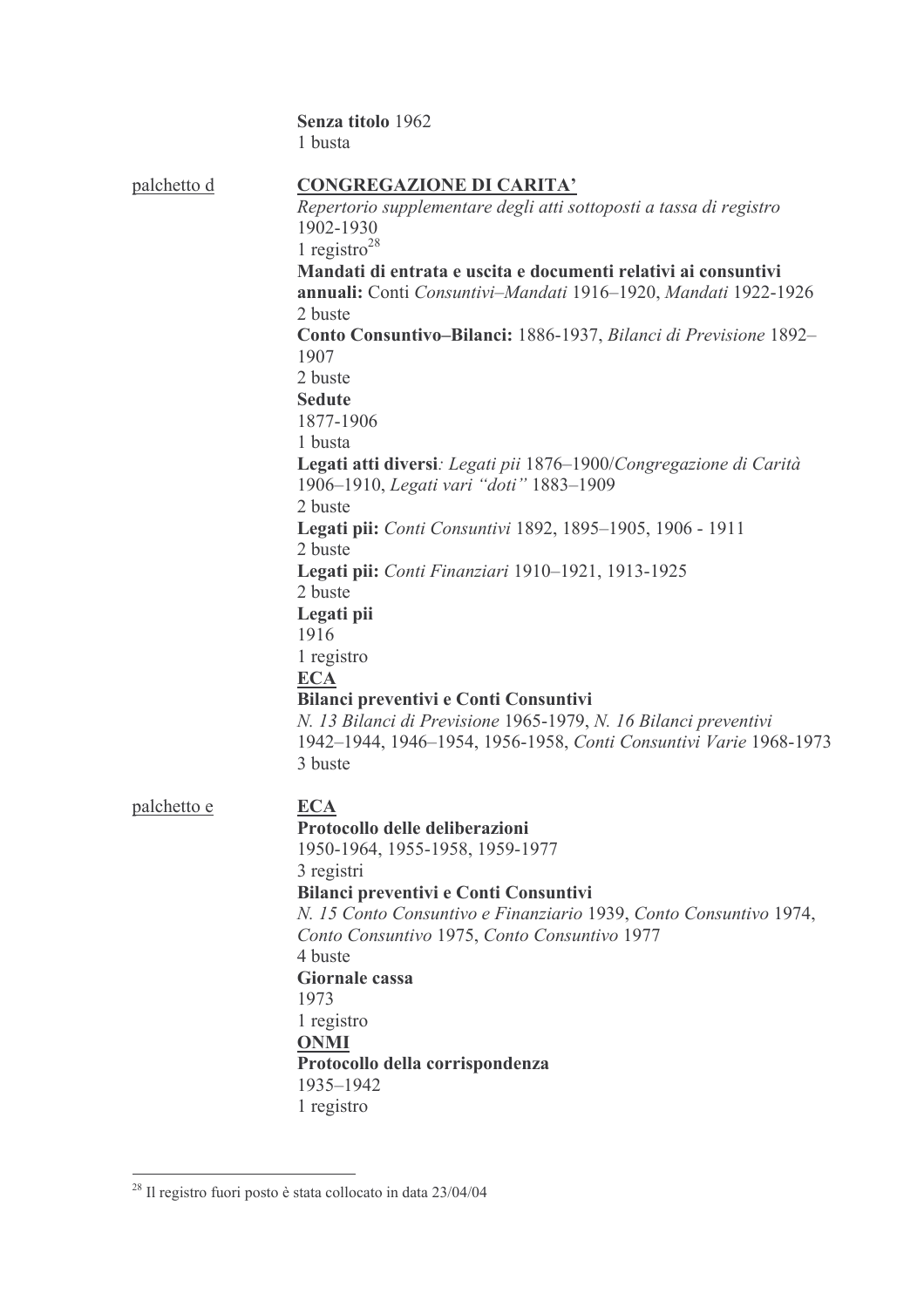**Senza titolo** 1962
1 busta

<u>palchetto d</u>

<u>**CONGREGAZIONE DI CARITA'**</u>

*Repertorio supplementare degli atti sottoposti a tassa di registro*
1902-1930
1 registro[28]

**Mandati di entrata e uscita e documenti relativi ai consuntivi annuali:** Conti *Consuntivi–Mandati* 1916–1920, *Mandati* 1922-1926
2 buste

**Conto Consuntivo–Bilanci:** 1886-1937, *Bilanci di Previsione* 1892–1907
2 buste

**Sedute**
1877-1906
1 busta

**Legati atti diversi***: Legati pii* 1876–1900/*Congregazione di Carità* 1906–1910, *Legati vari "doti"* 1883–1909
2 buste

**Legati pii:** *Conti Consuntivi* 1892, 1895–1905, 1906 - 1911
2 buste

**Legati pii:** *Conti Finanziari* 1910–1921, 1913-1925
2 buste

**Legati pii**
1916
1 registro

<u>**ECA**</u>

**Bilanci preventivi e Conti Consuntivi**
*N. 13 Bilanci di Previsione* 1965-1979, *N. 16 Bilanci preventivi* 1942–1944, 1946–1954, 1956-1958, *Conti Consuntivi Varie* 1968-1973
3 buste

<u>palchetto e</u>

<u>**ECA**</u>

**Protocollo delle deliberazioni**
1950-1964, 1955-1958, 1959-1977
3 registri

**Bilanci preventivi e Conti Consuntivi**
*N. 15 Conto Consuntivo e Finanziario* 1939, *Conto Consuntivo* 1974, *Conto Consuntivo* 1975, *Conto Consuntivo* 1977
4 buste

**Giornale cassa**
1973
1 registro

<u>**ONMI**</u>

**Protocollo della corrispondenza**
1935–1942
1 registro

---

[28] Il registro fuori posto è stata collocato in data 23/04/04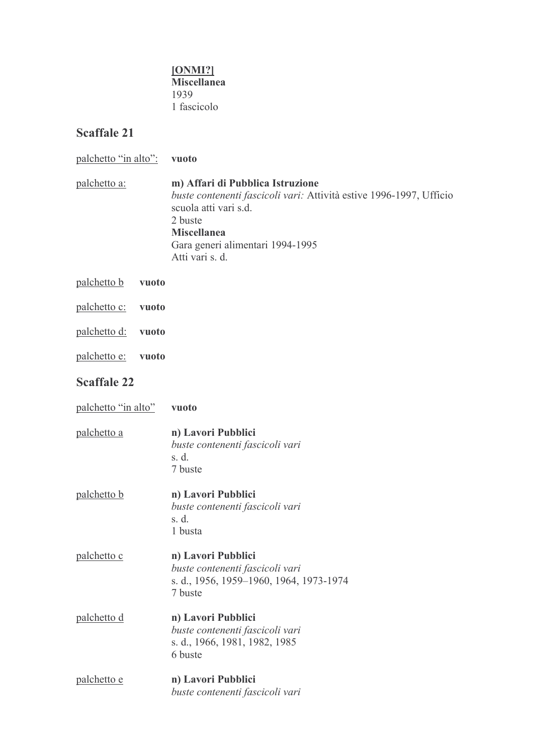**[ONMI?]**
**Miscellanea**
1939
1 fascicolo

## Scaffale 21

palchetto "in alto": **vuoto**

palchetto a: **m) Affari di Pubblica Istruzione**
*buste contenenti fascicoli vari:* Attività estive 1996-1997, Ufficio scuola atti vari s.d.
2 buste
**Miscellanea**
Gara generi alimentari 1994-1995
Atti vari s. d.

palchetto b **vuoto**

palchetto c: **vuoto**

palchetto d: **vuoto**

palchetto e: **vuoto**

## Scaffale 22

palchetto "in alto" **vuoto**

palchetto a **n) Lavori Pubblici**
*buste contenenti fascicoli vari*
s. d.
7 buste

palchetto b **n) Lavori Pubblici**
*buste contenenti fascicoli vari*
s. d.
1 busta

palchetto c **n) Lavori Pubblici**
*buste contenenti fascicoli vari*
s. d., 1956, 1959–1960, 1964, 1973-1974
7 buste

palchetto d **n) Lavori Pubblici**
*buste contenenti fascicoli vari*
s. d., 1966, 1981, 1982, 1985
6 buste

palchetto e **n) Lavori Pubblici**
*buste contenenti fascicoli vari*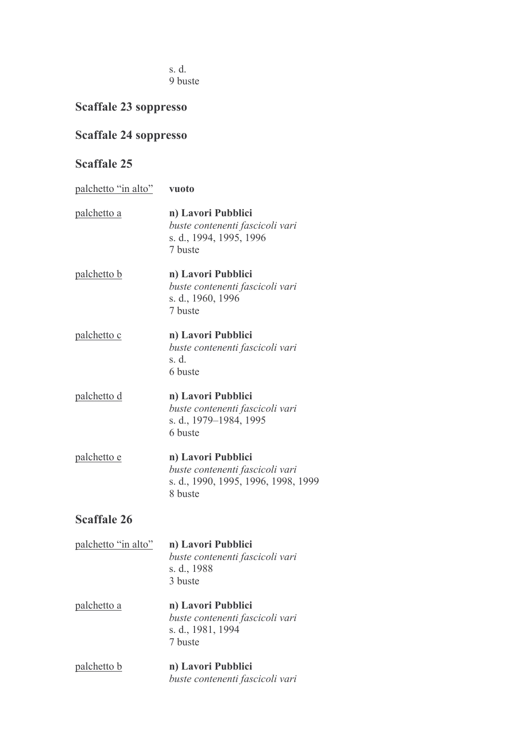s. d.
9 buste

## Scaffale 23 soppresso

## Scaffale 24 soppresso

## Scaffale 25

<u>palchetto "in alto"</u> **vuoto**

<u>palchetto a</u>
**n) Lavori Pubblici**
*buste contenenti fascicoli vari*
s. d., 1994, 1995, 1996
7 buste

<u>palchetto b</u>
**n) Lavori Pubblici**
*buste contenenti fascicoli vari*
s. d., 1960, 1996
7 buste

<u>palchetto c</u>
**n) Lavori Pubblici**
*buste contenenti fascicoli vari*
s. d.
6 buste

<u>palchetto d</u>
**n) Lavori Pubblici**
*buste contenenti fascicoli vari*
s. d., 1979–1984, 1995
6 buste

<u>palchetto e</u>
**n) Lavori Pubblici**
*buste contenenti fascicoli vari*
s. d., 1990, 1995, 1996, 1998, 1999
8 buste

## Scaffale 26

<u>palchetto "in alto"</u>
**n) Lavori Pubblici**
*buste contenenti fascicoli vari*
s. d., 1988
3 buste

<u>palchetto a</u>
**n) Lavori Pubblici**
*buste contenenti fascicoli vari*
s. d., 1981, 1994
7 buste

<u>palchetto b</u>
**n) Lavori Pubblici**
*buste contenenti fascicoli vari*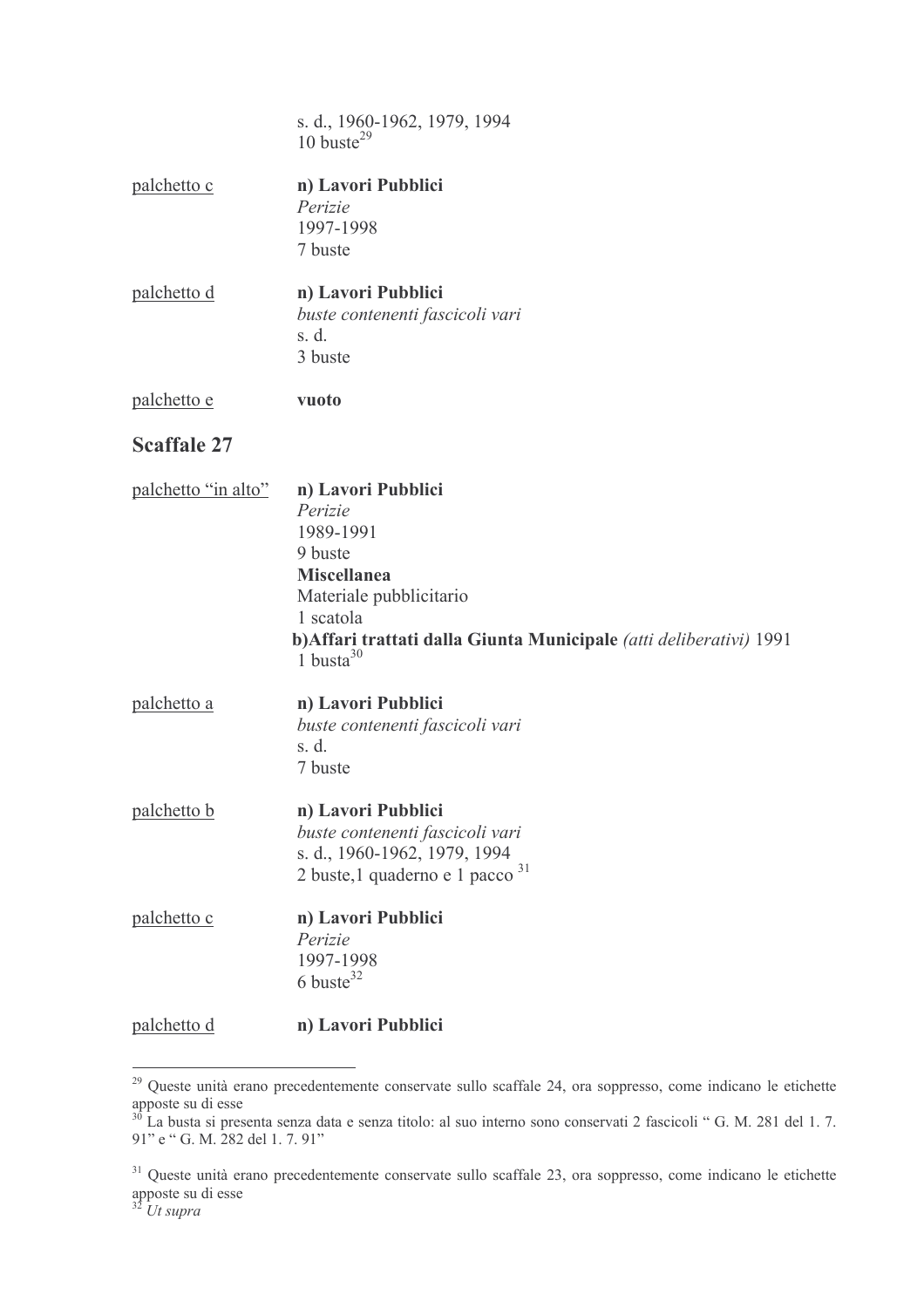s. d., 1960-1962, 1979, 1994
10 buste[29]

<u>palchetto c</u> **n) Lavori Pubblici**
*Perizie*
1997-1998
7 buste

<u>palchetto d</u> **n) Lavori Pubblici**
*buste contenenti fascicoli vari*
s. d.
3 buste

<u>palchetto e</u> **vuoto**

## Scaffale 27

<u>palchetto "in alto"</u> **n) Lavori Pubblici**
*Perizie*
1989-1991
9 buste
**Miscellanea**
Materiale pubblicitario
1 scatola
**b)Affari trattati dalla Giunta Municipale** *(atti deliberativi)* 1991
1 busta[30]

<u>palchetto a</u> **n) Lavori Pubblici**
*buste contenenti fascicoli vari*
s. d.
7 buste

<u>palchetto b</u> **n) Lavori Pubblici**
*buste contenenti fascicoli vari*
s. d., 1960-1962, 1979, 1994
2 buste,1 quaderno e 1 pacco [31]

<u>palchetto c</u> **n) Lavori Pubblici**
*Perizie*
1997-1998
6 buste[32]

<u>palchetto d</u> **n) Lavori Pubblici**

---

[29] Queste unità erano precedentemente conservate sullo scaffale 24, ora soppresso, come indicano le etichette apposte su di esse

[30] La busta si presenta senza data e senza titolo: al suo interno sono conservati 2 fascicoli " G. M. 281 del 1. 7. 91" e " G. M. 282 del 1. 7. 91"

[31] Queste unità erano precedentemente conservate sullo scaffale 23, ora soppresso, come indicano le etichette apposte su di esse

[32] *Ut supra*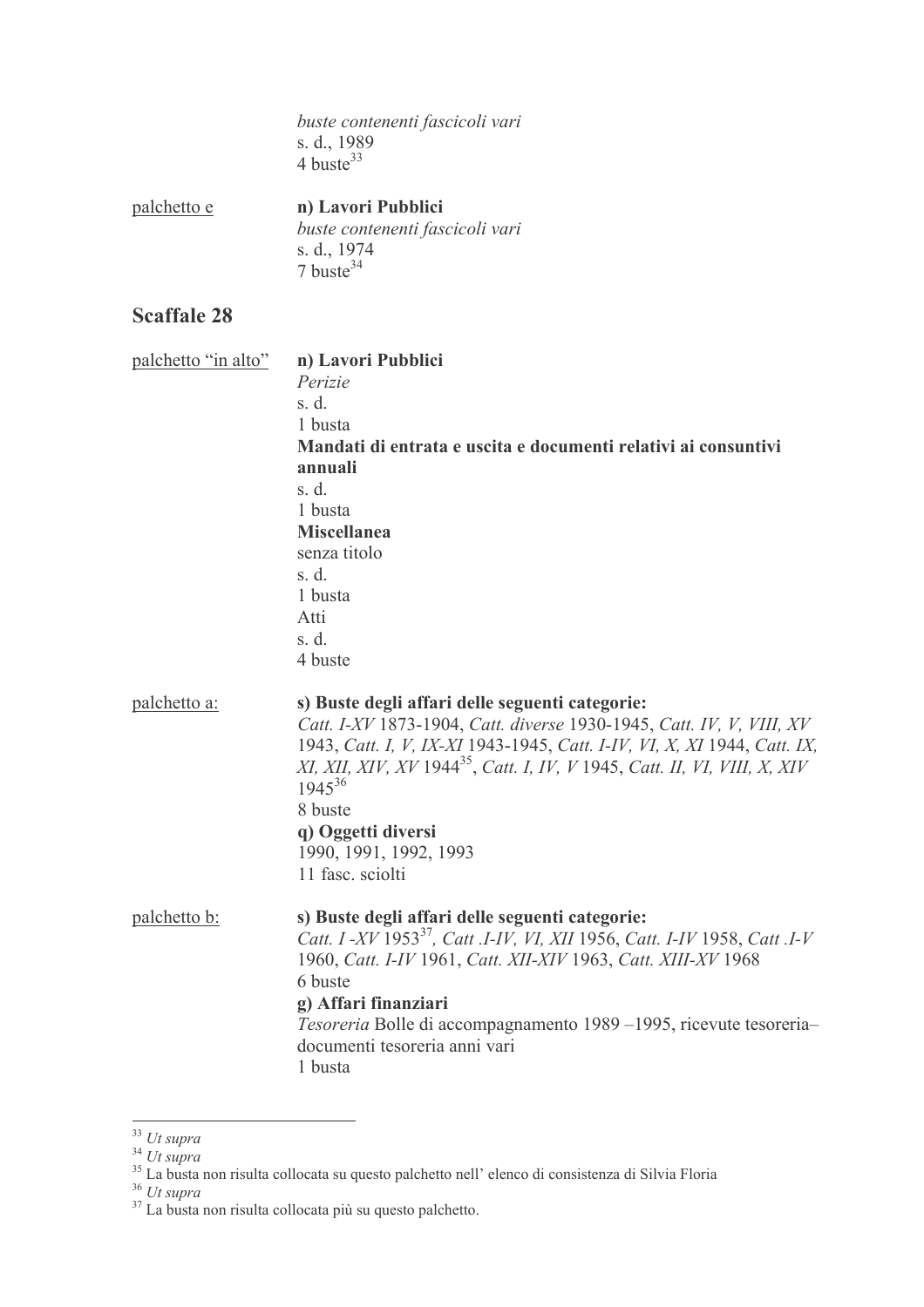*buste contenenti fascicoli vari*
s. d., 1989
4 buste[33]

palchetto e

**n) Lavori Pubblici**
*buste contenenti fascicoli vari*
s. d., 1974
7 buste[34]

## Scaffale 28

palchetto "in alto"

**n) Lavori Pubblici**
*Perizie*
s. d.
1 busta

**Mandati di entrata e uscita e documenti relativi ai consuntivi annuali**
s. d.
1 busta

**Miscellanea**
senza titolo
s. d.
1 busta

Atti
s. d.
4 buste

palchetto a:

**s) Buste degli affari delle seguenti categorie:**
*Catt. I-XV* 1873-1904, *Catt. diverse* 1930-1945, *Catt. IV, V, VIII, XV* 1943, *Catt. I, V, IX-XI* 1943-1945, *Catt. I-IV, VI, X, XI* 1944, *Catt. IX, XI, XII, XIV, XV* 1944[35], *Catt. I, IV, V* 1945, *Catt. II, VI, VIII, X, XIV* 1945[36]
8 buste

**q) Oggetti diversi**
1990, 1991, 1992, 1993
11 fasc. sciolti

palchetto b:

**s) Buste degli affari delle seguenti categorie:**
*Catt. I -XV* 1953[37], *Catt .I-IV, VI, XII* 1956, *Catt. I-IV* 1958, *Catt .I-V* 1960, *Catt. I-IV* 1961, *Catt. XII-XIV* 1963, *Catt. XIII-XV* 1968
6 buste

**g) Affari finanziari**
*Tesoreria* Bolle di accompagnamento 1989 –1995, ricevute tesoreria– documenti tesoreria anni vari
1 busta

---

[33] *Ut supra*
[34] *Ut supra*
[35] La busta non risulta collocata su questo palchetto nell' elenco di consistenza di Silvia Floria
[36] *Ut supra*
[37] La busta non risulta collocata più su questo palchetto.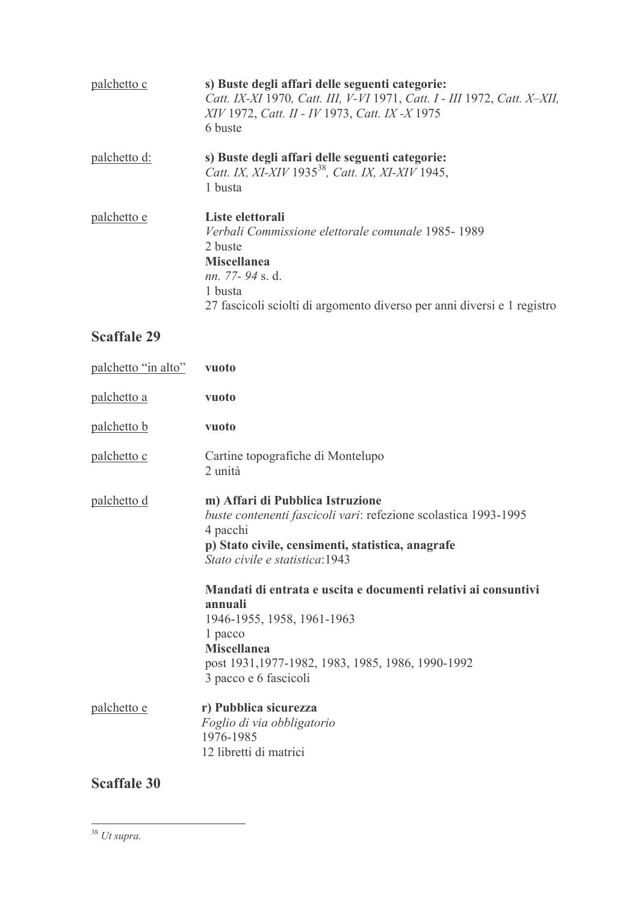<u>palchetto c</u>

**s) Buste degli affari delle seguenti categorie:**
*Catt. IX-XI* 1970*, Catt. III, V-VI* 1971, *Catt. I - III* 1972, *Catt. X–XII, XIV* 1972, *Catt. II - IV* 1973, *Catt. IX -X* 1975
6 buste

<u>palchetto d:</u>

**s) Buste degli affari delle seguenti categorie:**
*Catt. IX, XI-XIV* 1935[38]*, Catt. IX, XI-XIV* 1945,
1 busta

<u>palchetto e</u>

**Liste elettorali**
*Verbali Commissione elettorale comunale* 1985- 1989
2 buste
**Miscellanea**
*nn. 77- 94* s. d.
1 busta
27 fascicoli sciolti di argomento diverso per anni diversi e 1 registro

## Scaffale 29

<u>palchetto "in alto"</u> **vuoto**

<u>palchetto a</u> **vuoto**

<u>palchetto b</u> **vuoto**

<u>palchetto c</u>

Cartine topografiche di Montelupo
2 unità

<u>palchetto d</u>

**m) Affari di Pubblica Istruzione**
*buste contenenti fascicoli vari*: refezione scolastica 1993-1995
4 pacchi
**p) Stato civile, censimenti, statistica, anagrafe**
*Stato civile e statistica*:1943

**Mandati di entrata e uscita e documenti relativi ai consuntivi annuali**
1946-1955, 1958, 1961-1963
1 pacco
**Miscellanea**
post 1931,1977-1982, 1983, 1985, 1986, 1990-1992
3 pacco e 6 fascicoli

<u>palchetto e</u>

**r) Pubblica sicurezza**
*Foglio di via obbligatorio*
1976-1985
12 libretti di matrici

## Scaffale 30

---

[38] *Ut supra.*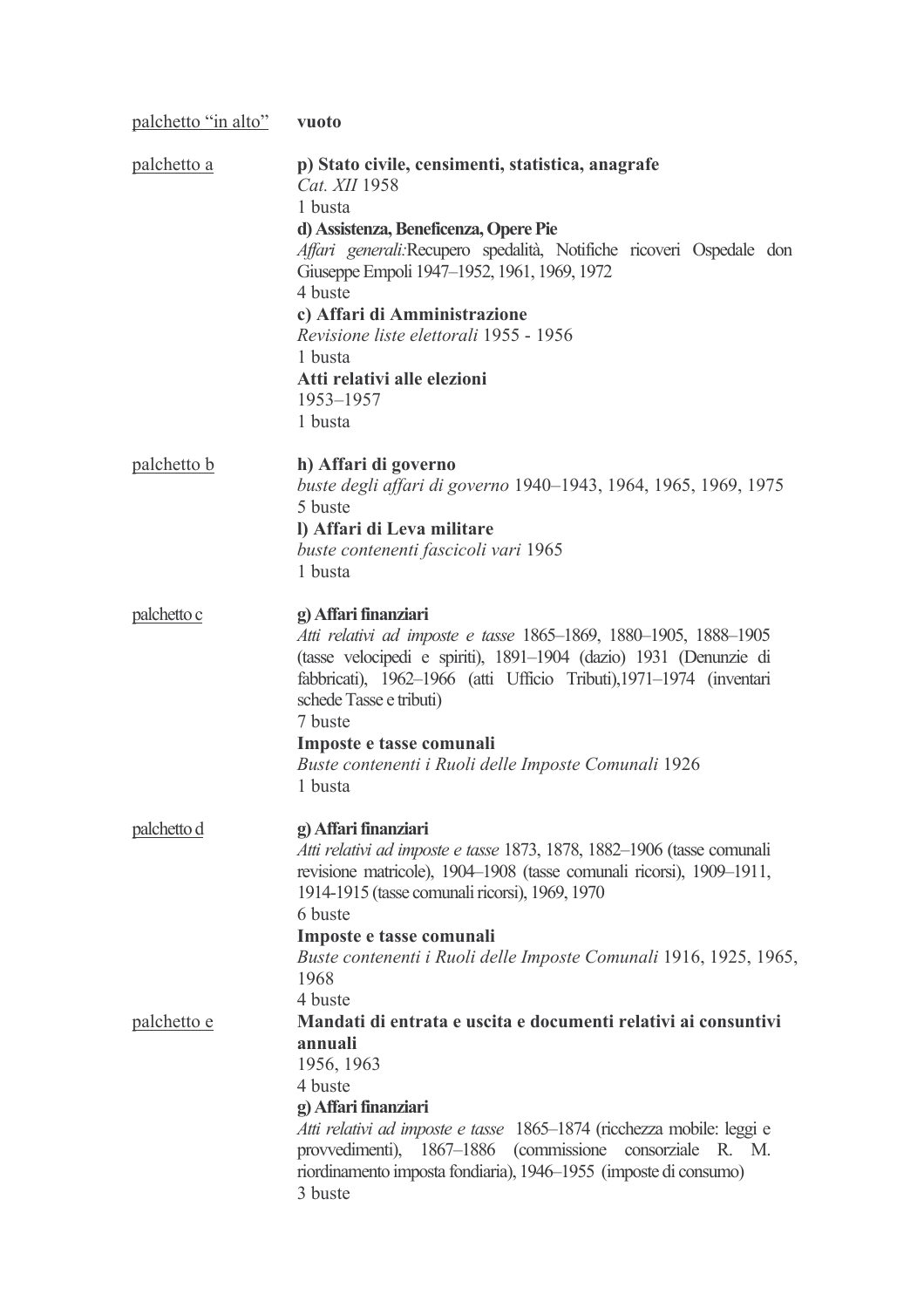<u>palchetto "in alto"</u> **vuoto**

<u>palchetto a</u>

**p) Stato civile, censimenti, statistica, anagrafe**
*Cat. XII* 1958
1 busta
**d) Assistenza, Beneficenza, Opere Pie**
*Affari generali:*Recupero spedalità, Notifiche ricoveri Ospedale don Giuseppe Empoli 1947–1952, 1961, 1969, 1972
4 buste
**c) Affari di Amministrazione**
*Revisione liste elettorali* 1955 - 1956
1 busta
**Atti relativi alle elezioni**
1953–1957
1 busta

<u>palchetto b</u>

**h) Affari di governo**
*buste degli affari di governo* 1940–1943, 1964, 1965, 1969, 1975
5 buste
**l) Affari di Leva militare**
*buste contenenti fascicoli vari* 1965
1 busta

<u>palchetto c</u>

**g) Affari finanziari**
*Atti relativi ad imposte e tasse* 1865–1869, 1880–1905, 1888–1905 (tasse velocipedi e spiriti), 1891–1904 (dazio) 1931 (Denunzie di fabbricati), 1962–1966 (atti Ufficio Tributi),1971–1974 (inventari schede Tasse e tributi)
7 buste
**Imposte e tasse comunali**
*Buste contenenti i Ruoli delle Imposte Comunali* 1926
1 busta

<u>palchetto d</u>

**g) Affari finanziari**
*Atti relativi ad imposte e tasse* 1873, 1878, 1882–1906 (tasse comunali revisione matricole), 1904–1908 (tasse comunali ricorsi), 1909–1911, 1914-1915 (tasse comunali ricorsi), 1969, 1970
6 buste
**Imposte e tasse comunali**
*Buste contenenti i Ruoli delle Imposte Comunali* 1916, 1925, 1965, 1968
4 buste

<u>palchetto e</u>

**Mandati di entrata e uscita e documenti relativi ai consuntivi annuali**
1956, 1963
4 buste
**g) Affari finanziari**
*Atti relativi ad imposte e tasse* 1865–1874 (ricchezza mobile: leggi e provvedimenti), 1867–1886 (commissione consorziale R. M. riordinamento imposta fondiaria), 1946–1955 (imposte di consumo)
3 buste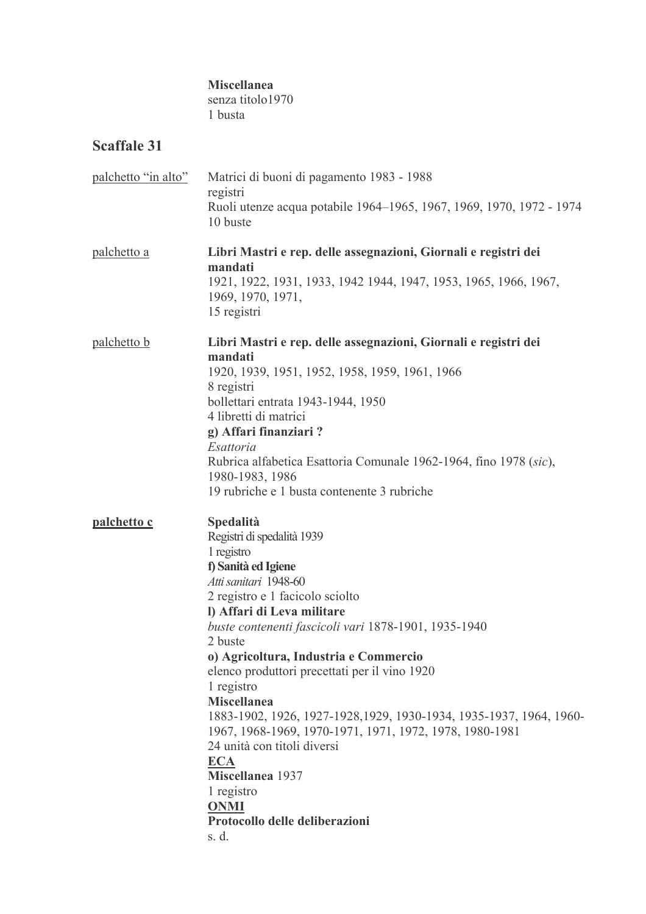**Miscellanea**
senza titolo1970
1 busta

## Scaffale 31

<u>palchetto "in alto"</u>

Matrici di buoni di pagamento 1983 - 1988
registri
Ruoli utenze acqua potabile 1964–1965, 1967, 1969, 1970, 1972 - 1974
10 buste

<u>palchetto a</u>

**Libri Mastri e rep. delle assegnazioni, Giornali e registri dei mandati**
1921, 1922, 1931, 1933, 1942 1944, 1947, 1953, 1965, 1966, 1967, 1969, 1970, 1971,
15 registri

<u>palchetto b</u>

**Libri Mastri e rep. delle assegnazioni, Giornali e registri dei mandati**
1920, 1939, 1951, 1952, 1958, 1959, 1961, 1966
8 registri
bollettari entrata 1943-1944, 1950
4 libretti di matrici
**g) Affari finanziari ?**
*Esattoria*
Rubrica alfabetica Esattoria Comunale 1962-1964, fino 1978 (*sic*), 1980-1983, 1986
19 rubriche e 1 busta contenente 3 rubriche

**<u>palchetto c</u>**

**Spedalità**
Registri di spedalità 1939
1 registro
**f) Sanità ed Igiene**
*Atti sanitari* 1948-60
2 registro e 1 facicolo sciolto
**l) Affari di Leva militare**
*buste contenenti fascicoli vari* 1878-1901, 1935-1940
2 buste
**o) Agricoltura, Industria e Commercio**
elenco produttori precettati per il vino 1920
1 registro
**Miscellanea**
1883-1902, 1926, 1927-1928,1929, 1930-1934, 1935-1937, 1964, 1960-1967, 1968-1969, 1970-1971, 1971, 1972, 1978, 1980-1981
24 unità con titoli diversi
**<u>ECA</u>**
**Miscellanea** 1937
1 registro
**<u>ONMI</u>**
**Protocollo delle deliberazioni**
s. d.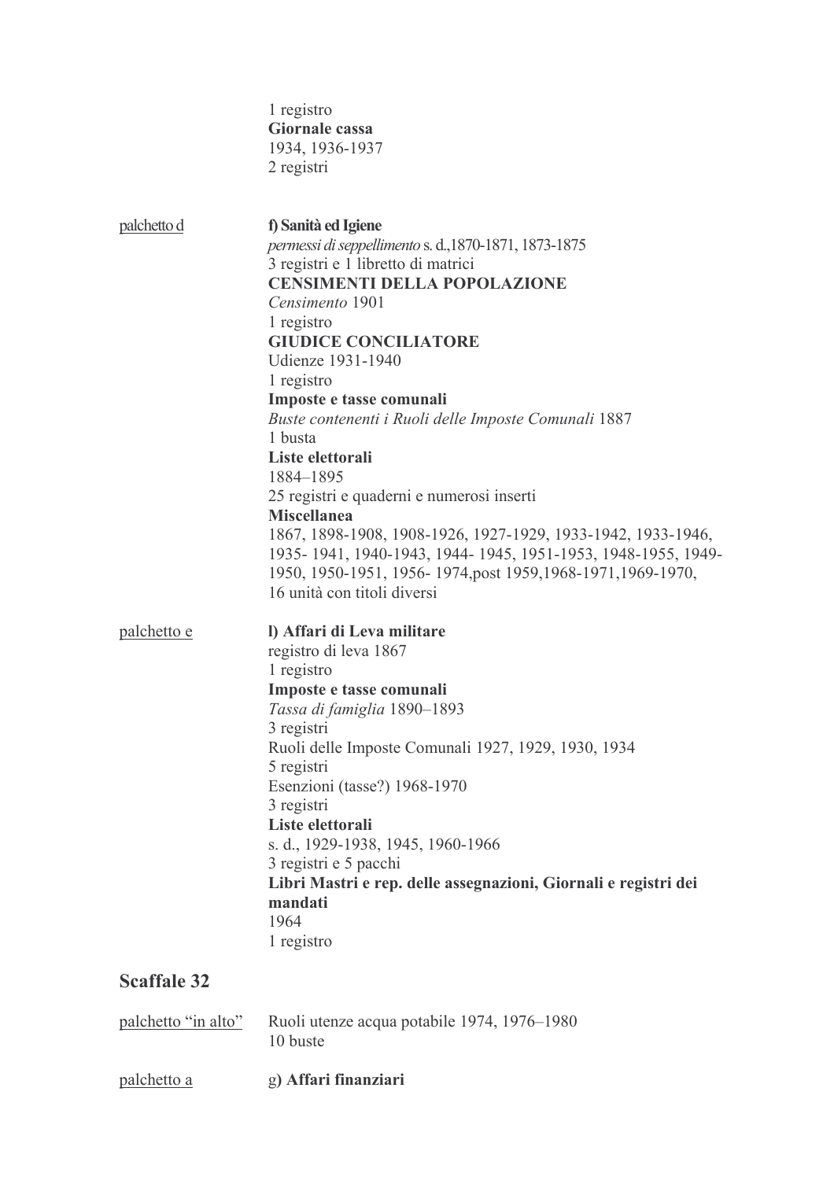1 registro
**Giornale cassa**
1934, 1936-1937
2 registri

palchetto d

**f) Sanità ed Igiene**
*permessi di seppellimento* s. d.,1870-1871, 1873-1875
3 registri e 1 libretto di matrici
**CENSIMENTI DELLA POPOLAZIONE**
*Censimento* 1901
1 registro
**GIUDICE CONCILIATORE**
Udienze 1931-1940
1 registro
**Imposte e tasse comunali**
*Buste contenenti i Ruoli delle Imposte Comunali* 1887
1 busta
**Liste elettorali**
1884–1895
25 registri e quaderni e numerosi inserti
**Miscellanea**
1867, 1898-1908, 1908-1926, 1927-1929, 1933-1942, 1933-1946, 1935- 1941, 1940-1943, 1944- 1945, 1951-1953, 1948-1955, 1949-1950, 1950-1951, 1956- 1974,post 1959,1968-1971,1969-1970,
16 unità con titoli diversi

palchetto e

**l) Affari di Leva militare**
registro di leva 1867
1 registro
**Imposte e tasse comunali**
*Tassa di famiglia* 1890–1893
3 registri
Ruoli delle Imposte Comunali 1927, 1929, 1930, 1934
5 registri
Esenzioni (tasse?) 1968-1970
3 registri
**Liste elettorali**
s. d., 1929-1938, 1945, 1960-1966
3 registri e 5 pacchi
**Libri Mastri e rep. delle assegnazioni, Giornali e registri dei mandati**
1964
1 registro

## Scaffale 32

palchetto "in alto"

Ruoli utenze acqua potabile 1974, 1976–1980
10 buste

palchetto a

**g) Affari finanziari**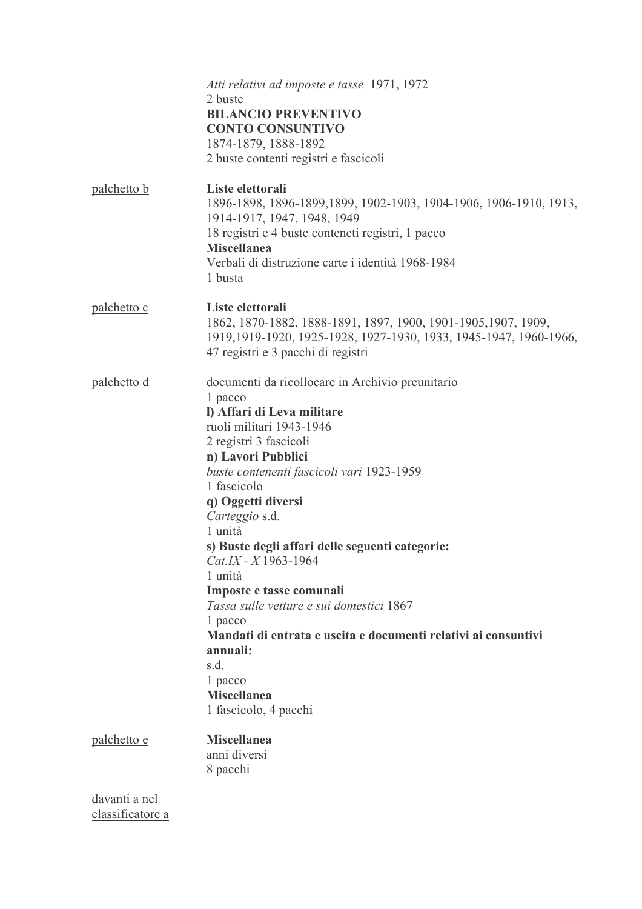*Atti relativi ad imposte e tasse* 1971, 1972
2 buste
**BILANCIO PREVENTIVO**
**CONTO CONSUNTIVO**
1874-1879, 1888-1892
2 buste contenti registri e fascicoli

<u>palchetto b</u>

**Liste elettorali**
1896-1898, 1896-1899,1899, 1902-1903, 1904-1906, 1906-1910, 1913, 1914-1917, 1947, 1948, 1949
18 registri e 4 buste conteneti registri, 1 pacco
**Miscellanea**
Verbali di distruzione carte i identità 1968-1984
1 busta

<u>palchetto c</u>

**Liste elettorali**
1862, 1870-1882, 1888-1891, 1897, 1900, 1901-1905,1907, 1909, 1919,1919-1920, 1925-1928, 1927-1930, 1933, 1945-1947, 1960-1966,
47 registri e 3 pacchi di registri

<u>palchetto d</u>

documenti da ricollocare in Archivio preunitario
1 pacco
**l) Affari di Leva militare**
ruoli militari 1943-1946
2 registri 3 fascicoli
**n) Lavori Pubblici**
*buste contenenti fascicoli vari* 1923-1959
1 fascicolo
**q) Oggetti diversi**
*Carteggio* s.d.
1 unità
**s) Buste degli affari delle seguenti categorie:**
*Cat.IX - X* 1963-1964
1 unità
**Imposte e tasse comunali**
*Tassa sulle vetture e sui domestici* 1867
1 pacco
**Mandati di entrata e uscita e documenti relativi ai consuntivi annuali:**
s.d.
1 pacco
**Miscellanea**
1 fascicolo, 4 pacchi

<u>palchetto e</u>

**Miscellanea**
anni diversi
8 pacchi

<u>davanti a nel classificatore a</u>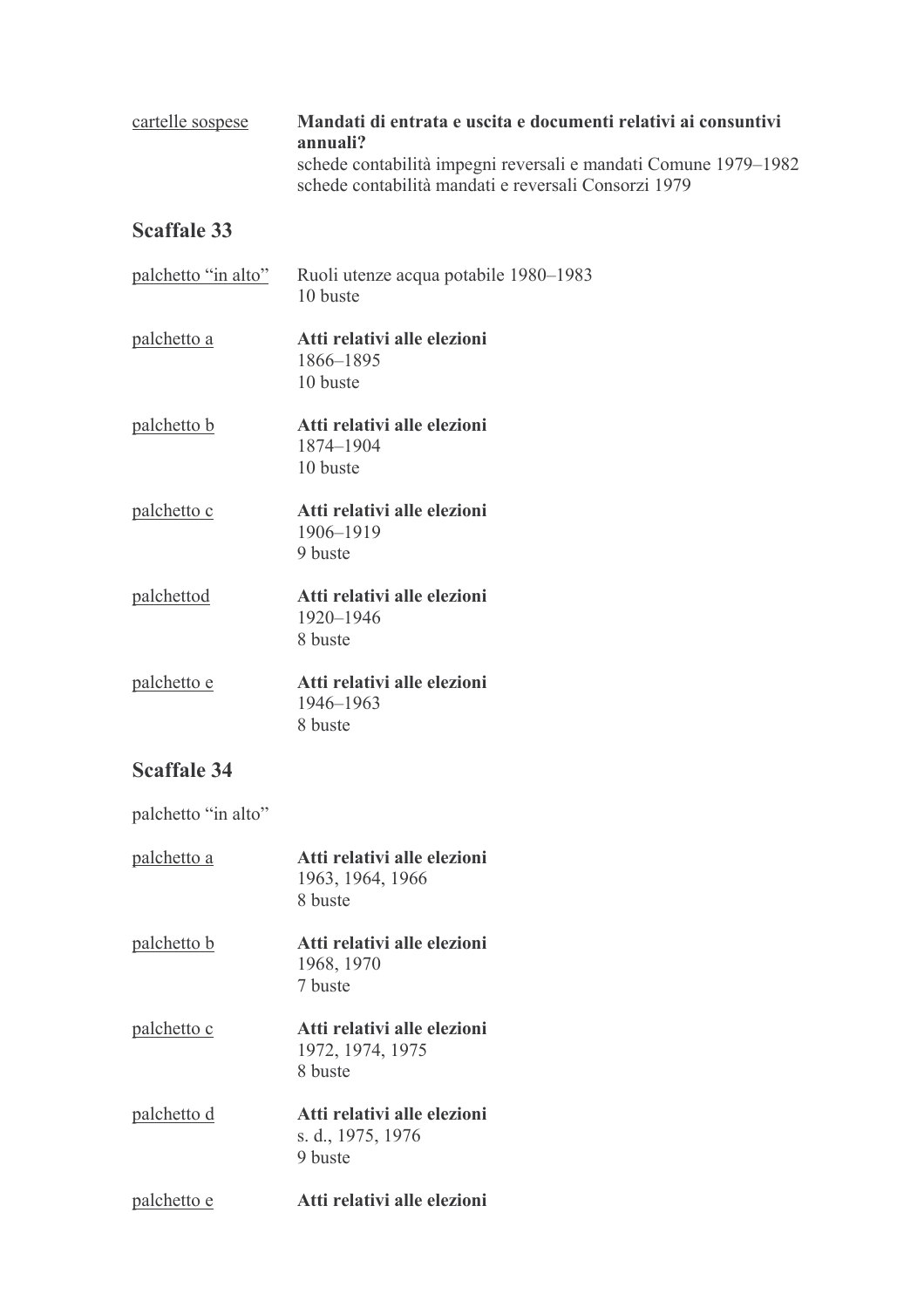<u>cartelle sospese</u> **Mandati di entrata e uscita e documenti relativi ai consuntivi annuali?**
schede contabilità impegni reversali e mandati Comune 1979–1982
schede contabilità mandati e reversali Consorzi 1979

## Scaffale 33

<u>palchetto "in alto"</u> Ruoli utenze acqua potabile 1980–1983
10 buste

<u>palchetto a</u> **Atti relativi alle elezioni**
1866–1895
10 buste

<u>palchetto b</u> **Atti relativi alle elezioni**
1874–1904
10 buste

<u>palchetto c</u> **Atti relativi alle elezioni**
1906–1919
9 buste

<u>palchettod</u> **Atti relativi alle elezioni**
1920–1946
8 buste

<u>palchetto e</u> **Atti relativi alle elezioni**
1946–1963
8 buste

## Scaffale 34

palchetto "in alto"

<u>palchetto a</u> **Atti relativi alle elezioni**
1963, 1964, 1966
8 buste

<u>palchetto b</u> **Atti relativi alle elezioni**
1968, 1970
7 buste

<u>palchetto c</u> **Atti relativi alle elezioni**
1972, 1974, 1975
8 buste

<u>palchetto d</u> **Atti relativi alle elezioni**
s. d., 1975, 1976
9 buste

<u>palchetto e</u> **Atti relativi alle elezioni**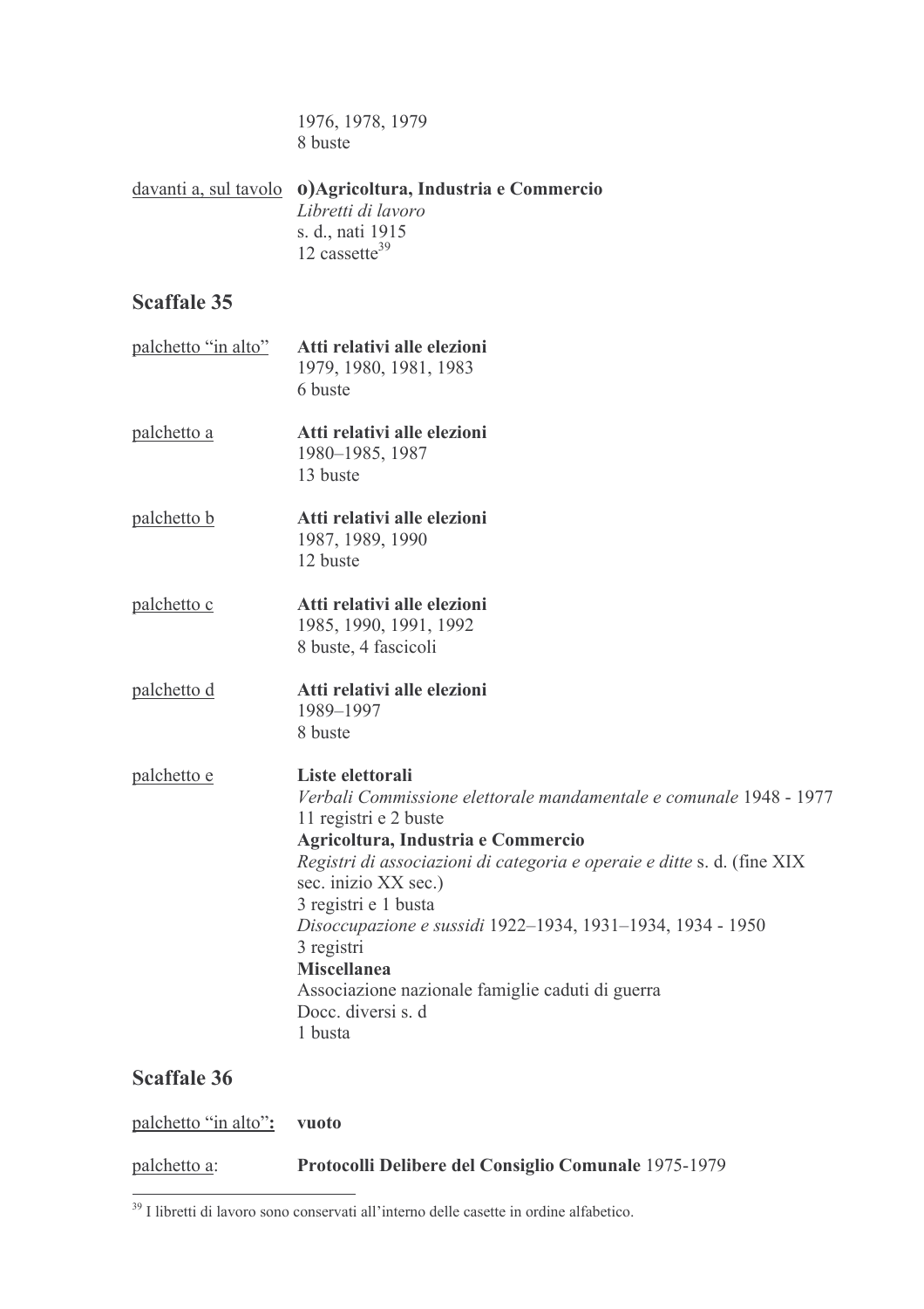1976, 1978, 1979
8 buste

<u>davanti a, sul tavolo</u> **o)Agricoltura, Industria e Commercio**
*Libretti di lavoro*
s. d., nati 1915
12 cassette[39]

## Scaffale 35

<u>palchetto "in alto"</u> **Atti relativi alle elezioni**
1979, 1980, 1981, 1983
6 buste

<u>palchetto a</u> **Atti relativi alle elezioni**
1980–1985, 1987
13 buste

<u>palchetto b</u> **Atti relativi alle elezioni**
1987, 1989, 1990
12 buste

<u>palchetto c</u> **Atti relativi alle elezioni**
1985, 1990, 1991, 1992
8 buste, 4 fascicoli

<u>palchetto d</u> **Atti relativi alle elezioni**
1989–1997
8 buste

<u>palchetto e</u> **Liste elettorali**
*Verbali Commissione elettorale mandamentale e comunale* 1948 - 1977
11 registri e 2 buste
**Agricoltura, Industria e Commercio**
*Registri di associazioni di categoria e operaie e ditte* s. d. (fine XIX sec. inizio XX sec.)
3 registri e 1 busta
*Disoccupazione e sussidi* 1922–1934, 1931–1934, 1934 - 1950
3 registri
**Miscellanea**
Associazione nazionale famiglie caduti di guerra
Docc. diversi s. d
1 busta

## Scaffale 36

<u>palchetto "in alto"</u>**:** **vuoto**

<u>palchetto a</u>: **Protocolli Delibere del Consiglio Comunale** 1975-1979

[39] I libretti di lavoro sono conservati all'interno delle casette in ordine alfabetico.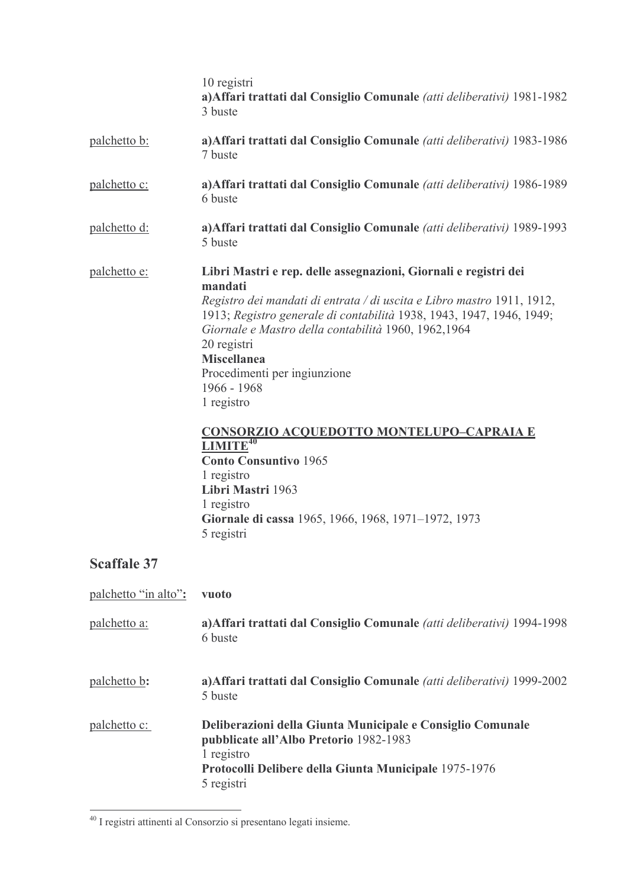10 registri
**a)Affari trattati dal Consiglio Comunale** *(atti deliberativi)* 1981-1982
3 buste

palchetto b: **a)Affari trattati dal Consiglio Comunale** *(atti deliberativi)* 1983-1986
7 buste

palchetto c: **a)Affari trattati dal Consiglio Comunale** *(atti deliberativi)* 1986-1989
6 buste

palchetto d: **a)Affari trattati dal Consiglio Comunale** *(atti deliberativi)* 1989-1993
5 buste

palchetto e: **Libri Mastri e rep. delle assegnazioni, Giornali e registri dei mandati**
*Registro dei mandati di entrata / di uscita e Libro mastro* 1911, 1912, 1913; *Registro generale di contabilità* 1938, 1943, 1947, 1946, 1949; *Giornale e Mastro della contabilità* 1960, 1962,1964
20 registri
**Miscellanea**
Procedimenti per ingiunzione
1966 - 1968
1 registro

**CONSORZIO ACQUEDOTTO MONTELUPO–CAPRAIA E LIMITE**[40]
**Conto Consuntivo** 1965
1 registro
**Libri Mastri** 1963
1 registro
**Giornale di cassa** 1965, 1966, 1968, 1971–1972, 1973
5 registri

## Scaffale 37

palchetto "in alto"**:** **vuoto**

palchetto a: **a)Affari trattati dal Consiglio Comunale** *(atti deliberativi)* 1994-1998
6 buste

palchetto b**:** **a)Affari trattati dal Consiglio Comunale** *(atti deliberativi)* 1999-2002
5 buste

palchetto c: **Deliberazioni della Giunta Municipale e Consiglio Comunale pubblicate all'Albo Pretorio** 1982-1983
1 registro
**Protocolli Delibere della Giunta Municipale** 1975-1976
5 registri

---

[40] I registri attinenti al Consorzio si presentano legati insieme.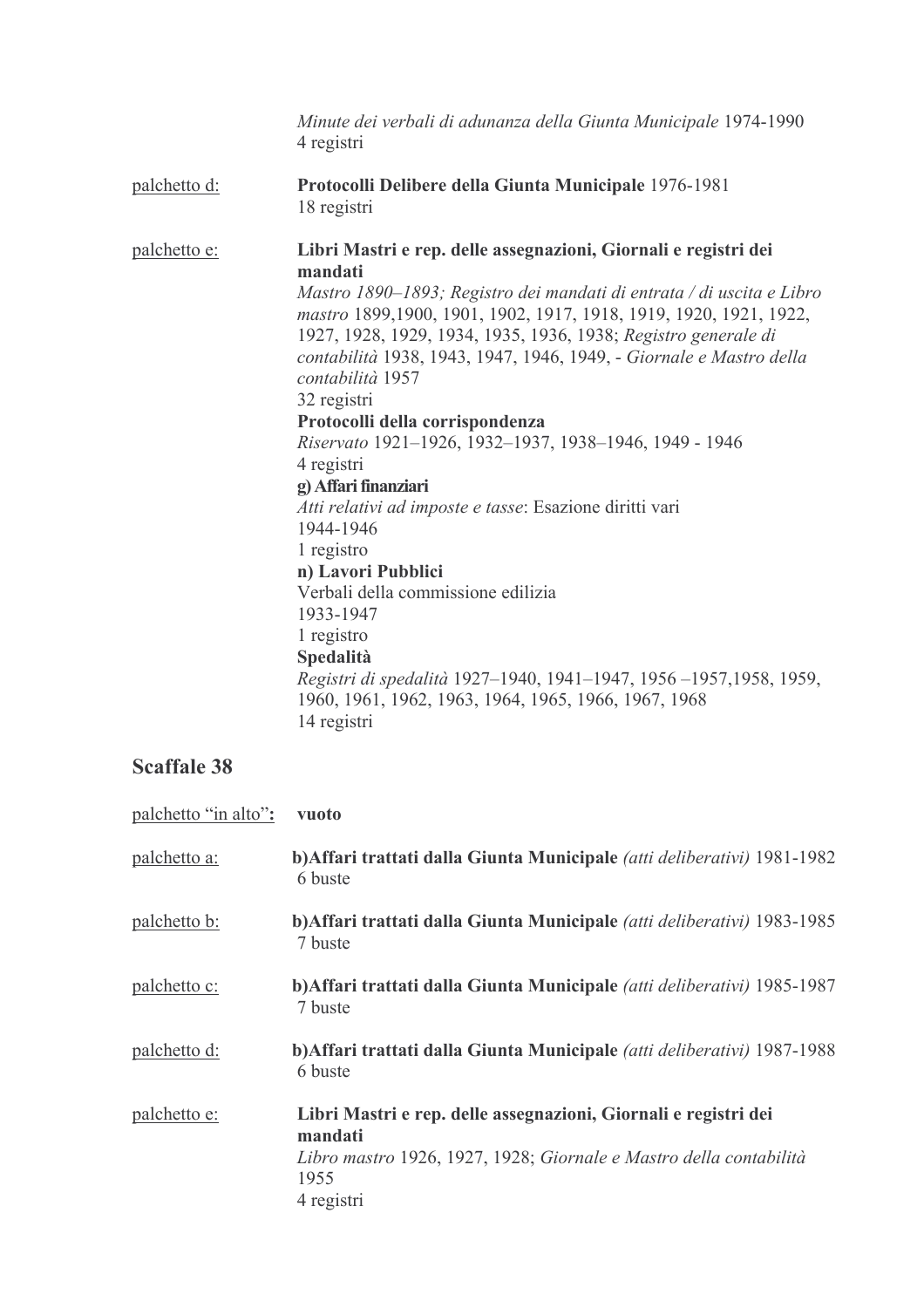*Minute dei verbali di adunanza della Giunta Municipale* 1974-1990
4 registri

palchetto d: **Protocolli Delibere della Giunta Municipale** 1976-1981
18 registri

palchetto e: **Libri Mastri e rep. delle assegnazioni, Giornali e registri dei mandati**
*Mastro 1890–1893; Registro dei mandati di entrata / di uscita e Libro mastro* 1899,1900, 1901, 1902, 1917, 1918, 1919, 1920, 1921, 1922, 1927, 1928, 1929, 1934, 1935, 1936, 1938; *Registro generale di contabilità* 1938, 1943, 1947, 1946, 1949, - *Giornale e Mastro della contabilità* 1957
32 registri
**Protocolli della corrispondenza**
*Riservato* 1921–1926, 1932–1937, 1938–1946, 1949 - 1946
4 registri
**g) Affari finanziari**
*Atti relativi ad imposte e tasse*: Esazione diritti vari
1944-1946
1 registro
**n) Lavori Pubblici**
Verbali della commissione edilizia
1933-1947
1 registro
**Spedalità**
*Registri di spedalità* 1927–1940, 1941–1947, 1956 –1957,1958, 1959, 1960, 1961, 1962, 1963, 1964, 1965, 1966, 1967, 1968
14 registri

## Scaffale 38

palchetto "in alto": **vuoto**

palchetto a: **b)Affari trattati dalla Giunta Municipale** *(atti deliberativi)* 1981-1982
6 buste

palchetto b: **b)Affari trattati dalla Giunta Municipale** *(atti deliberativi)* 1983-1985
7 buste

palchetto c: **b)Affari trattati dalla Giunta Municipale** *(atti deliberativi)* 1985-1987
7 buste

palchetto d: **b)Affari trattati dalla Giunta Municipale** *(atti deliberativi)* 1987-1988
6 buste

palchetto e: **Libri Mastri e rep. delle assegnazioni, Giornali e registri dei mandati**
*Libro mastro* 1926, 1927, 1928; *Giornale e Mastro della contabilità* 1955
4 registri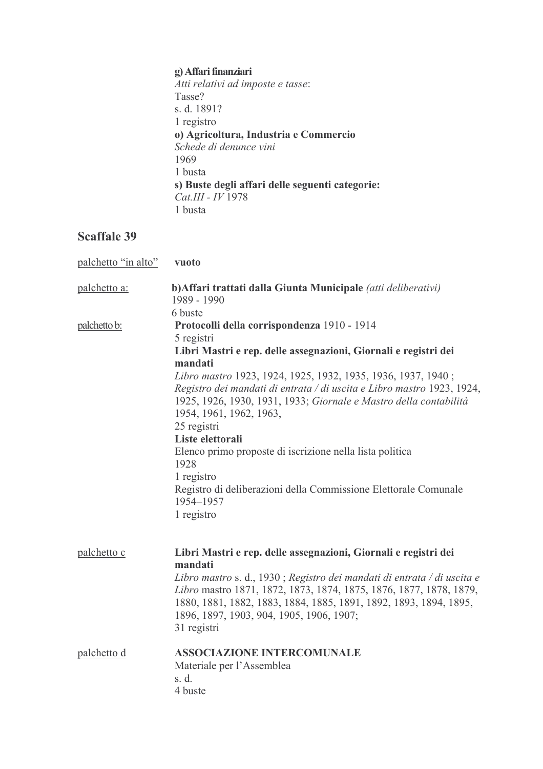**g) Affari finanziari**
*Atti relativi ad imposte e tasse*:
Tasse?
s. d. 1891?
1 registro
**o) Agricoltura, Industria e Commercio**
*Schede di denunce vini*
1969
1 busta
**s) Buste degli affari delle seguenti categorie:**
*Cat.III - IV* 1978
1 busta

## Scaffale 39

palchetto "in alto" **vuoto**

palchetto a: **b)Affari trattati dalla Giunta Municipale** *(atti deliberativi)*
1989 - 1990
6 buste

palchetto b: **Protocolli della corrispondenza** 1910 - 1914
5 registri
**Libri Mastri e rep. delle assegnazioni, Giornali e registri dei mandati**
*Libro mastro* 1923, 1924, 1925, 1932, 1935, 1936, 1937, 1940 ; *Registro dei mandati di entrata / di uscita e Libro mastro* 1923, 1924, 1925, 1926, 1930, 1931, 1933; *Giornale e Mastro della contabilità* 1954, 1961, 1962, 1963,
25 registri
**Liste elettorali**
Elenco primo proposte di iscrizione nella lista politica
1928
1 registro
Registro di deliberazioni della Commissione Elettorale Comunale
1954–1957
1 registro

palchetto c **Libri Mastri e rep. delle assegnazioni, Giornali e registri dei mandati**
*Libro mastro* s. d., 1930 ; *Registro dei mandati di entrata / di uscita e Libro* mastro 1871, 1872, 1873, 1874, 1875, 1876, 1877, 1878, 1879, 1880, 1881, 1882, 1883, 1884, 1885, 1891, 1892, 1893, 1894, 1895, 1896, 1897, 1903, 904, 1905, 1906, 1907;
31 registri

palchetto d **ASSOCIAZIONE INTERCOMUNALE**
Materiale per l'Assemblea
s. d.
4 buste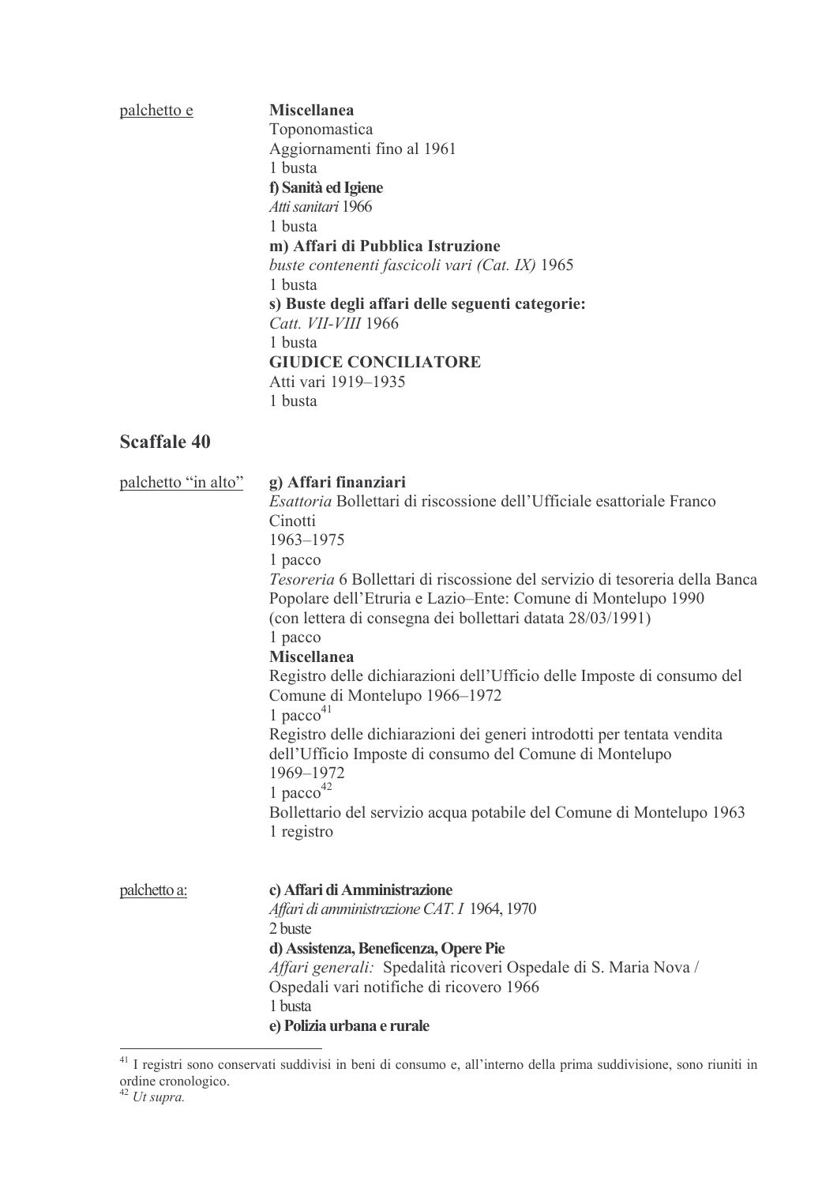<u>palchetto e</u>

**Miscellanea**
Toponomastica
Aggiornamenti fino al 1961
1 busta

**f) Sanità ed Igiene**
*Atti sanitari* 1966
1 busta

**m) Affari di Pubblica Istruzione**
*buste contenenti fascicoli vari (Cat. IX)* 1965
1 busta

**s) Buste degli affari delle seguenti categorie:**
*Catt. VII-VIII* 1966
1 busta

**GIUDICE CONCILIATORE**
Atti vari 1919–1935
1 busta

## Scaffale 40

<u>palchetto "in alto"</u>

**g) Affari finanziari**
*Esattoria* Bollettari di riscossione dell'Ufficiale esattoriale Franco Cinotti
1963–1975
1 pacco

*Tesoreria* 6 Bollettari di riscossione del servizio di tesoreria della Banca Popolare dell'Etruria e Lazio–Ente: Comune di Montelupo 1990
(con lettera di consegna dei bollettari datata 28/03/1991)
1 pacco

**Miscellanea**
Registro delle dichiarazioni dell'Ufficio delle Imposte di consumo del Comune di Montelupo 1966–1972
1 pacco[41]

Registro delle dichiarazioni dei generi introdotti per tentata vendita dell'Ufficio Imposte di consumo del Comune di Montelupo
1969–1972
1 pacco[42]

Bollettario del servizio acqua potabile del Comune di Montelupo 1963
1 registro

<u>palchetto a:</u>

**c) Affari di Amministrazione**
*Affari di amministrazione CAT. I* 1964, 1970
2 buste

**d) Assistenza, Beneficenza, Opere Pie**
*Affari generali:* Spedalità ricoveri Ospedale di S. Maria Nova / Ospedali vari notifiche di ricovero 1966
1 busta

**e) Polizia urbana e rurale**

---

[41] I registri sono conservati suddivisi in beni di consumo e, all'interno della prima suddivisione, sono riuniti in ordine cronologico.

[42] *Ut supra.*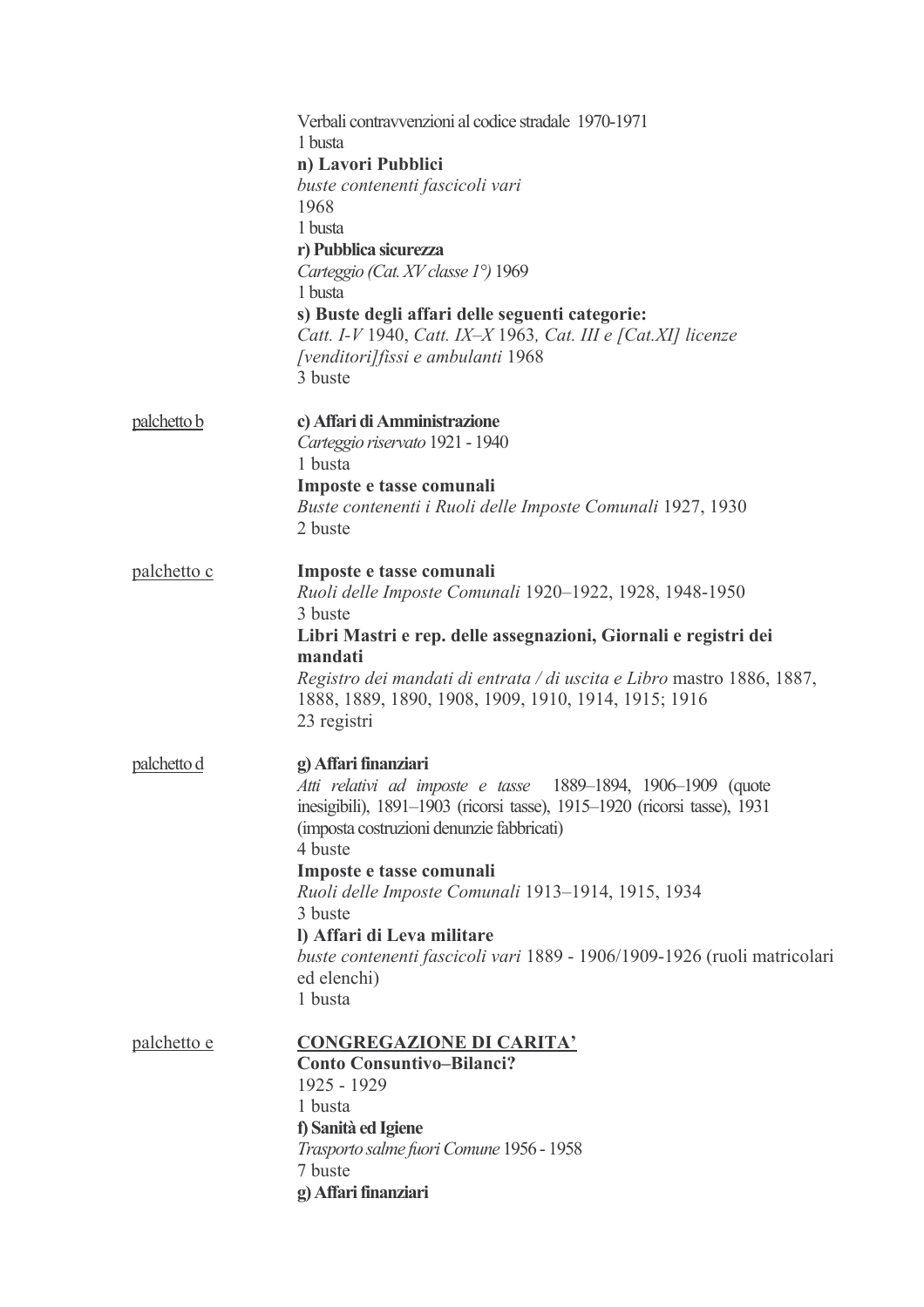Verbali contravvenzioni al codice stradale 1970-1971
1 busta
**n) Lavori Pubblici**
*buste contenenti fascicoli vari*
1968
1 busta
**r) Pubblica sicurezza**
*Carteggio (Cat. XV classe 1°)* 1969
1 busta
**s) Buste degli affari delle seguenti categorie:**
*Catt. I-V* 1940, *Catt. IX–X* 1963*, Cat. III e [Cat.XI] licenze [venditori]fissi e ambulanti* 1968
3 buste

palchetto b

**c) Affari di Amministrazione**
*Carteggio riservato* 1921 - 1940
1 busta
**Imposte e tasse comunali**
*Buste contenenti i Ruoli delle Imposte Comunali* 1927, 1930
2 buste

palchetto c

**Imposte e tasse comunali**
*Ruoli delle Imposte Comunali* 1920–1922, 1928, 1948-1950
3 buste
**Libri Mastri e rep. delle assegnazioni, Giornali e registri dei mandati**
*Registro dei mandati di entrata / di uscita e Libro* mastro 1886, 1887, 1888, 1889, 1890, 1908, 1909, 1910, 1914, 1915; 1916
23 registri

palchetto d

**g) Affari finanziari**
*Atti relativi ad imposte e tasse* 1889–1894, 1906–1909 (quote inesigibili), 1891–1903 (ricorsi tasse), 1915–1920 (ricorsi tasse), 1931 (imposta costruzioni denunzie fabbricati)
4 buste
**Imposte e tasse comunali**
*Ruoli delle Imposte Comunali* 1913–1914, 1915, 1934
3 buste
**l) Affari di Leva militare**
*buste contenenti fascicoli vari* 1889 - 1906/1909-1926 (ruoli matricolari ed elenchi)
1 busta

palchetto e

**CONGREGAZIONE DI CARITA'**
**Conto Consuntivo–Bilanci?**
1925 - 1929
1 busta
**f) Sanità ed Igiene**
*Trasporto salme fuori Comune* 1956 - 1958
7 buste
**g) Affari finanziari**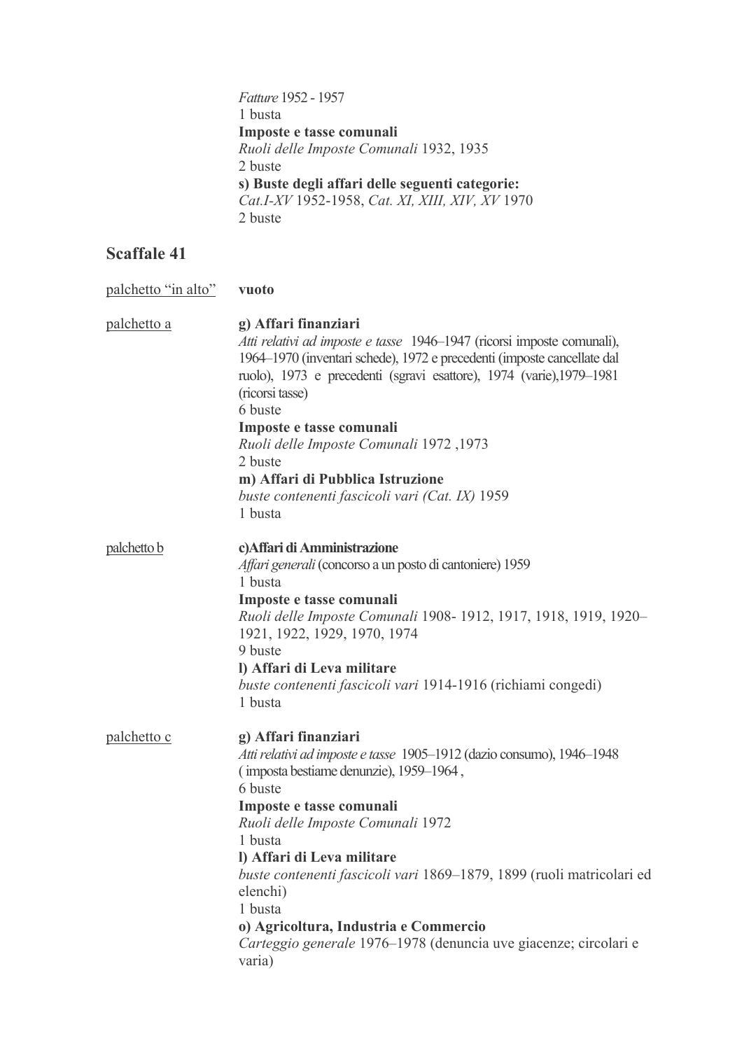*Fatture* 1952 - 1957
1 busta
**Imposte e tasse comunali**
*Ruoli delle Imposte Comunali* 1932, 1935
2 buste
**s) Buste degli affari delle seguenti categorie:**
*Cat.I-XV* 1952-1958, *Cat. XI, XIII, XIV, XV* 1970
2 buste

## Scaffale 41

<u>palchetto "in alto"</u> **vuoto**

<u>palchetto a</u>

**g) Affari finanziari**
*Atti relativi ad imposte e tasse* 1946–1947 (ricorsi imposte comunali), 1964–1970 (inventari schede), 1972 e precedenti (imposte cancellate dal ruolo), 1973 e precedenti (sgravi esattore), 1974 (varie),1979–1981 (ricorsi tasse)
6 buste
**Imposte e tasse comunali**
*Ruoli delle Imposte Comunali* 1972 ,1973
2 buste
**m) Affari di Pubblica Istruzione**
*buste contenenti fascicoli vari (Cat. IX)* 1959
1 busta

<u>palchetto b</u>

**c)Affari di Amministrazione**
*Affari generali* (concorso a un posto di cantoniere) 1959
1 busta
**Imposte e tasse comunali**
*Ruoli delle Imposte Comunali* 1908- 1912, 1917, 1918, 1919, 1920–1921, 1922, 1929, 1970, 1974
9 buste
**l) Affari di Leva militare**
*buste contenenti fascicoli vari* 1914-1916 (richiami congedi)
1 busta

<u>palchetto c</u>

**g) Affari finanziari**
*Atti relativi ad imposte e tasse* 1905–1912 (dazio consumo), 1946–1948 ( imposta bestiame denunzie), 1959–1964 ,
6 buste
**Imposte e tasse comunali**
*Ruoli delle Imposte Comunali* 1972
1 busta
**l) Affari di Leva militare**
*buste contenenti fascicoli vari* 1869–1879, 1899 (ruoli matricolari ed elenchi)
1 busta
**o) Agricoltura, Industria e Commercio**
*Carteggio generale* 1976–1978 (denuncia uve giacenze; circolari e varia)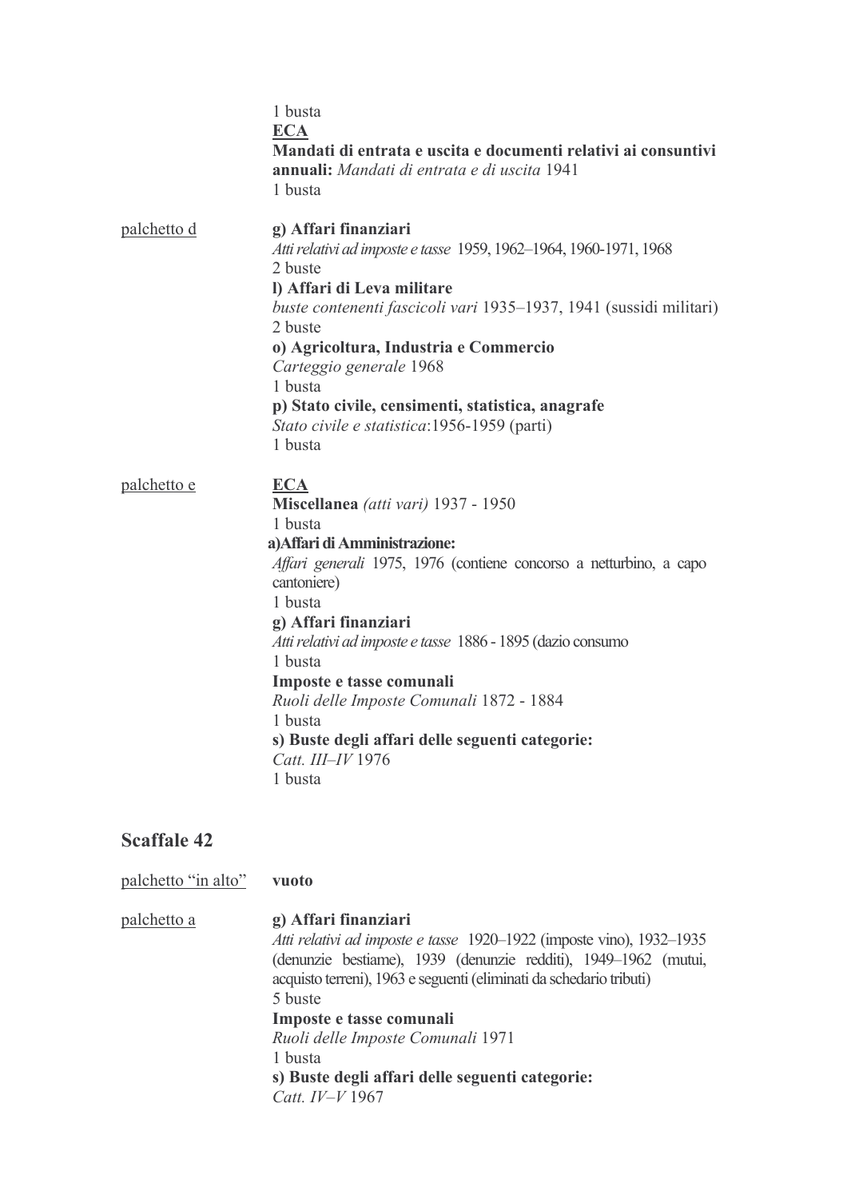1 busta

**ECA**

**Mandati di entrata e uscita e documenti relativi ai consuntivi annuali:** *Mandati di entrata e di uscita* 1941

1 busta

palchetto d

**g) Affari finanziari**

*Atti relativi ad imposte e tasse* 1959, 1962–1964, 1960-1971, 1968

2 buste

**l) Affari di Leva militare**

*buste contenenti fascicoli vari* 1935–1937, 1941 (sussidi militari)

2 buste

**o) Agricoltura, Industria e Commercio**

*Carteggio generale* 1968

1 busta

**p) Stato civile, censimenti, statistica, anagrafe**

*Stato civile e statistica*:1956-1959 (parti)

1 busta

palchetto e

**ECA**

**Miscellanea** *(atti vari)* 1937 - 1950

1 busta

**a)Affari di Amministrazione:**

*Affari generali* 1975, 1976 (contiene concorso a netturbino, a capo cantoniere)

1 busta

**g) Affari finanziari**

*Atti relativi ad imposte e tasse* 1886 - 1895 (dazio consumo

1 busta

**Imposte e tasse comunali**

*Ruoli delle Imposte Comunali* 1872 - 1884

1 busta

**s) Buste degli affari delle seguenti categorie:**

*Catt. III–IV* 1976

1 busta

## Scaffale 42

palchetto "in alto" **vuoto**

palchetto a

**g) Affari finanziari**

*Atti relativi ad imposte e tasse* 1920–1922 (imposte vino), 1932–1935 (denunzie bestiame), 1939 (denunzie redditi), 1949–1962 (mutui, acquisto terreni), 1963 e seguenti (eliminati da schedario tributi)

5 buste

**Imposte e tasse comunali**

*Ruoli delle Imposte Comunali* 1971

1 busta

**s) Buste degli affari delle seguenti categorie:**

*Catt. IV–V* 1967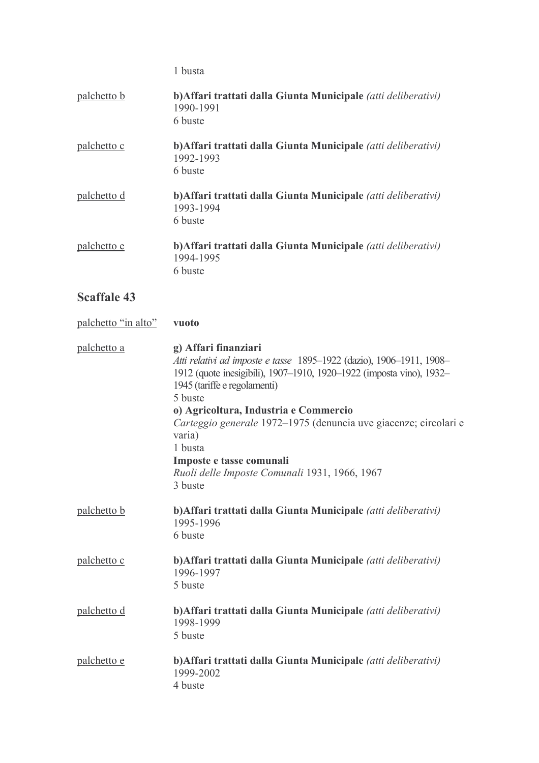1 busta

<u>palchetto b</u> **b)Affari trattati dalla Giunta Municipale** *(atti deliberativi)*
1990-1991
6 buste

<u>palchetto c</u> **b)Affari trattati dalla Giunta Municipale** *(atti deliberativi)*
1992-1993
6 buste

<u>palchetto d</u> **b)Affari trattati dalla Giunta Municipale** *(atti deliberativi)*
1993-1994
6 buste

<u>palchetto e</u> **b)Affari trattati dalla Giunta Municipale** *(atti deliberativi)*
1994-1995
6 buste

## Scaffale 43

<u>palchetto "in alto"</u> **vuoto**

<u>palchetto a</u> **g) Affari finanziari**
*Atti relativi ad imposte e tasse* 1895–1922 (dazio), 1906–1911, 1908–1912 (quote inesigibili), 1907–1910, 1920–1922 (imposta vino), 1932–1945 (tariffe e regolamenti)
5 buste
**o) Agricoltura, Industria e Commercio**
*Carteggio generale* 1972–1975 (denuncia uve giacenze; circolari e varia)
1 busta
**Imposte e tasse comunali**
*Ruoli delle Imposte Comunali* 1931, 1966, 1967
3 buste

<u>palchetto b</u> **b)Affari trattati dalla Giunta Municipale** *(atti deliberativi)*
1995-1996
6 buste

<u>palchetto c</u> **b)Affari trattati dalla Giunta Municipale** *(atti deliberativi)*
1996-1997
5 buste

<u>palchetto d</u> **b)Affari trattati dalla Giunta Municipale** *(atti deliberativi)*
1998-1999
5 buste

<u>palchetto e</u> **b)Affari trattati dalla Giunta Municipale** *(atti deliberativi)*
1999-2002
4 buste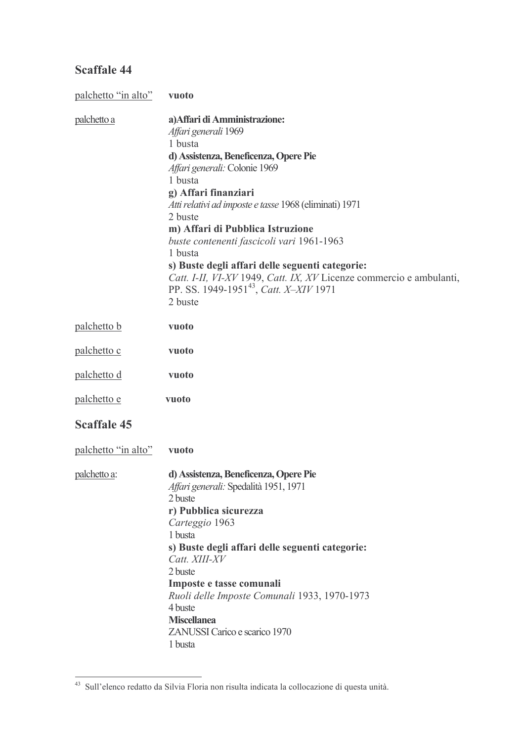## Scaffale 44

| | |
|---|---|
| palchetto "in alto" | **vuoto** |
| palchetto a | **a)Affari di Amministrazione:**<br>*Affari generali* 1969<br>1 busta<br>**d) Assistenza, Beneficenza, Opere Pie**<br>*Affari generali:* Colonie 1969<br>1 busta<br>**g) Affari finanziari**<br>*Atti relativi ad imposte e tasse* 1968 (eliminati) 1971<br>2 buste<br>**m) Affari di Pubblica Istruzione**<br>*buste contenenti fascicoli vari* 1961-1963<br>1 busta<br>**s) Buste degli affari delle seguenti categorie:**<br>*Catt. I-II, VI-XV* 1949, *Catt. IX, XV* Licenze commercio e ambulanti, PP. SS. 1949-1951[43], *Catt. X–XIV* 1971<br>2 buste |
| palchetto b | **vuoto** |
| palchetto c | **vuoto** |
| palchetto d | **vuoto** |
| palchetto e | **vuoto** |

## Scaffale 45

| | |
|---|---|
| palchetto "in alto" | **vuoto** |
| palchetto a: | **d) Assistenza, Beneficenza, Opere Pie**<br>*Affari generali:* Spedalità 1951, 1971<br>2 buste<br>**r) Pubblica sicurezza**<br>*Carteggio* 1963<br>1 busta<br>**s) Buste degli affari delle seguenti categorie:**<br>*Catt. XIII-XV*<br>2 buste<br>**Imposte e tasse comunali**<br>*Ruoli delle Imposte Comunali* 1933, 1970-1973<br>4 buste<br>**Miscellanea**<br>ZANUSSI Carico e scarico 1970<br>1 busta |

[43] Sull'elenco redatto da Silvia Floria non risulta indicata la collocazione di questa unità.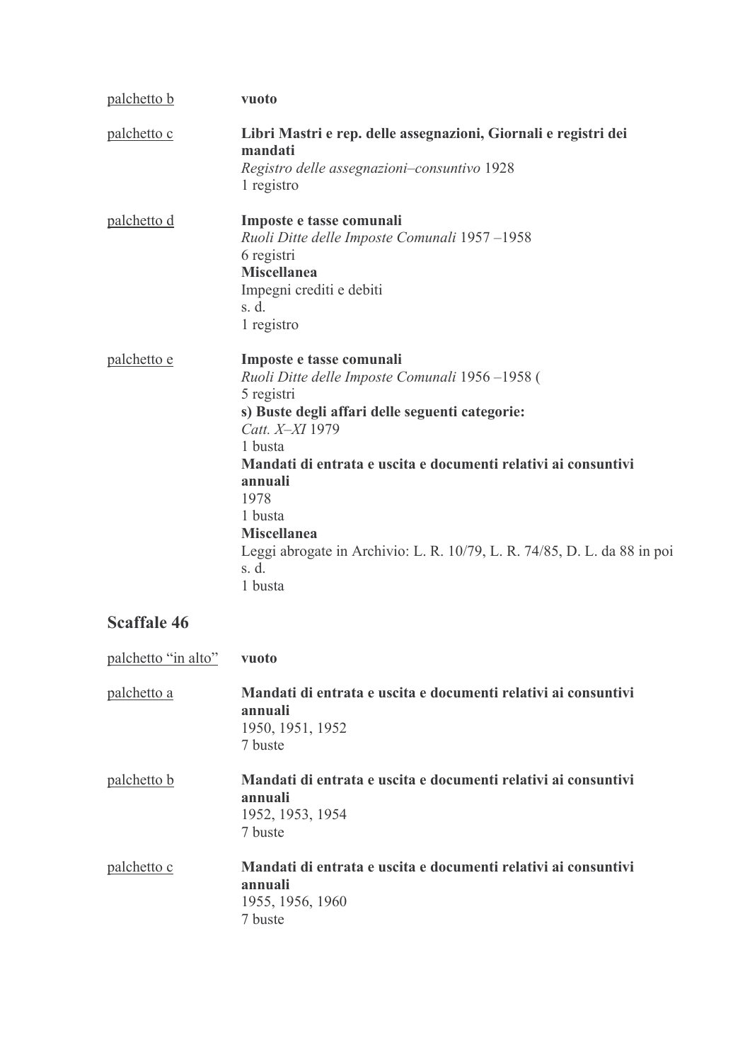<u>palchetto b</u> **vuoto**

<u>palchetto c</u> **Libri Mastri e rep. delle assegnazioni, Giornali e registri dei mandati**
*Registro delle assegnazioni–consuntivo* 1928
1 registro

<u>palchetto d</u> **Imposte e tasse comunali**
*Ruoli Ditte delle Imposte Comunali* 1957 –1958
6 registri
**Miscellanea**
Impegni crediti e debiti
s. d.
1 registro

<u>palchetto e</u> **Imposte e tasse comunali**
*Ruoli Ditte delle Imposte Comunali* 1956 –1958 (
5 registri
**s) Buste degli affari delle seguenti categorie:**
*Catt. X–XI* 1979
1 busta
**Mandati di entrata e uscita e documenti relativi ai consuntivi annuali**
1978
1 busta
**Miscellanea**
Leggi abrogate in Archivio: L. R. 10/79, L. R. 74/85, D. L. da 88 in poi
s. d.
1 busta

## Scaffale 46

<u>palchetto "in alto"</u> **vuoto**

<u>palchetto a</u> **Mandati di entrata e uscita e documenti relativi ai consuntivi annuali**
1950, 1951, 1952
7 buste

<u>palchetto b</u> **Mandati di entrata e uscita e documenti relativi ai consuntivi annuali**
1952, 1953, 1954
7 buste

<u>palchetto c</u> **Mandati di entrata e uscita e documenti relativi ai consuntivi annuali**
1955, 1956, 1960
7 buste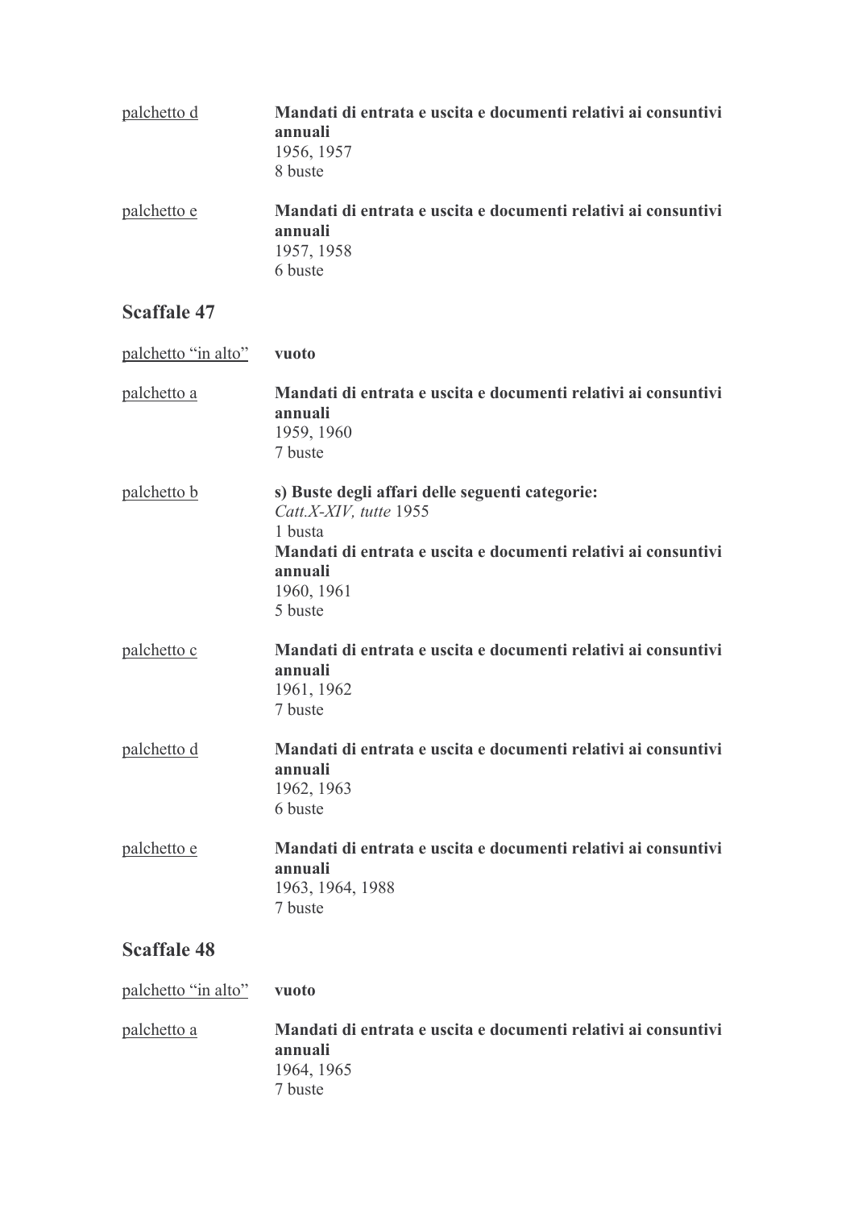palchetto d — **Mandati di entrata e uscita e documenti relativi ai consuntivi annuali**
1956, 1957
8 buste

palchetto e — **Mandati di entrata e uscita e documenti relativi ai consuntivi annuali**
1957, 1958
6 buste

## Scaffale 47

palchetto “in alto” — **vuoto**

palchetto a — **Mandati di entrata e uscita e documenti relativi ai consuntivi annuali**
1959, 1960
7 buste

palchetto b — **s) Buste degli affari delle seguenti categorie:**
*Catt.X-XIV, tutte* 1955
1 busta
**Mandati di entrata e uscita e documenti relativi ai consuntivi annuali**
1960, 1961
5 buste

palchetto c — **Mandati di entrata e uscita e documenti relativi ai consuntivi annuali**
1961, 1962
7 buste

palchetto d — **Mandati di entrata e uscita e documenti relativi ai consuntivi annuali**
1962, 1963
6 buste

palchetto e — **Mandati di entrata e uscita e documenti relativi ai consuntivi annuali**
1963, 1964, 1988
7 buste

## Scaffale 48

palchetto “in alto” — **vuoto**

palchetto a — **Mandati di entrata e uscita e documenti relativi ai consuntivi annuali**
1964, 1965
7 buste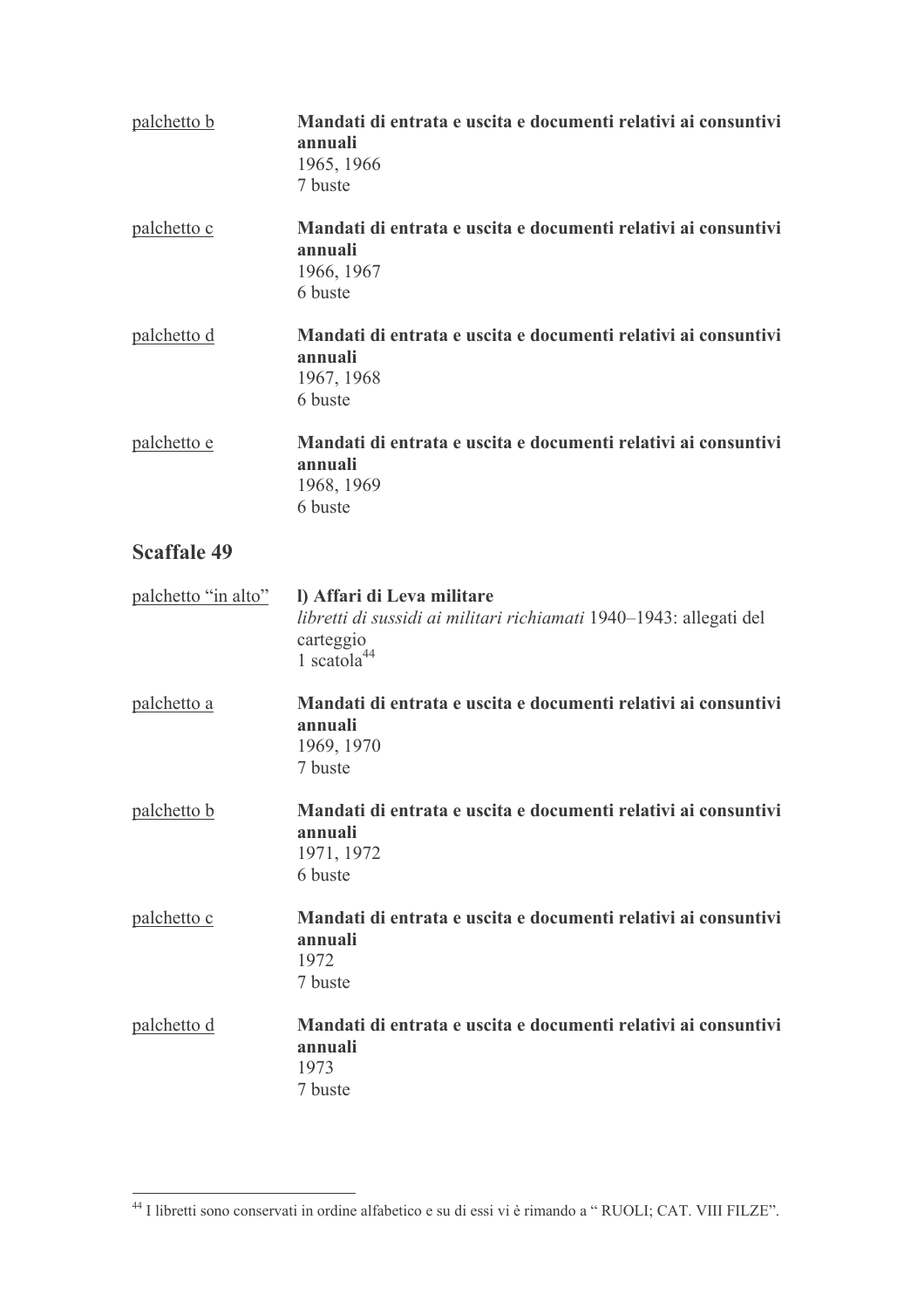<u>palchetto b</u>

**Mandati di entrata e uscita e documenti relativi ai consuntivi annuali**
1965, 1966
7 buste

<u>palchetto c</u>

**Mandati di entrata e uscita e documenti relativi ai consuntivi annuali**
1966, 1967
6 buste

<u>palchetto d</u>

**Mandati di entrata e uscita e documenti relativi ai consuntivi annuali**
1967, 1968
6 buste

<u>palchetto e</u>

**Mandati di entrata e uscita e documenti relativi ai consuntivi annuali**
1968, 1969
6 buste

## Scaffale 49

<u>palchetto "in alto"</u>

**l) Affari di Leva militare**
*libretti di sussidi ai militari richiamati* 1940–1943: allegati del carteggio
1 scatola[44]

<u>palchetto a</u>

**Mandati di entrata e uscita e documenti relativi ai consuntivi annuali**
1969, 1970
7 buste

<u>palchetto b</u>

**Mandati di entrata e uscita e documenti relativi ai consuntivi annuali**
1971, 1972
6 buste

<u>palchetto c</u>

**Mandati di entrata e uscita e documenti relativi ai consuntivi annuali**
1972
7 buste

<u>palchetto d</u>

**Mandati di entrata e uscita e documenti relativi ai consuntivi annuali**
1973
7 buste

---

[44] I libretti sono conservati in ordine alfabetico e su di essi vi è rimando a " RUOLI; CAT. VIII FILZE".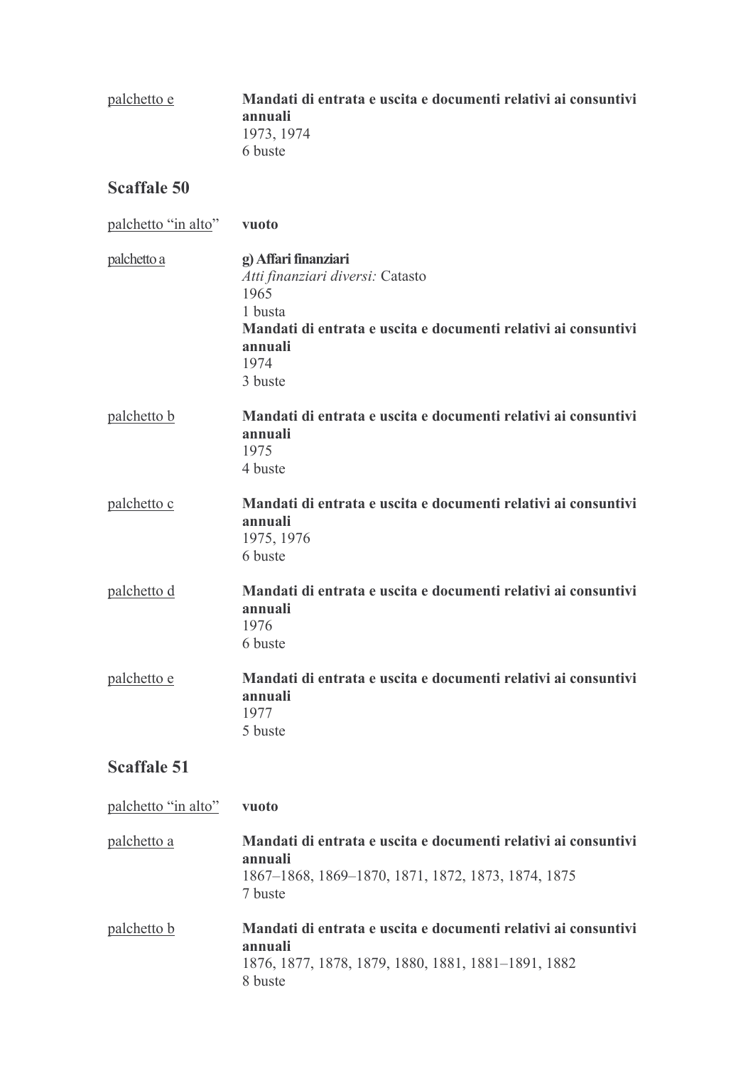palchetto e

**Mandati di entrata e uscita e documenti relativi ai consuntivi annuali**
1973, 1974
6 buste

## Scaffale 50

palchetto "in alto" **vuoto**

palchetto a

**g) Affari finanziari**
*Atti finanziari diversi:* Catasto
1965
1 busta
**Mandati di entrata e uscita e documenti relativi ai consuntivi annuali**
1974
3 buste

palchetto b

**Mandati di entrata e uscita e documenti relativi ai consuntivi annuali**
1975
4 buste

palchetto c

**Mandati di entrata e uscita e documenti relativi ai consuntivi annuali**
1975, 1976
6 buste

palchetto d

**Mandati di entrata e uscita e documenti relativi ai consuntivi annuali**
1976
6 buste

palchetto e

**Mandati di entrata e uscita e documenti relativi ai consuntivi annuali**
1977
5 buste

## Scaffale 51

palchetto "in alto" **vuoto**

palchetto a

**Mandati di entrata e uscita e documenti relativi ai consuntivi annuali**
1867–1868, 1869–1870, 1871, 1872, 1873, 1874, 1875
7 buste

palchetto b

**Mandati di entrata e uscita e documenti relativi ai consuntivi annuali**
1876, 1877, 1878, 1879, 1880, 1881, 1881–1891, 1882
8 buste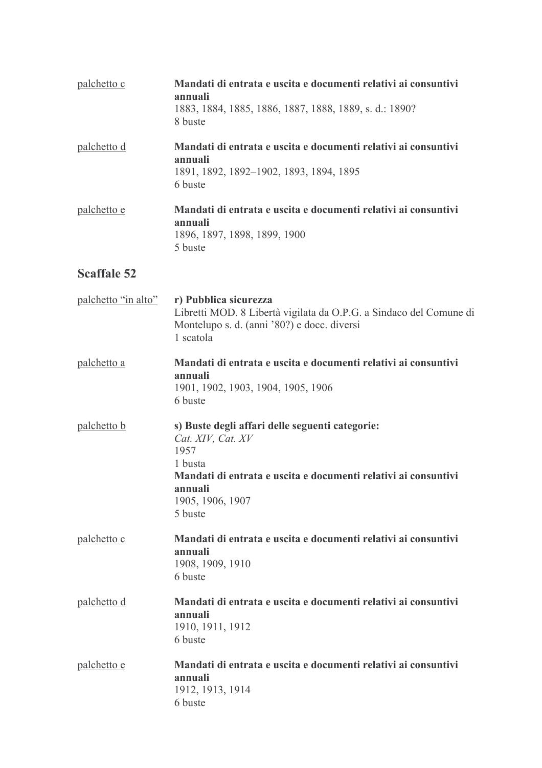<u>palchetto c</u> **Mandati di entrata e uscita e documenti relativi ai consuntivi annuali**
1883, 1884, 1885, 1886, 1887, 1888, 1889, s. d.: 1890?
8 buste

<u>palchetto d</u> **Mandati di entrata e uscita e documenti relativi ai consuntivi annuali**
1891, 1892, 1892–1902, 1893, 1894, 1895
6 buste

<u>palchetto e</u> **Mandati di entrata e uscita e documenti relativi ai consuntivi annuali**
1896, 1897, 1898, 1899, 1900
5 buste

## Scaffale 52

<u>palchetto "in alto"</u> **r) Pubblica sicurezza**
Libretti MOD. 8 Libertà vigilata da O.P.G. a Sindaco del Comune di Montelupo s. d. (anni '80?) e docc. diversi
1 scatola

<u>palchetto a</u> **Mandati di entrata e uscita e documenti relativi ai consuntivi annuali**
1901, 1902, 1903, 1904, 1905, 1906
6 buste

<u>palchetto b</u> **s) Buste degli affari delle seguenti categorie:**
*Cat. XIV, Cat. XV*
1957
1 busta
**Mandati di entrata e uscita e documenti relativi ai consuntivi annuali**
1905, 1906, 1907
5 buste

<u>palchetto c</u> **Mandati di entrata e uscita e documenti relativi ai consuntivi annuali**
1908, 1909, 1910
6 buste

<u>palchetto d</u> **Mandati di entrata e uscita e documenti relativi ai consuntivi annuali**
1910, 1911, 1912
6 buste

<u>palchetto e</u> **Mandati di entrata e uscita e documenti relativi ai consuntivi annuali**
1912, 1913, 1914
6 buste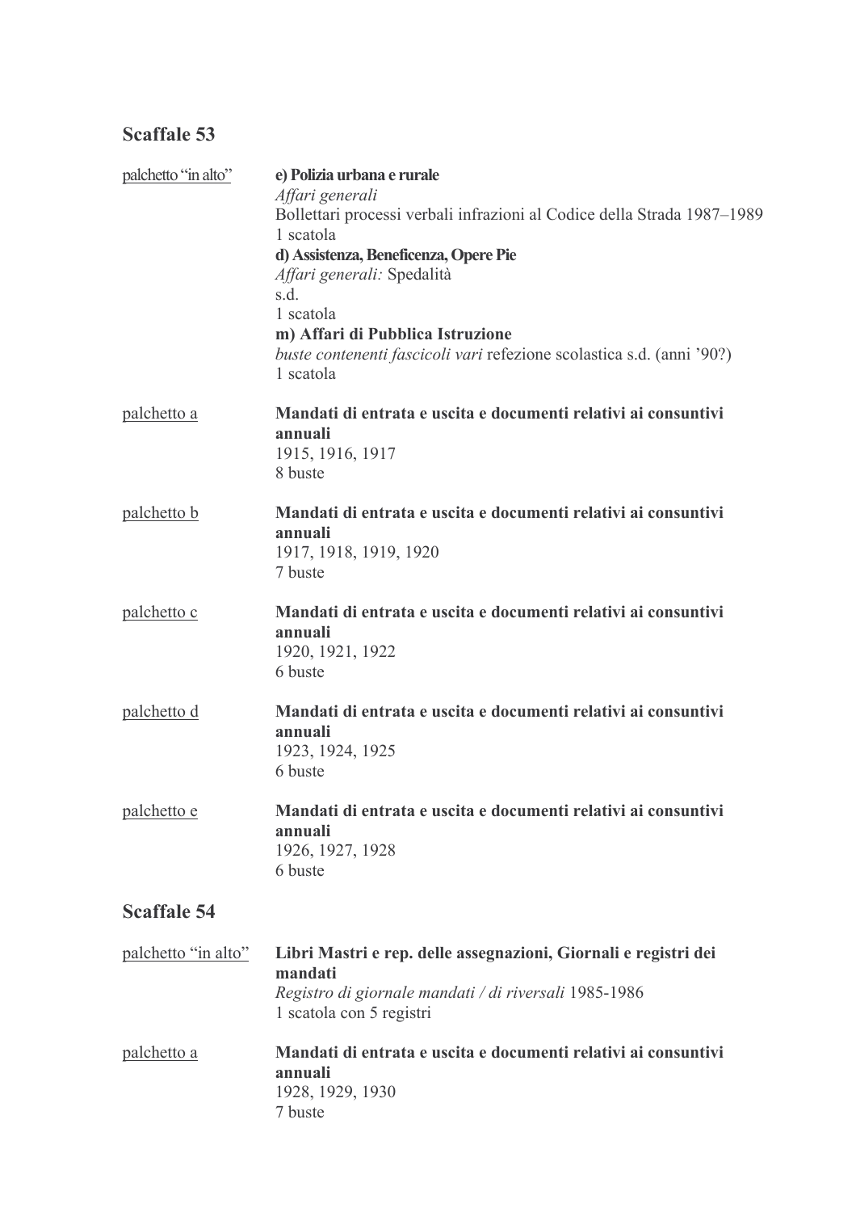## Scaffale 53

<u>palchetto "in alto"</u>

**e) Polizia urbana e rurale**
*Affari generali*
Bollettari processi verbali infrazioni al Codice della Strada 1987–1989
1 scatola

**d) Assistenza, Beneficenza, Opere Pie**
*Affari generali:* Spedalità
s.d.
1 scatola

**m) Affari di Pubblica Istruzione**
*buste contenenti fascicoli vari* refezione scolastica s.d. (anni '90?)
1 scatola

<u>palchetto a</u>

**Mandati di entrata e uscita e documenti relativi ai consuntivi annuali**
1915, 1916, 1917
8 buste

<u>palchetto b</u>

**Mandati di entrata e uscita e documenti relativi ai consuntivi annuali**
1917, 1918, 1919, 1920
7 buste

<u>palchetto c</u>

**Mandati di entrata e uscita e documenti relativi ai consuntivi annuali**
1920, 1921, 1922
6 buste

<u>palchetto d</u>

**Mandati di entrata e uscita e documenti relativi ai consuntivi annuali**
1923, 1924, 1925
6 buste

<u>palchetto e</u>

**Mandati di entrata e uscita e documenti relativi ai consuntivi annuali**
1926, 1927, 1928
6 buste

## Scaffale 54

<u>palchetto "in alto"</u>

**Libri Mastri e rep. delle assegnazioni, Giornali e registri dei mandati**
*Registro di giornale mandati / di riversali* 1985-1986
1 scatola con 5 registri

<u>palchetto a</u>

**Mandati di entrata e uscita e documenti relativi ai consuntivi annuali**
1928, 1929, 1930
7 buste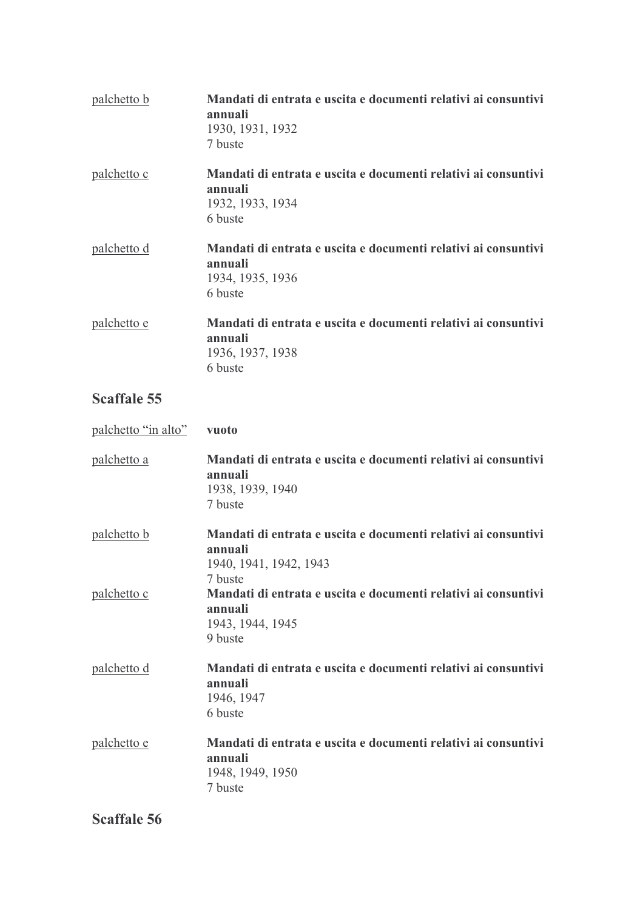<u>palchetto b</u> **Mandati di entrata e uscita e documenti relativi ai consuntivi annuali**
1930, 1931, 1932
7 buste

<u>palchetto c</u> **Mandati di entrata e uscita e documenti relativi ai consuntivi annuali**
1932, 1933, 1934
6 buste

<u>palchetto d</u> **Mandati di entrata e uscita e documenti relativi ai consuntivi annuali**
1934, 1935, 1936
6 buste

<u>palchetto e</u> **Mandati di entrata e uscita e documenti relativi ai consuntivi annuali**
1936, 1937, 1938
6 buste

## Scaffale 55

<u>palchetto "in alto"</u> **vuoto**

<u>palchetto a</u> **Mandati di entrata e uscita e documenti relativi ai consuntivi annuali**
1938, 1939, 1940
7 buste

<u>palchetto b</u> **Mandati di entrata e uscita e documenti relativi ai consuntivi annuali**
1940, 1941, 1942, 1943
7 buste

<u>palchetto c</u> **Mandati di entrata e uscita e documenti relativi ai consuntivi annuali**
1943, 1944, 1945
9 buste

<u>palchetto d</u> **Mandati di entrata e uscita e documenti relativi ai consuntivi annuali**
1946, 1947
6 buste

<u>palchetto e</u> **Mandati di entrata e uscita e documenti relativi ai consuntivi annuali**
1948, 1949, 1950
7 buste

## Scaffale 56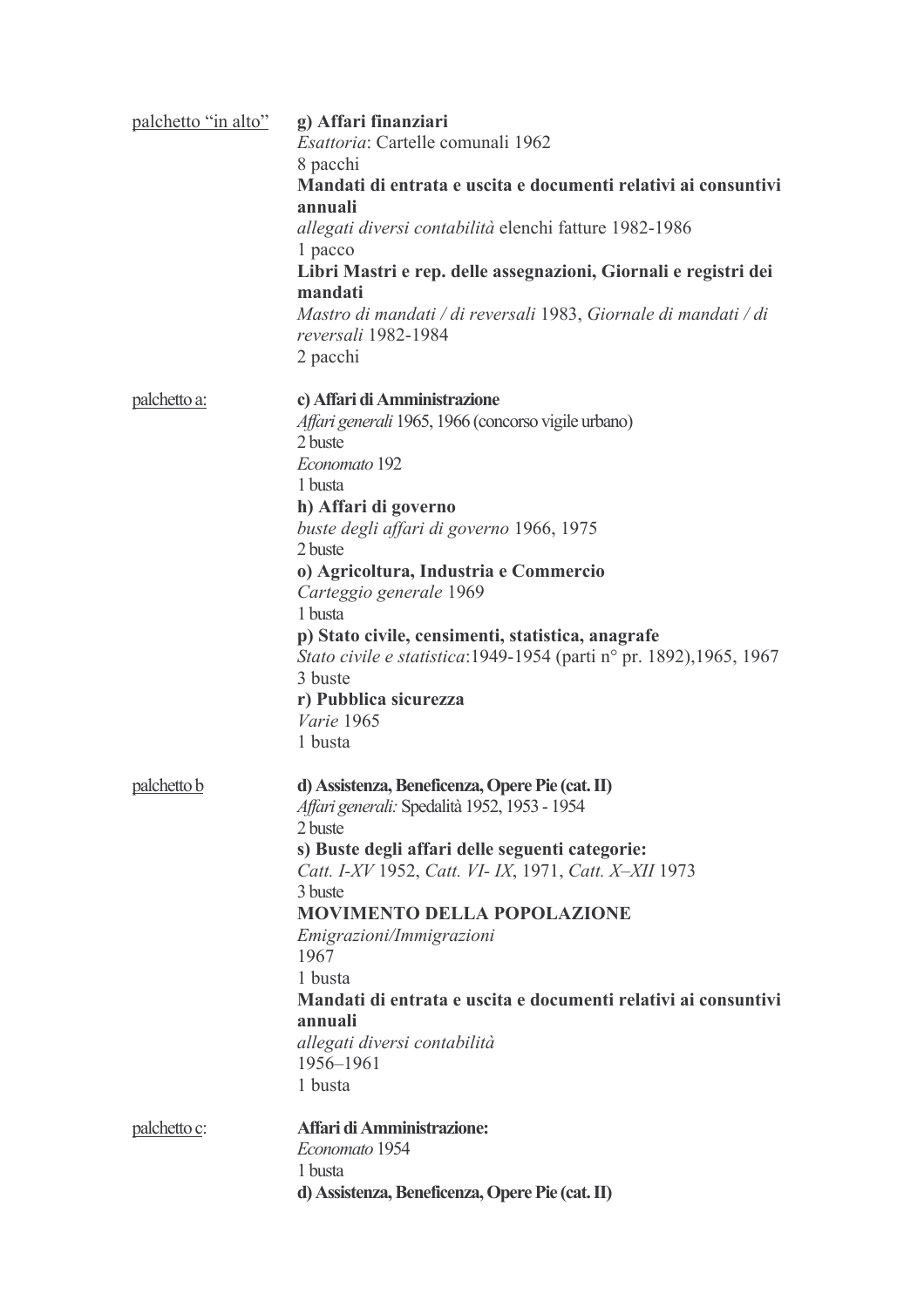<u>palchetto "in alto"</u>

**g) Affari finanziari**
*Esattoria*: Cartelle comunali 1962
8 pacchi
**Mandati di entrata e uscita e documenti relativi ai consuntivi annuali**
*allegati diversi contabilità* elenchi fatture 1982-1986
1 pacco
**Libri Mastri e rep. delle assegnazioni, Giornali e registri dei mandati**
*Mastro di mandati / di reversali* 1983, *Giornale di mandati / di reversali* 1982-1984
2 pacchi

<u>palchetto a:</u>

**c) Affari di Amministrazione**
*Affari generali* 1965, 1966 (concorso vigile urbano)
2 buste
*Economato* 192
1 busta
**h) Affari di governo**
*buste degli affari di governo* 1966, 1975
2 buste
**o) Agricoltura, Industria e Commercio**
*Carteggio generale* 1969
1 busta
**p) Stato civile, censimenti, statistica, anagrafe**
*Stato civile e statistica*:1949-1954 (parti n° pr. 1892),1965, 1967
3 buste
**r) Pubblica sicurezza**
*Varie* 1965
1 busta

<u>palchetto b</u>

**d) Assistenza, Beneficenza, Opere Pie (cat. II)**
*Affari generali:* Spedalità 1952, 1953 - 1954
2 buste
**s) Buste degli affari delle seguenti categorie:**
*Catt. I-XV* 1952, *Catt. VI- IX*, 1971, *Catt. X–XII* 1973
3 buste
**MOVIMENTO DELLA POPOLAZIONE**
*Emigrazioni/Immigrazioni*
1967
1 busta
**Mandati di entrata e uscita e documenti relativi ai consuntivi annuali**
*allegati diversi contabilità*
1956–1961
1 busta

<u>palchetto c:</u>

**Affari di Amministrazione:**
*Economato* 1954
1 busta
**d) Assistenza, Beneficenza, Opere Pie (cat. II)**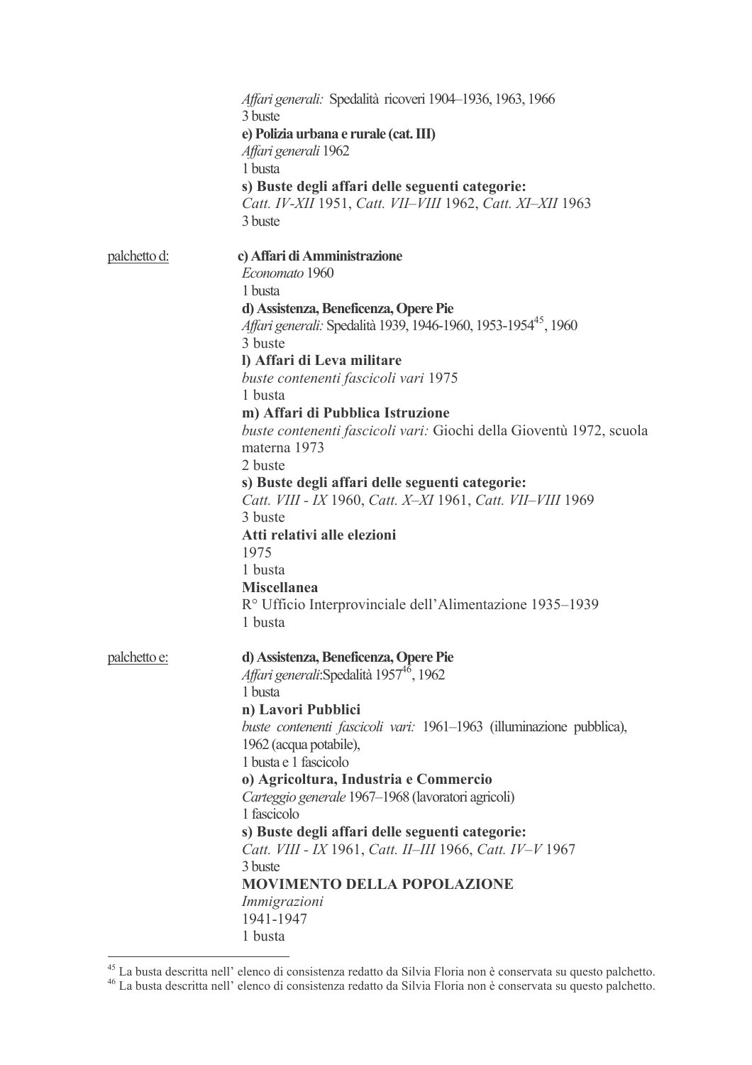*Affari generali:* Spedalità ricoveri 1904–1936, 1963, 1966
3 buste
**e) Polizia urbana e rurale (cat. III)**
*Affari generali* 1962
1 busta
**s) Buste degli affari delle seguenti categorie:**
*Catt. IV-XII* 1951, *Catt. VII–VIII* 1962, *Catt. XI–XII* 1963
3 buste

palchetto d:

**c) Affari di Amministrazione**
*Economato* 1960
1 busta
**d) Assistenza, Beneficenza, Opere Pie**
*Affari generali:* Spedalità 1939, 1946-1960, 1953-1954[45], 1960
3 buste
**l) Affari di Leva militare**
*buste contenenti fascicoli vari* 1975
1 busta
**m) Affari di Pubblica Istruzione**
*buste contenenti fascicoli vari:* Giochi della Gioventù 1972, scuola materna 1973
2 buste
**s) Buste degli affari delle seguenti categorie:**
*Catt. VIII - IX* 1960, *Catt. X–XI* 1961, *Catt. VII–VIII* 1969
3 buste
**Atti relativi alle elezioni**
1975
1 busta
**Miscellanea**
R° Ufficio Interprovinciale dell'Alimentazione 1935–1939
1 busta

palchetto e:

**d) Assistenza, Beneficenza, Opere Pie**
*Affari generali*:Spedalità 1957[46], 1962
1 busta
**n) Lavori Pubblici**
*buste contenenti fascicoli vari:* 1961–1963 (illuminazione pubblica), 1962 (acqua potabile),
1 busta e 1 fascicolo
**o) Agricoltura, Industria e Commercio**
*Carteggio generale* 1967–1968 (lavoratori agricoli)
1 fascicolo
**s) Buste degli affari delle seguenti categorie:**
*Catt. VIII - IX* 1961, *Catt. II–III* 1966, *Catt. IV–V* 1967
3 buste
**MOVIMENTO DELLA POPOLAZIONE**
*Immigrazioni*
1941-1947
1 busta

---

[45] La busta descritta nell' elenco di consistenza redatto da Silvia Floria non è conservata su questo palchetto.
[46] La busta descritta nell' elenco di consistenza redatto da Silvia Floria non è conservata su questo palchetto.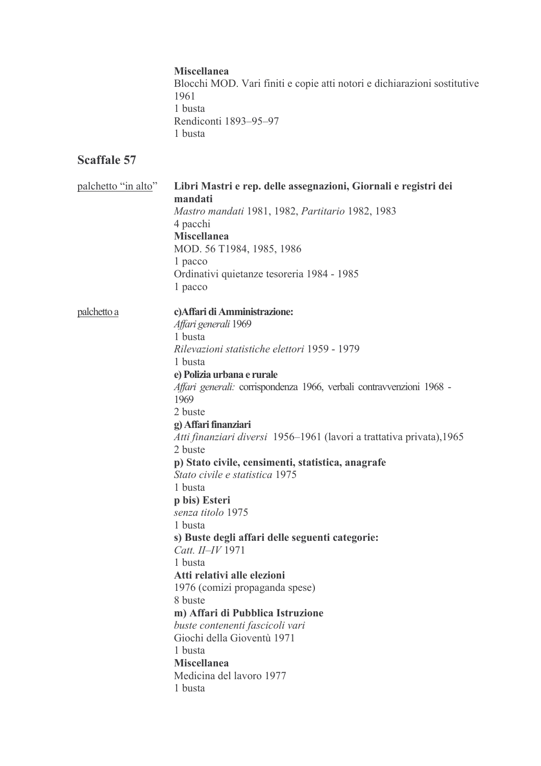**Miscellanea**
Blocchi MOD. Vari finiti e copie atti notori e dichiarazioni sostitutive
1961
1 busta
Rendiconti 1893–95–97
1 busta

## Scaffale 57

palchetto “in alto”

**Libri Mastri e rep. delle assegnazioni, Giornali e registri dei mandati**
*Mastro mandati* 1981, 1982, *Partitario* 1982, 1983
4 pacchi
**Miscellanea**
MOD. 56 T1984, 1985, 1986
1 pacco
Ordinativi quietanze tesoreria 1984 - 1985
1 pacco

palchetto a

**c)Affari di Amministrazione:**
*Affari generali* 1969
1 busta
*Rilevazioni statistiche elettori* 1959 - 1979
1 busta
**e) Polizia urbana e rurale**
*Affari generali:* corrispondenza 1966, verbali contravvenzioni 1968 - 1969
2 buste
**g) Affari finanziari**
*Atti finanziari diversi* 1956–1961 (lavori a trattativa privata),1965
2 buste
**p) Stato civile, censimenti, statistica, anagrafe**
*Stato civile e statistica* 1975
1 busta
**p bis) Esteri**
*senza titolo* 1975
1 busta
**s) Buste degli affari delle seguenti categorie:**
*Catt. II–IV* 1971
1 busta
**Atti relativi alle elezioni**
1976 (comizi propaganda spese)
8 buste
**m) Affari di Pubblica Istruzione**
*buste contenenti fascicoli vari*
Giochi della Gioventù 1971
1 busta
**Miscellanea**
Medicina del lavoro 1977
1 busta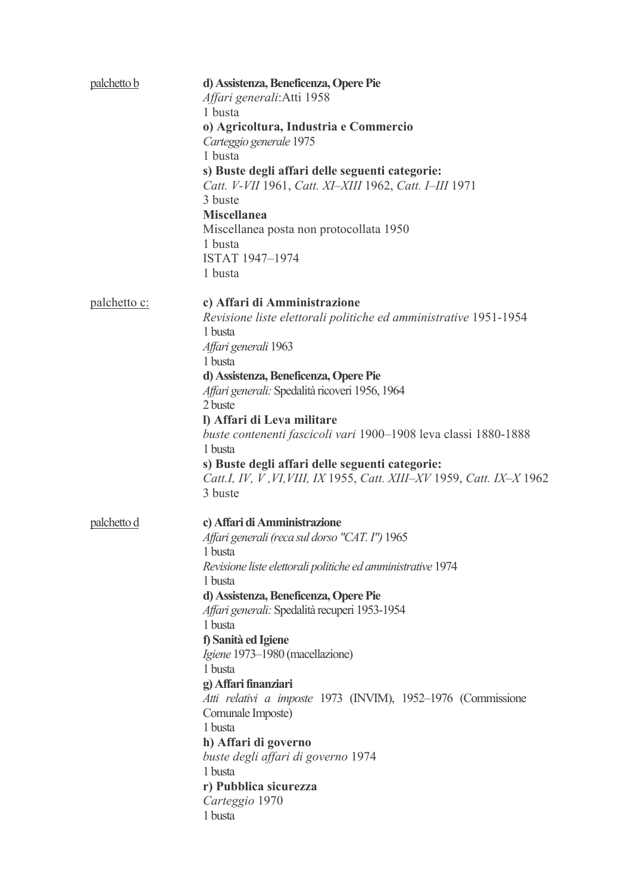palchetto b

**d) Assistenza, Beneficenza, Opere Pie**
*Affari generali*:Atti 1958
1 busta
**o) Agricoltura, Industria e Commercio**
*Carteggio generale* 1975
1 busta
**s) Buste degli affari delle seguenti categorie:**
*Catt. V-VII* 1961, *Catt. XI–XIII* 1962, *Catt. I–III* 1971
3 buste
**Miscellanea**
Miscellanea posta non protocollata 1950
1 busta
ISTAT 1947–1974
1 busta

palchetto c:

**c) Affari di Amministrazione**
*Revisione liste elettorali politiche ed amministrative* 1951-1954
1 busta
*Affari generali* 1963
1 busta
**d) Assistenza, Beneficenza, Opere Pie**
*Affari generali:* Spedalità ricoveri 1956, 1964
2 buste
**l) Affari di Leva militare**
*buste contenenti fascicoli vari* 1900–1908 leva classi 1880-1888
1 busta
**s) Buste degli affari delle seguenti categorie:**
*Catt.I, IV, V ,VI,VIII, IX* 1955, *Catt. XIII–XV* 1959, *Catt. IX–X* 1962
3 buste

palchetto d

**c) Affari di Amministrazione**
*Affari generali (reca sul dorso "CAT. I")* 1965
1 busta
*Revisione liste elettorali politiche ed amministrative* 1974
1 busta
**d) Assistenza, Beneficenza, Opere Pie**
*Affari generali:* Spedalità recuperi 1953-1954
1 busta
**f) Sanità ed Igiene**
*Igiene* 1973–1980 (macellazione)
1 busta
**g) Affari finanziari**
*Atti relativi a imposte* 1973 (INVIM), 1952–1976 (Commissione Comunale Imposte)
1 busta
**h) Affari di governo**
*buste degli affari di governo* 1974
1 busta
**r) Pubblica sicurezza**
*Carteggio* 1970
1 busta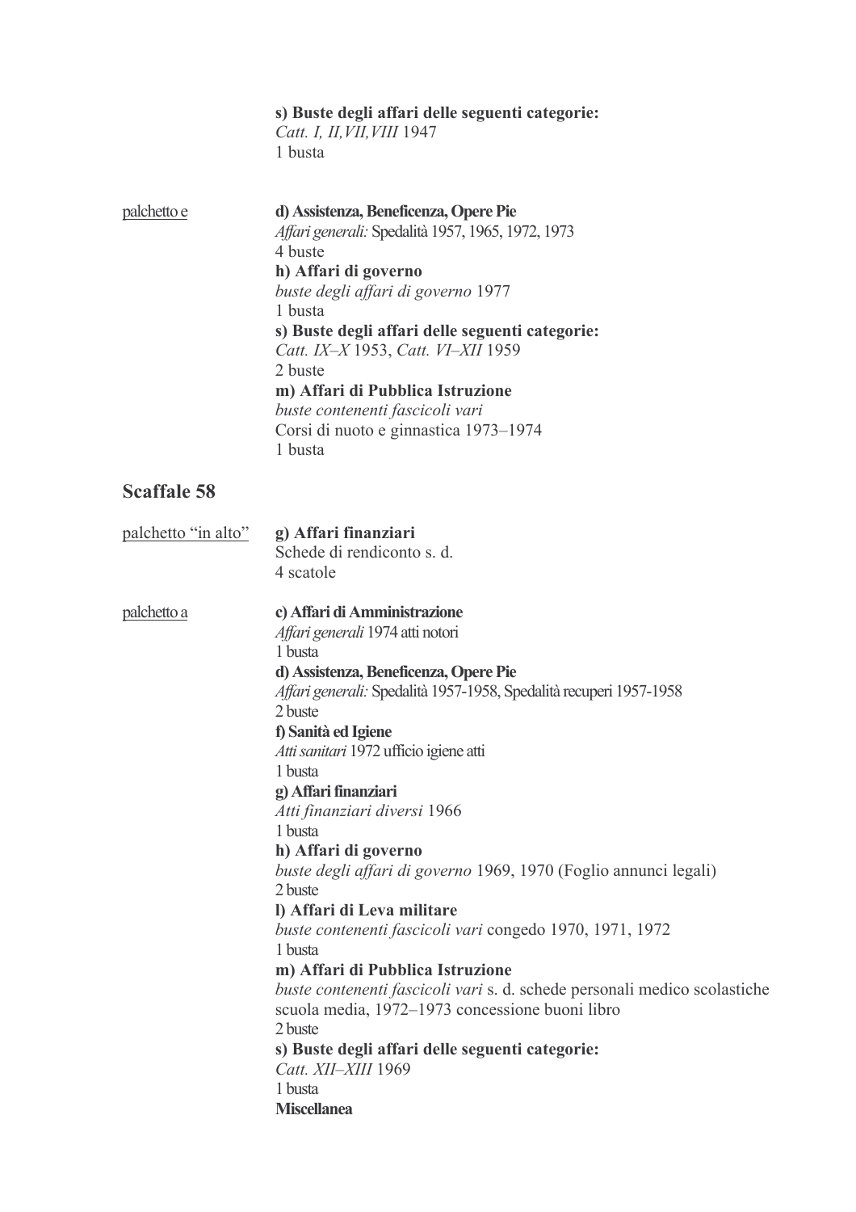**s) Buste degli affari delle seguenti categorie:**
*Catt. I, II,VII,VIII* 1947
1 busta

palchetto e

**d) Assistenza, Beneficenza, Opere Pie**
*Affari generali:* Spedalità 1957, 1965, 1972, 1973
4 buste
**h) Affari di governo**
*buste degli affari di governo* 1977
1 busta
**s) Buste degli affari delle seguenti categorie:**
*Catt. IX–X* 1953, *Catt. VI–XII* 1959
2 buste
**m) Affari di Pubblica Istruzione**
*buste contenenti fascicoli vari*
Corsi di nuoto e ginnastica 1973–1974
1 busta

## Scaffale 58

palchetto "in alto"

**g) Affari finanziari**
Schede di rendiconto s. d.
4 scatole

palchetto a

**c) Affari di Amministrazione**
*Affari generali* 1974 atti notori
1 busta
**d) Assistenza, Beneficenza, Opere Pie**
*Affari generali:* Spedalità 1957-1958, Spedalità recuperi 1957-1958
2 buste
**f) Sanità ed Igiene**
*Atti sanitari* 1972 ufficio igiene atti
1 busta
**g) Affari finanziari**
*Atti finanziari diversi* 1966
1 busta
**h) Affari di governo**
*buste degli affari di governo* 1969, 1970 (Foglio annunci legali)
2 buste
**l) Affari di Leva militare**
*buste contenenti fascicoli vari* congedo 1970, 1971, 1972
1 busta
**m) Affari di Pubblica Istruzione**
*buste contenenti fascicoli vari* s. d. schede personali medico scolastiche scuola media, 1972–1973 concessione buoni libro
2 buste
**s) Buste degli affari delle seguenti categorie:**
*Catt. XII–XIII* 1969
1 busta
**Miscellanea**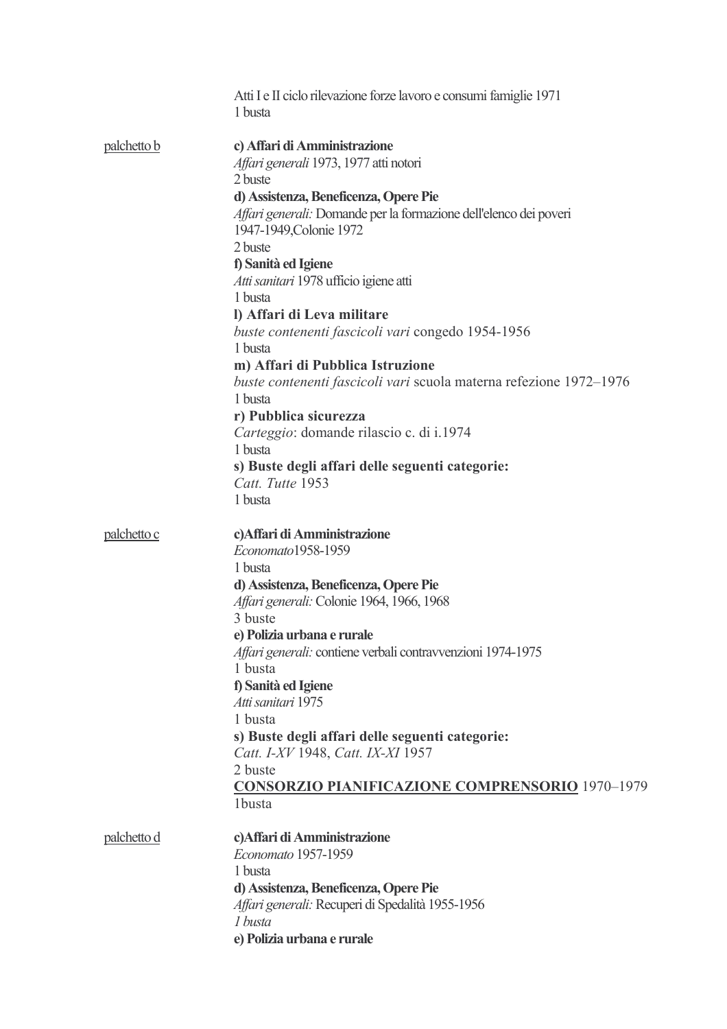Atti I e II ciclo rilevazione forze lavoro e consumi famiglie 1971
1 busta

<u>palchetto b</u>

**c) Affari di Amministrazione**
*Affari generali* 1973, 1977 atti notori
2 buste

**d) Assistenza, Beneficenza, Opere Pie**
*Affari generali:* Domande per la formazione dell'elenco dei poveri 1947-1949,Colonie 1972
2 buste

**f) Sanità ed Igiene**
*Atti sanitari* 1978 ufficio igiene atti
1 busta

**l) Affari di Leva militare**
*buste contenenti fascicoli vari* congedo 1954-1956
1 busta

**m) Affari di Pubblica Istruzione**
*buste contenenti fascicoli vari* scuola materna refezione 1972–1976
1 busta

**r) Pubblica sicurezza**
*Carteggio*: domande rilascio c. di i.1974
1 busta

**s) Buste degli affari delle seguenti categorie:**
*Catt. Tutte* 1953
1 busta

<u>palchetto c</u>

**c)Affari di Amministrazione**
*Economato*1958-1959
1 busta

**d) Assistenza, Beneficenza, Opere Pie**
*Affari generali:* Colonie 1964, 1966, 1968
3 buste

**e) Polizia urbana e rurale**
*Affari generali:* contiene verbali contravvenzioni 1974-1975
1 busta

**f) Sanità ed Igiene**
*Atti sanitari* 1975
1 busta

**s) Buste degli affari delle seguenti categorie:**
*Catt. I-XV* 1948, *Catt. IX-XI* 1957
2 buste

**<u>CONSORZIO PIANIFICAZIONE COMPRENSORIO</u>** 1970–1979
1busta

<u>palchetto d</u>

**c)Affari di Amministrazione**
*Economato* 1957-1959
1 busta

**d) Assistenza, Beneficenza, Opere Pie**
*Affari generali:* Recuperi di Spedalità 1955-1956
*1 busta*

**e) Polizia urbana e rurale**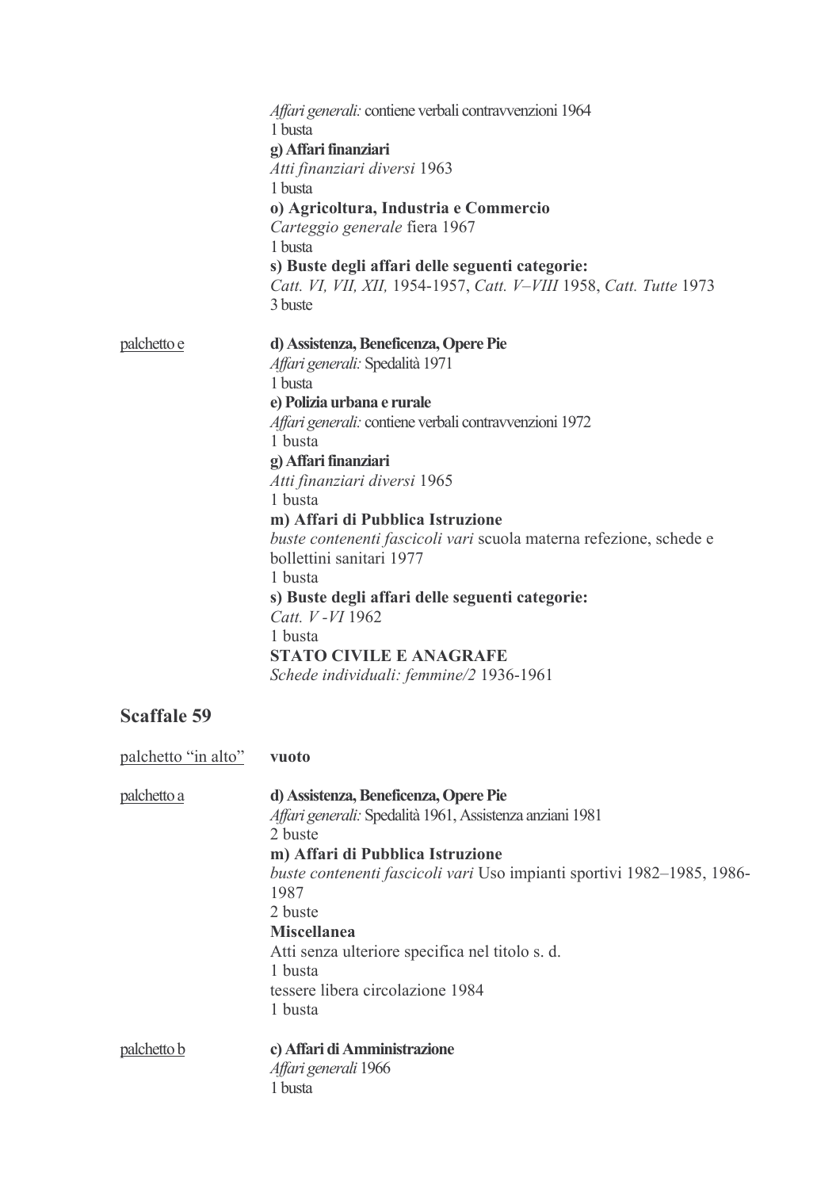*Affari generali:* contiene verbali contravvenzioni 1964
1 busta
**g) Affari finanziari**
*Atti finanziari diversi* 1963
1 busta
**o) Agricoltura, Industria e Commercio**
*Carteggio generale* fiera 1967
1 busta
**s) Buste degli affari delle seguenti categorie:**
*Catt. VI, VII, XII,* 1954-1957, *Catt. V–VIII* 1958, *Catt. Tutte* 1973
3 buste

palchetto e

**d) Assistenza, Beneficenza, Opere Pie**
*Affari generali:* Spedalità 1971
1 busta
**e) Polizia urbana e rurale**
*Affari generali:* contiene verbali contravvenzioni 1972
1 busta
**g) Affari finanziari**
*Atti finanziari diversi* 1965
1 busta
**m) Affari di Pubblica Istruzione**
*buste contenenti fascicoli vari* scuola materna refezione, schede e bollettini sanitari 1977
1 busta
**s) Buste degli affari delle seguenti categorie:**
*Catt. V -VI* 1962
1 busta
**STATO CIVILE E ANAGRAFE**
*Schede individuali: femmine/2* 1936-1961

## Scaffale 59

palchetto "in alto"

**vuoto**

palchetto a

**d) Assistenza, Beneficenza, Opere Pie**
*Affari generali:* Spedalità 1961, Assistenza anziani 1981
2 buste
**m) Affari di Pubblica Istruzione**
*buste contenenti fascicoli vari* Uso impianti sportivi 1982–1985, 1986-1987
2 buste
**Miscellanea**
Atti senza ulteriore specifica nel titolo s. d.
1 busta
tessere libera circolazione 1984
1 busta

palchetto b

**c) Affari di Amministrazione**
*Affari generali* 1966
1 busta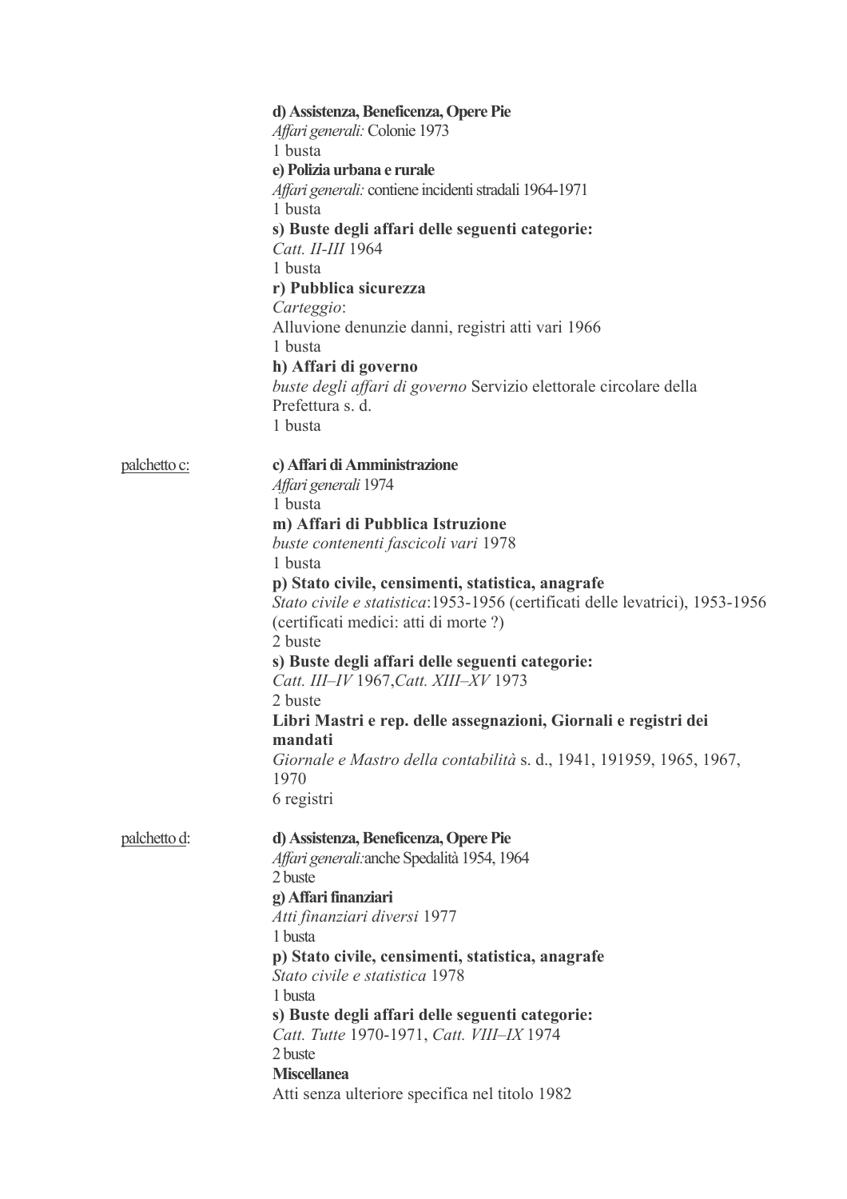**d) Assistenza, Beneficenza, Opere Pie**
*Affari generali:* Colonie 1973
1 busta
**e) Polizia urbana e rurale**
*Affari generali:* contiene incidenti stradali 1964-1971
1 busta
**s) Buste degli affari delle seguenti categorie:**
*Catt. II-III* 1964
1 busta
**r) Pubblica sicurezza**
*Carteggio*:
Alluvione denunzie danni, registri atti vari 1966
1 busta
**h) Affari di governo**
*buste degli affari di governo* Servizio elettorale circolare della Prefettura s. d.
1 busta

palchetto c:

**c) Affari di Amministrazione**
*Affari generali* 1974
1 busta
**m) Affari di Pubblica Istruzione**
*buste contenenti fascicoli vari* 1978
1 busta
**p) Stato civile, censimenti, statistica, anagrafe**
*Stato civile e statistica*:1953-1956 (certificati delle levatrici), 1953-1956 (certificati medici: atti di morte ?)
2 buste
**s) Buste degli affari delle seguenti categorie:**
*Catt. III–IV* 1967,*Catt. XIII–XV* 1973
2 buste
**Libri Mastri e rep. delle assegnazioni, Giornali e registri dei mandati**
*Giornale e Mastro della contabilità* s. d., 1941, 191959, 1965, 1967, 1970
6 registri

palchetto d:

**d) Assistenza, Beneficenza, Opere Pie**
*Affari generali:*anche Spedalità 1954, 1964
2 buste
**g) Affari finanziari**
*Atti finanziari diversi* 1977
1 busta
**p) Stato civile, censimenti, statistica, anagrafe**
*Stato civile e statistica* 1978
1 busta
**s) Buste degli affari delle seguenti categorie:**
*Catt. Tutte* 1970-1971, *Catt. VIII–IX* 1974
2 buste
**Miscellanea**
Atti senza ulteriore specifica nel titolo 1982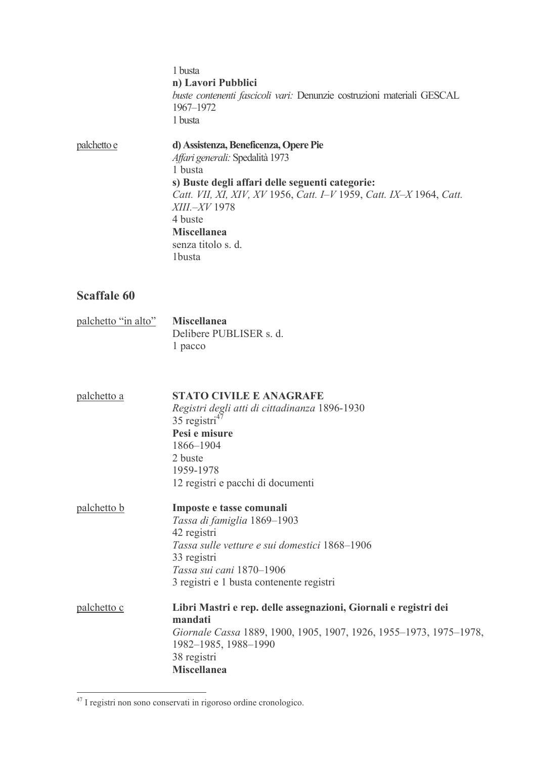1 busta

**n) Lavori Pubblici**

*buste contenenti fascicoli vari:* Denunzie costruzioni materiali GESCAL 1967–1972

1 busta

palchetto e

**d) Assistenza, Beneficenza, Opere Pie**

*Affari generali:* Spedalità 1973

1 busta

**s) Buste degli affari delle seguenti categorie:**

*Catt. VII, XI, XIV, XV* 1956, *Catt. I–V* 1959, *Catt. IX–X* 1964, *Catt. XIII.–XV* 1978

4 buste

**Miscellanea**

senza titolo s. d.

1busta

## Scaffale 60

palchetto "in alto"

**Miscellanea**

Delibere PUBLISER s. d.

1 pacco

palchetto a

**STATO CIVILE E ANAGRAFE**

*Registri degli atti di cittadinanza* 1896-1930

35 registri[47]

**Pesi e misure**

1866–1904

2 buste

1959-1978

12 registri e pacchi di documenti

palchetto b

**Imposte e tasse comunali**

*Tassa di famiglia* 1869–1903

42 registri

*Tassa sulle vetture e sui domestici* 1868–1906

33 registri

*Tassa sui cani* 1870–1906

3 registri e 1 busta contenente registri

palchetto c

**Libri Mastri e rep. delle assegnazioni, Giornali e registri dei mandati**

*Giornale Cassa* 1889, 1900, 1905, 1907, 1926, 1955–1973, 1975–1978, 1982–1985, 1988–1990

38 registri

**Miscellanea**

[47] I registri non sono conservati in rigoroso ordine cronologico.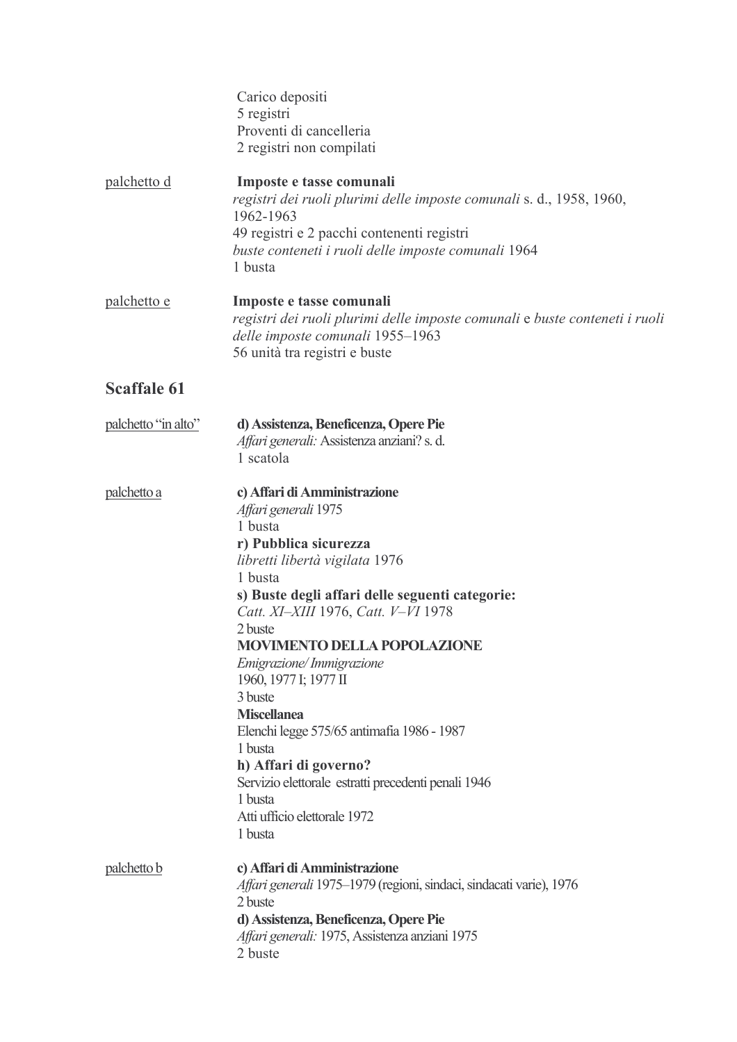Carico depositi
5 registri
Proventi di cancelleria
2 registri non compilati

<u>palchetto d</u>

**Imposte e tasse comunali**
*registri dei ruoli plurimi delle imposte comunali* s. d., 1958, 1960, 1962-1963
49 registri e 2 pacchi contenenti registri
*buste conteneti i ruoli delle imposte comunali* 1964
1 busta

<u>palchetto e</u>

**Imposte e tasse comunali**
*registri dei ruoli plurimi delle imposte comunali* e *buste conteneti i ruoli delle imposte comunali* 1955–1963
56 unità tra registri e buste

## Scaffale 61

<u>palchetto "in alto"</u>

**d) Assistenza, Beneficenza, Opere Pie**
*Affari generali:* Assistenza anziani? s. d.
1 scatola

<u>palchetto a</u>

**c) Affari di Amministrazione**
*Affari generali* 1975
1 busta
**r) Pubblica sicurezza**
*libretti libertà vigilata* 1976
1 busta
**s) Buste degli affari delle seguenti categorie:**
*Catt. XI–XIII* 1976, *Catt. V–VI* 1978
2 buste
**MOVIMENTO DELLA POPOLAZIONE**
*Emigrazione/ Immigrazione*
1960, 1977 I; 1977 II
3 buste
**Miscellanea**
Elenchi legge 575/65 antimafia 1986 - 1987
1 busta
**h) Affari di governo?**
Servizio elettorale estratti precedenti penali 1946
1 busta
Atti ufficio elettorale 1972
1 busta

<u>palchetto b</u>

**c) Affari di Amministrazione**
*Affari generali* 1975–1979 (regioni, sindaci, sindacati varie), 1976
2 buste
**d) Assistenza, Beneficenza, Opere Pie**
*Affari generali:* 1975, Assistenza anziani 1975
2 buste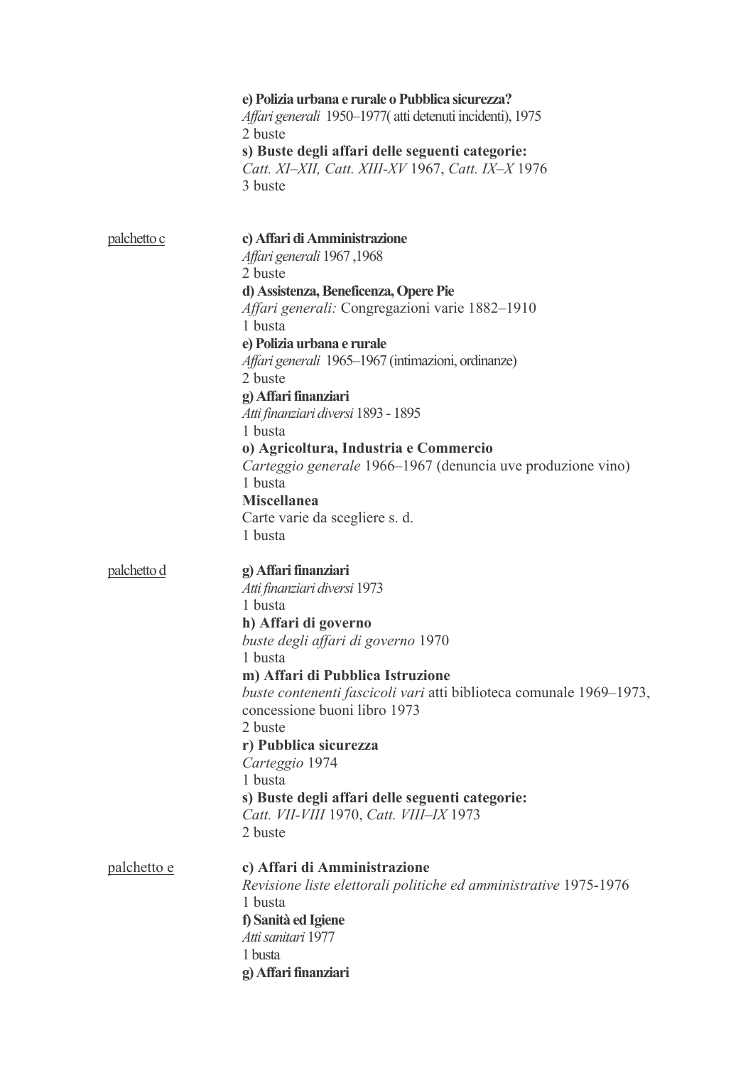**e) Polizia urbana e rurale o Pubblica sicurezza?**
*Affari generali* 1950–1977( atti detenuti incidenti), 1975
2 buste
**s) Buste degli affari delle seguenti categorie:**
*Catt. XI–XII, Catt. XIII-XV* 1967, *Catt. IX–X* 1976
3 buste

<u>palchetto c</u>

**c) Affari di Amministrazione**
*Affari generali* 1967 ,1968
2 buste
**d) Assistenza, Beneficenza, Opere Pie**
*Affari generali:* Congregazioni varie 1882–1910
1 busta
**e) Polizia urbana e rurale**
*Affari generali* 1965–1967 (intimazioni, ordinanze)
2 buste
**g) Affari finanziari**
*Atti finanziari diversi* 1893 - 1895
1 busta
**o) Agricoltura, Industria e Commercio**
*Carteggio generale* 1966–1967 (denuncia uve produzione vino)
1 busta
**Miscellanea**
Carte varie da scegliere s. d.
1 busta

<u>palchetto d</u>

**g) Affari finanziari**
*Atti finanziari diversi* 1973
1 busta
**h) Affari di governo**
*buste degli affari di governo* 1970
1 busta
**m) Affari di Pubblica Istruzione**
*buste contenenti fascicoli vari* atti biblioteca comunale 1969–1973, concessione buoni libro 1973
2 buste
**r) Pubblica sicurezza**
*Carteggio* 1974
1 busta
**s) Buste degli affari delle seguenti categorie:**
*Catt. VII-VIII* 1970, *Catt. VIII–IX* 1973
2 buste

<u>palchetto e</u>

**c) Affari di Amministrazione**
*Revisione liste elettorali politiche ed amministrative* 1975-1976
1 busta
**f) Sanità ed Igiene**
*Atti sanitari* 1977
1 busta
**g) Affari finanziari**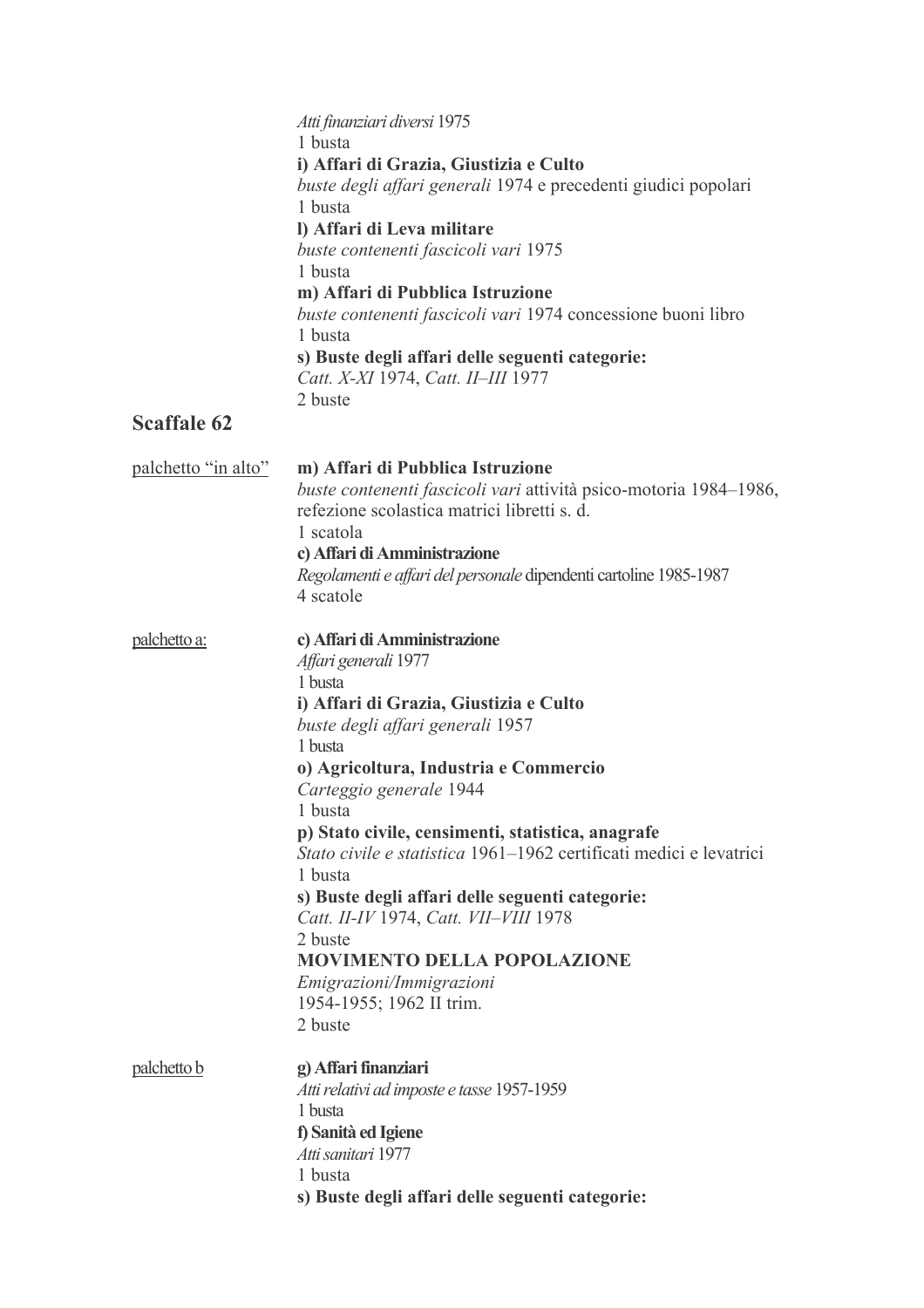*Atti finanziari diversi* 1975
1 busta
**i) Affari di Grazia, Giustizia e Culto**
*buste degli affari generali* 1974 e precedenti giudici popolari
1 busta
**l) Affari di Leva militare**
*buste contenenti fascicoli vari* 1975
1 busta
**m) Affari di Pubblica Istruzione**
*buste contenenti fascicoli vari* 1974 concessione buoni libro
1 busta
**s) Buste degli affari delle seguenti categorie:**
*Catt. X-XI* 1974, *Catt. II–III* 1977
2 buste

## Scaffale 62

palchetto “in alto”

**m) Affari di Pubblica Istruzione**
*buste contenenti fascicoli vari* attività psico-motoria 1984–1986, refezione scolastica matrici libretti s. d.
1 scatola
**c) Affari di Amministrazione**
*Regolamenti e affari del personale* dipendenti cartoline 1985-1987
4 scatole

palchetto a:

**c) Affari di Amministrazione**
*Affari generali* 1977
1 busta
**i) Affari di Grazia, Giustizia e Culto**
*buste degli affari generali* 1957
1 busta
**o) Agricoltura, Industria e Commercio**
*Carteggio generale* 1944
1 busta
**p) Stato civile, censimenti, statistica, anagrafe**
*Stato civile e statistica* 1961–1962 certificati medici e levatrici
1 busta
**s) Buste degli affari delle seguenti categorie:**
*Catt. II-IV* 1974, *Catt. VII–VIII* 1978
2 buste
**MOVIMENTO DELLA POPOLAZIONE**
*Emigrazioni/Immigrazioni*
1954-1955; 1962 II trim.
2 buste

palchetto b

**g) Affari finanziari**
*Atti relativi ad imposte e tasse* 1957-1959
1 busta
**f) Sanità ed Igiene**
*Atti sanitari* 1977
1 busta
**s) Buste degli affari delle seguenti categorie:**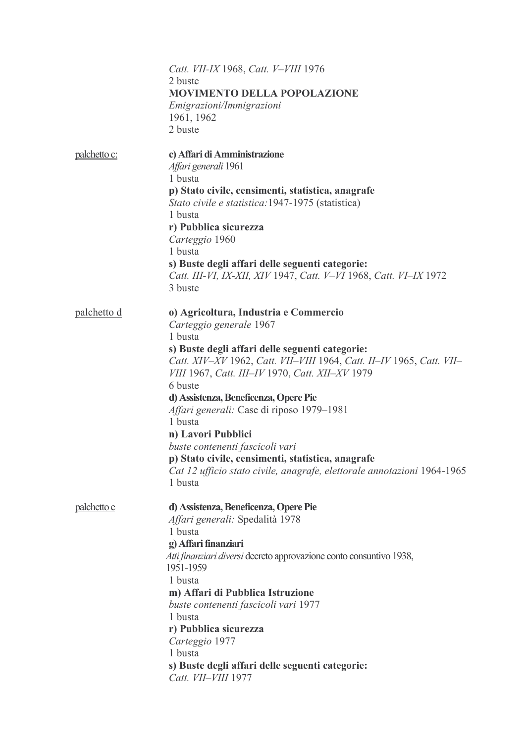*Catt. VII-IX* 1968, *Catt. V–VIII* 1976
2 buste
**MOVIMENTO DELLA POPOLAZIONE**
*Emigrazioni/Immigrazioni*
1961, 1962
2 buste

palchetto c:

**c) Affari di Amministrazione**
*Affari generali* 1961
1 busta
**p) Stato civile, censimenti, statistica, anagrafe**
*Stato civile e statistica:*1947-1975 (statistica)
1 busta
**r) Pubblica sicurezza**
*Carteggio* 1960
1 busta
**s) Buste degli affari delle seguenti categorie:**
*Catt. III-VI, IX-XII, XIV* 1947, *Catt. V–VI* 1968, *Catt. VI–IX* 1972
3 buste

palchetto d

**o) Agricoltura, Industria e Commercio**
*Carteggio generale* 1967
1 busta
**s) Buste degli affari delle seguenti categorie:**
*Catt. XIV–XV* 1962, *Catt. VII–VIII* 1964, *Catt. II–IV* 1965, *Catt. VII–VIII* 1967, *Catt. III–IV* 1970, *Catt. XII–XV* 1979
6 buste
**d) Assistenza, Beneficenza, Opere Pie**
*Affari generali:* Case di riposo 1979–1981
1 busta
**n) Lavori Pubblici**
*buste contenenti fascicoli vari*
**p) Stato civile, censimenti, statistica, anagrafe**
*Cat 12 ufficio stato civile, anagrafe, elettorale annotazioni* 1964-1965
1 busta

palchetto e

**d) Assistenza, Beneficenza, Opere Pie**
*Affari generali:* Spedalità 1978
1 busta
**g) Affari finanziari**
*Atti finanziari diversi* decreto approvazione conto consuntivo 1938, 1951-1959
1 busta
**m) Affari di Pubblica Istruzione**
*buste contenenti fascicoli vari* 1977
1 busta
**r) Pubblica sicurezza**
*Carteggio* 1977
1 busta
**s) Buste degli affari delle seguenti categorie:**
*Catt. VII–VIII* 1977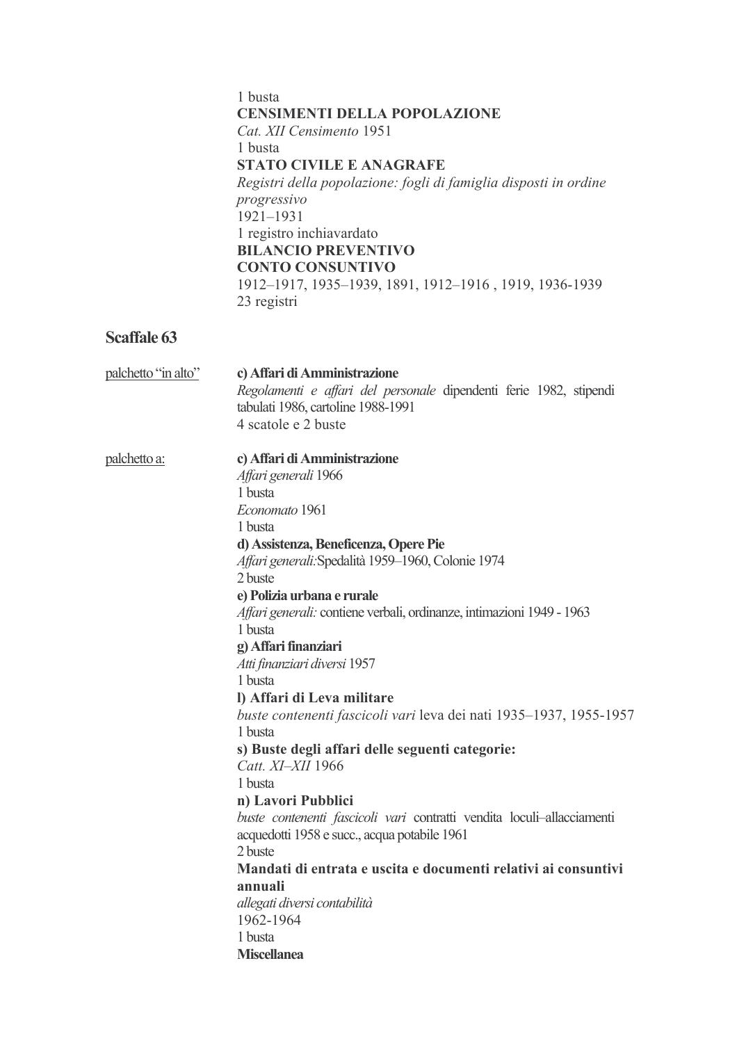1 busta
**CENSIMENTI DELLA POPOLAZIONE**
*Cat. XII Censimento* 1951
1 busta
**STATO CIVILE E ANAGRAFE**
*Registri della popolazione: fogli di famiglia disposti in ordine progressivo*
1921–1931
1 registro inchiavardato
**BILANCIO PREVENTIVO**
**CONTO CONSUNTIVO**
1912–1917, 1935–1939, 1891, 1912–1916 , 1919, 1936-1939
23 registri

## Scaffale 63

palchetto "in alto"

**c) Affari di Amministrazione**
*Regolamenti e affari del personale* dipendenti ferie 1982, stipendi tabulati 1986, cartoline 1988-1991
4 scatole e 2 buste

palchetto a:

**c) Affari di Amministrazione**
*Affari generali* 1966
1 busta
*Economato* 1961
1 busta
**d) Assistenza, Beneficenza, Opere Pie**
*Affari generali:*Spedalità 1959–1960, Colonie 1974
2 buste
**e) Polizia urbana e rurale**
*Affari generali:* contiene verbali, ordinanze, intimazioni 1949 - 1963
1 busta
**g) Affari finanziari**
*Atti finanziari diversi* 1957
1 busta
**l) Affari di Leva militare**
*buste contenenti fascicoli vari* leva dei nati 1935–1937, 1955-1957
1 busta
**s) Buste degli affari delle seguenti categorie:**
*Catt. XI–XII* 1966
1 busta
**n) Lavori Pubblici**
*buste contenenti fascicoli vari* contratti vendita loculi–allacciamenti acquedotti 1958 e succ., acqua potabile 1961
2 buste
**Mandati di entrata e uscita e documenti relativi ai consuntivi annuali**
*allegati diversi contabilità*
1962-1964
1 busta
**Miscellanea**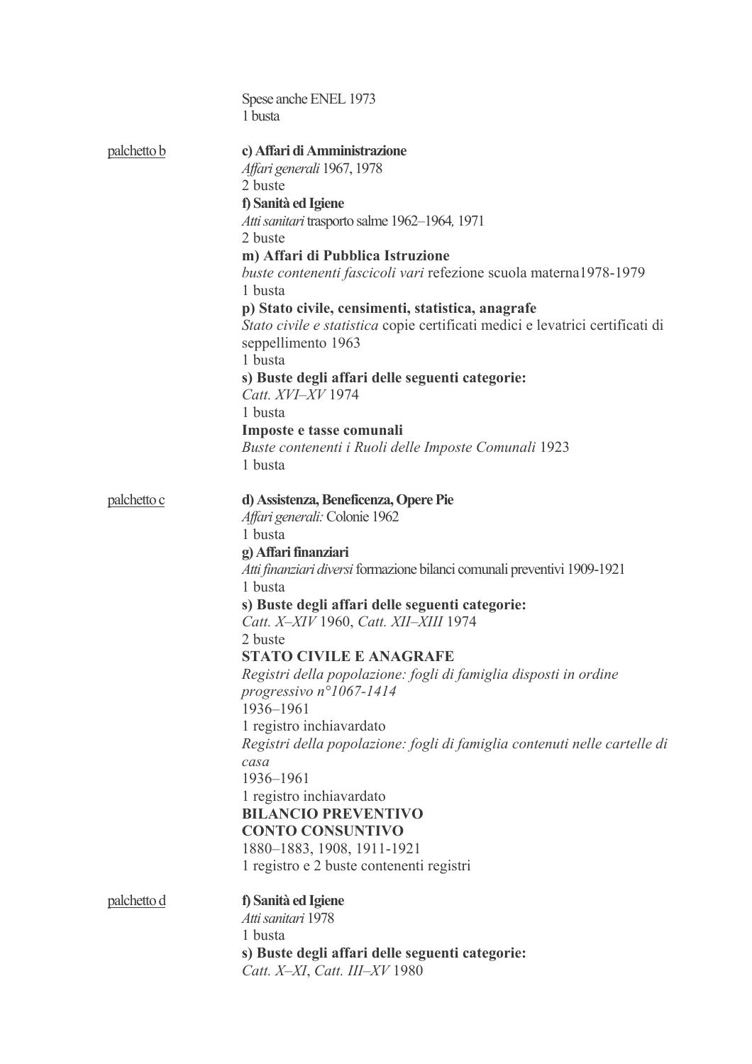Spese anche ENEL 1973
1 busta

<u>palchetto b</u>

**c) Affari di Amministrazione**
*Affari generali* 1967, 1978
2 buste
**f) Sanità ed Igiene**
*Atti sanitari* trasporto salme 1962–1964*,* 1971
2 buste
**m) Affari di Pubblica Istruzione**
*buste contenenti fascicoli vari* refezione scuola materna1978-1979
1 busta
**p) Stato civile, censimenti, statistica, anagrafe**
*Stato civile e statistica* copie certificati medici e levatrici certificati di seppellimento 1963
1 busta
**s) Buste degli affari delle seguenti categorie:**
*Catt. XVI–XV* 1974
1 busta
**Imposte e tasse comunali**
*Buste contenenti i Ruoli delle Imposte Comunali* 1923
1 busta

<u>palchetto c</u>

**d) Assistenza, Beneficenza, Opere Pie**
*Affari generali:* Colonie 1962
1 busta
**g) Affari finanziari**
*Atti finanziari diversi* formazione bilanci comunali preventivi 1909-1921
1 busta
**s) Buste degli affari delle seguenti categorie:**
*Catt. X–XIV* 1960, *Catt. XII–XIII* 1974
2 buste
**STATO CIVILE E ANAGRAFE**
*Registri della popolazione: fogli di famiglia disposti in ordine progressivo n°1067-1414*
1936–1961
1 registro inchiavardato
*Registri della popolazione: fogli di famiglia contenuti nelle cartelle di casa*
1936–1961
1 registro inchiavardato
**BILANCIO PREVENTIVO**
**CONTO CONSUNTIVO**
1880–1883, 1908, 1911-1921
1 registro e 2 buste contenenti registri

<u>palchetto d</u>

**f) Sanità ed Igiene**
*Atti sanitari* 1978
1 busta
**s) Buste degli affari delle seguenti categorie:**
*Catt. X–XI*, *Catt. III–XV* 1980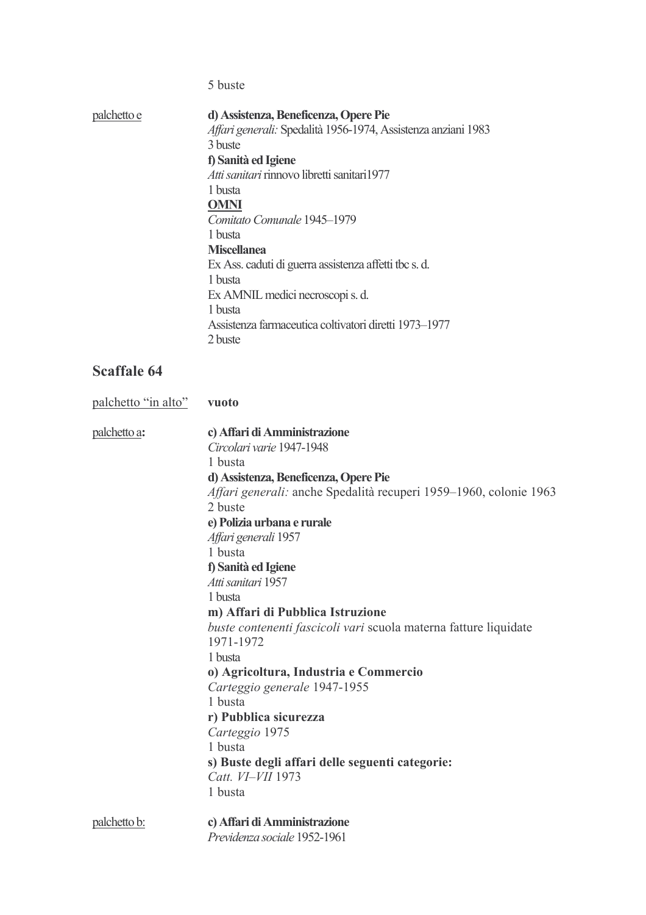5 buste

<u>palchetto e</u>

**d) Assistenza, Beneficenza, Opere Pie**
*Affari generali:* Spedalità 1956-1974, Assistenza anziani 1983
3 buste
**f) Sanità ed Igiene**
*Atti sanitari* rinnovo libretti sanitari1977
1 busta
**<u>OMNI</u>**
*Comitato Comunale* 1945–1979
1 busta
**Miscellanea**
Ex Ass. caduti di guerra assistenza affetti tbc s. d.
1 busta
Ex AMNIL medici necroscopi s. d.
1 busta
Assistenza farmaceutica coltivatori diretti 1973–1977
2 buste

## Scaffale 64

<u>palchetto "in alto"</u> **vuoto**

<u>palchetto a</u>**:**

**c) Affari di Amministrazione**
*Circolari varie* 1947-1948
1 busta
**d) Assistenza, Beneficenza, Opere Pie**
*Affari generali:* anche Spedalità recuperi 1959–1960, colonie 1963
2 buste
**e) Polizia urbana e rurale**
*Affari generali* 1957
1 busta
**f) Sanità ed Igiene**
*Atti sanitari* 1957
1 busta
**m) Affari di Pubblica Istruzione**
*buste contenenti fascicoli vari* scuola materna fatture liquidate 1971-1972
1 busta
**o) Agricoltura, Industria e Commercio**
*Carteggio generale* 1947-1955
1 busta
**r) Pubblica sicurezza**
*Carteggio* 1975
1 busta
**s) Buste degli affari delle seguenti categorie:**
*Catt. VI–VII* 1973
1 busta

<u>palchetto b:</u>

**c) Affari di Amministrazione**
*Previdenza sociale* 1952-1961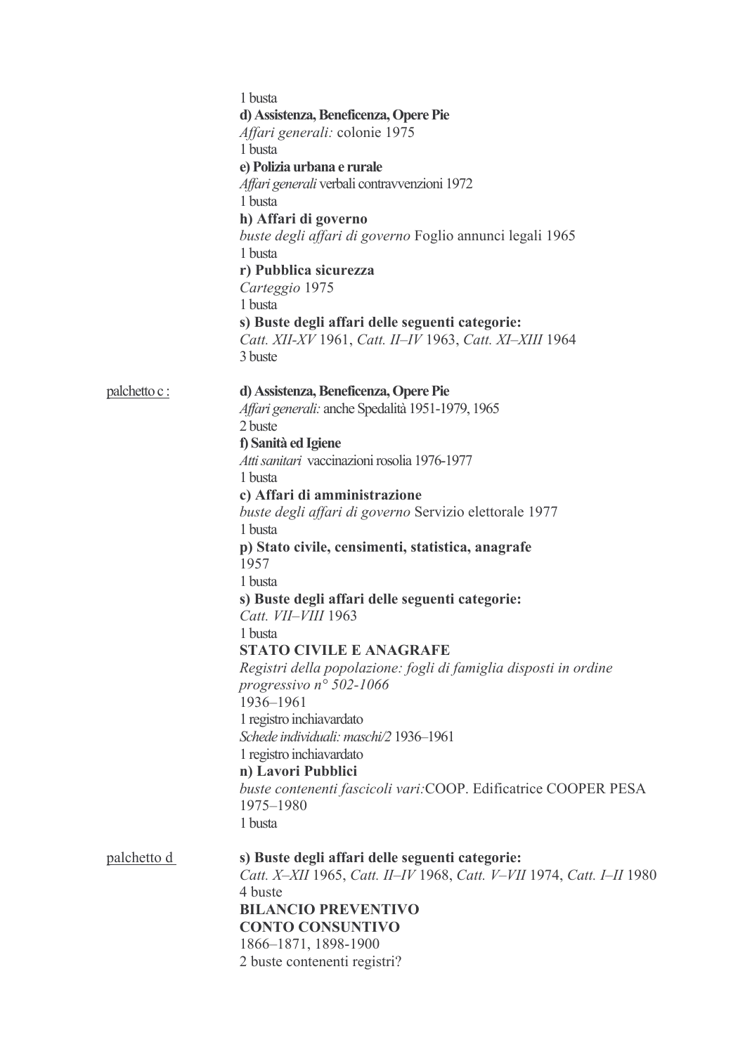1 busta

**d) Assistenza, Beneficenza, Opere Pie**

*Affari generali:* colonie 1975

1 busta

**e) Polizia urbana e rurale**

*Affari generali* verbali contravvenzioni 1972

1 busta

**h) Affari di governo**

*buste degli affari di governo* Foglio annunci legali 1965

1 busta

**r) Pubblica sicurezza**

*Carteggio* 1975

1 busta

**s) Buste degli affari delle seguenti categorie:**

*Catt. XII-XV* 1961, *Catt. II–IV* 1963, *Catt. XI–XIII* 1964

3 buste

palchetto c :

**d) Assistenza, Beneficenza, Opere Pie**

*Affari generali:* anche Spedalità 1951-1979, 1965

2 buste

**f) Sanità ed Igiene**

*Atti sanitari* vaccinazioni rosolia 1976-1977

1 busta

**c) Affari di amministrazione**

*buste degli affari di governo* Servizio elettorale 1977

1 busta

**p) Stato civile, censimenti, statistica, anagrafe**

1957

1 busta

**s) Buste degli affari delle seguenti categorie:**

*Catt. VII–VIII* 1963

1 busta

**STATO CIVILE E ANAGRAFE**

*Registri della popolazione: fogli di famiglia disposti in ordine progressivo n° 502-1066*

1936–1961

1 registro inchiavardato

*Schede individuali: maschi/2* 1936–1961

1 registro inchiavardato

**n) Lavori Pubblici**

*buste contenenti fascicoli vari:*COOP. Edificatrice COOPER PESA

1975–1980

1 busta

palchetto d

**s) Buste degli affari delle seguenti categorie:**

*Catt. X–XII* 1965, *Catt. II–IV* 1968, *Catt. V–VII* 1974, *Catt. I–II* 1980

4 buste

**BILANCIO PREVENTIVO**

**CONTO CONSUNTIVO**

1866–1871, 1898-1900

2 buste contenenti registri?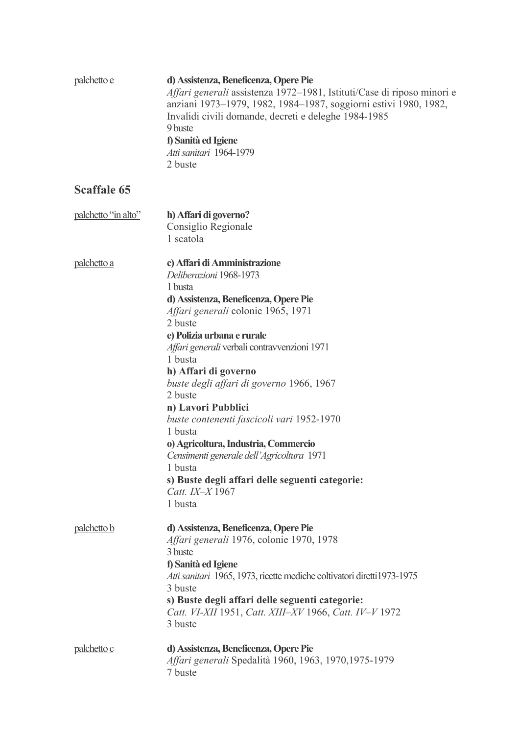<u>palchetto e</u>

**d) Assistenza, Beneficenza, Opere Pie**
*Affari generali* assistenza 1972–1981, Istituti/Case di riposo minori e anziani 1973–1979, 1982, 1984–1987, soggiorni estivi 1980, 1982, Invalidi civili domande, decreti e deleghe 1984-1985
9 buste
**f) Sanità ed Igiene**
*Atti sanitari* 1964-1979
2 buste

## Scaffale 65

<u>palchetto "in alto"</u>

**h) Affari di governo?**
Consiglio Regionale
1 scatola

<u>palchetto a</u>

**c) Affari di Amministrazione**
*Deliberazioni* 1968-1973
1 busta
**d) Assistenza, Beneficenza, Opere Pie**
*Affari generali* colonie 1965, 1971
2 buste
**e) Polizia urbana e rurale**
*Affari generali* verbali contravvenzioni 1971
1 busta
**h) Affari di governo**
*buste degli affari di governo* 1966, 1967
2 buste
**n) Lavori Pubblici**
*buste contenenti fascicoli vari* 1952-1970
1 busta
**o) Agricoltura, Industria, Commercio**
*Censimenti generale dell'Agricoltura* 1971
1 busta
**s) Buste degli affari delle seguenti categorie:**
*Catt. IX–X* 1967
1 busta

<u>palchetto b</u>

**d) Assistenza, Beneficenza, Opere Pie**
*Affari generali* 1976, colonie 1970, 1978
3 buste
**f) Sanità ed Igiene**
*Atti sanitari* 1965, 1973, ricette mediche coltivatori diretti1973-1975
3 buste
**s) Buste degli affari delle seguenti categorie:**
*Catt. VI-XII* 1951, *Catt. XIII–XV* 1966, *Catt. IV–V* 1972
3 buste

<u>palchetto c</u>

**d) Assistenza, Beneficenza, Opere Pie**
*Affari generali* Spedalità 1960, 1963, 1970,1975-1979
7 buste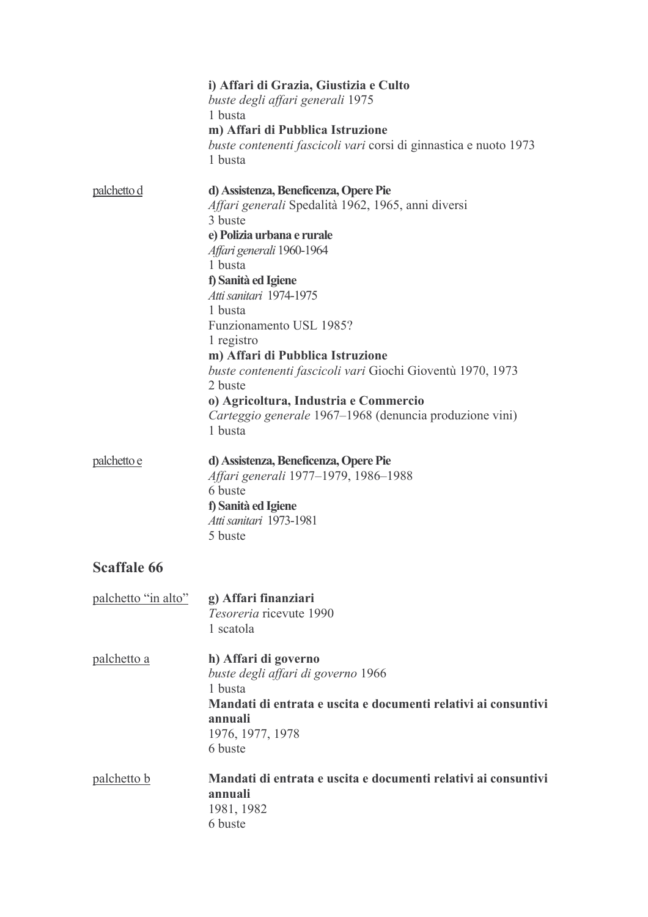**i) Affari di Grazia, Giustizia e Culto**
*buste degli affari generali* 1975
1 busta
**m) Affari di Pubblica Istruzione**
*buste contenenti fascicoli vari* corsi di ginnastica e nuoto 1973
1 busta

palchetto d

**d) Assistenza, Beneficenza, Opere Pie**
*Affari generali* Spedalità 1962, 1965, anni diversi
3 buste
**e) Polizia urbana e rurale**
*Affari generali* 1960-1964
1 busta
**f) Sanità ed Igiene**
*Atti sanitari* 1974-1975
1 busta
Funzionamento USL 1985?
1 registro
**m) Affari di Pubblica Istruzione**
*buste contenenti fascicoli vari* Giochi Gioventù 1970, 1973
2 buste
**o) Agricoltura, Industria e Commercio**
*Carteggio generale* 1967–1968 (denuncia produzione vini)
1 busta

palchetto e

**d) Assistenza, Beneficenza, Opere Pie**
*Affari generali* 1977–1979, 1986–1988
6 buste
**f) Sanità ed Igiene**
*Atti sanitari* 1973-1981
5 buste

## Scaffale 66

palchetto "in alto"

**g) Affari finanziari**
*Tesoreria* ricevute 1990
1 scatola

palchetto a

**h) Affari di governo**
*buste degli affari di governo* 1966
1 busta
**Mandati di entrata e uscita e documenti relativi ai consuntivi annuali**
1976, 1977, 1978
6 buste

palchetto b

**Mandati di entrata e uscita e documenti relativi ai consuntivi annuali**
1981, 1982
6 buste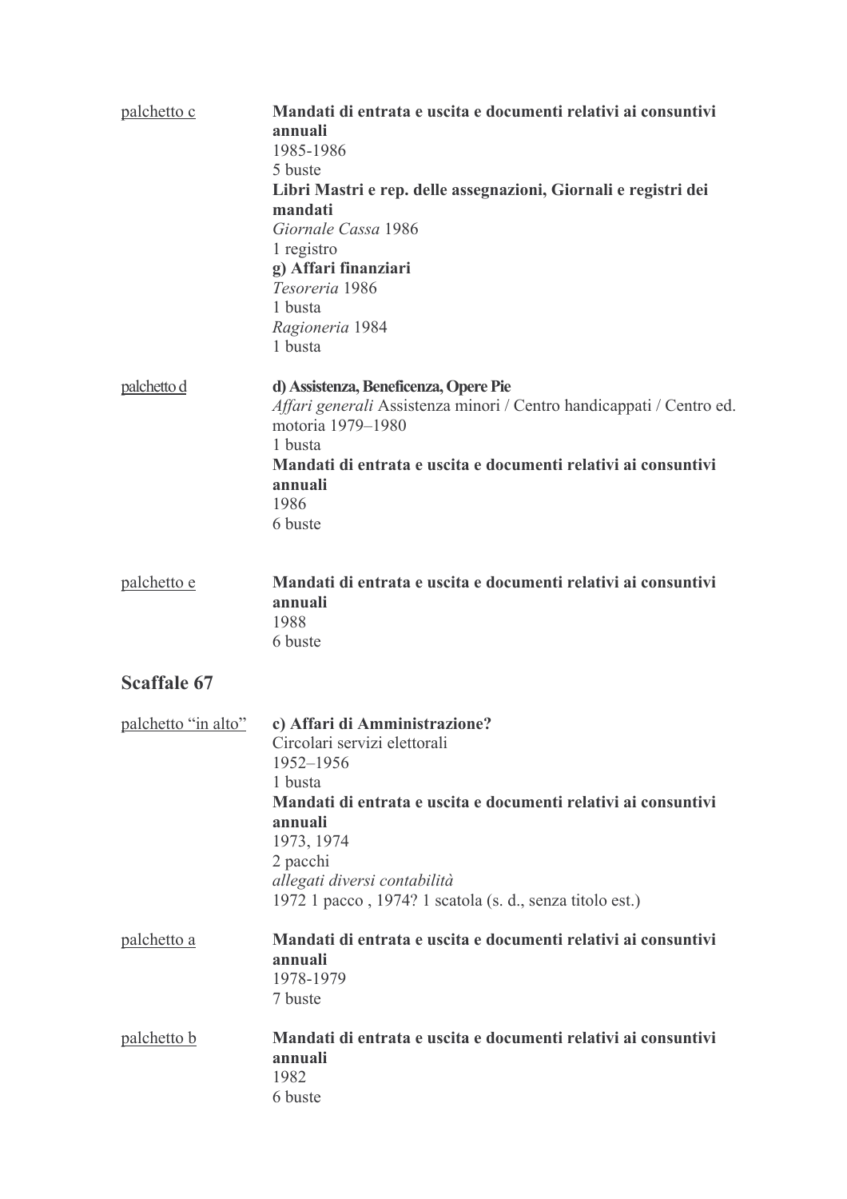<u>palchetto c</u>

**Mandati di entrata e uscita e documenti relativi ai consuntivi annuali**
1985-1986
5 buste
**Libri Mastri e rep. delle assegnazioni, Giornali e registri dei mandati**
*Giornale Cassa* 1986
1 registro
**g) Affari finanziari**
*Tesoreria* 1986
1 busta
*Ragioneria* 1984
1 busta

<u>palchetto d</u>

**d) Assistenza, Beneficenza, Opere Pie**
*Affari generali* Assistenza minori / Centro handicappati / Centro ed. motoria 1979–1980
1 busta
**Mandati di entrata e uscita e documenti relativi ai consuntivi annuali**
1986
6 buste

<u>palchetto e</u>

**Mandati di entrata e uscita e documenti relativi ai consuntivi annuali**
1988
6 buste

## Scaffale 67

<u>palchetto "in alto"</u>

**c) Affari di Amministrazione?**
Circolari servizi elettorali
1952–1956
1 busta
**Mandati di entrata e uscita e documenti relativi ai consuntivi annuali**
1973, 1974
2 pacchi
*allegati diversi contabilità*
1972 1 pacco , 1974? 1 scatola (s. d., senza titolo est.)

<u>palchetto a</u>

**Mandati di entrata e uscita e documenti relativi ai consuntivi annuali**
1978-1979
7 buste

<u>palchetto b</u>

**Mandati di entrata e uscita e documenti relativi ai consuntivi annuali**
1982
6 buste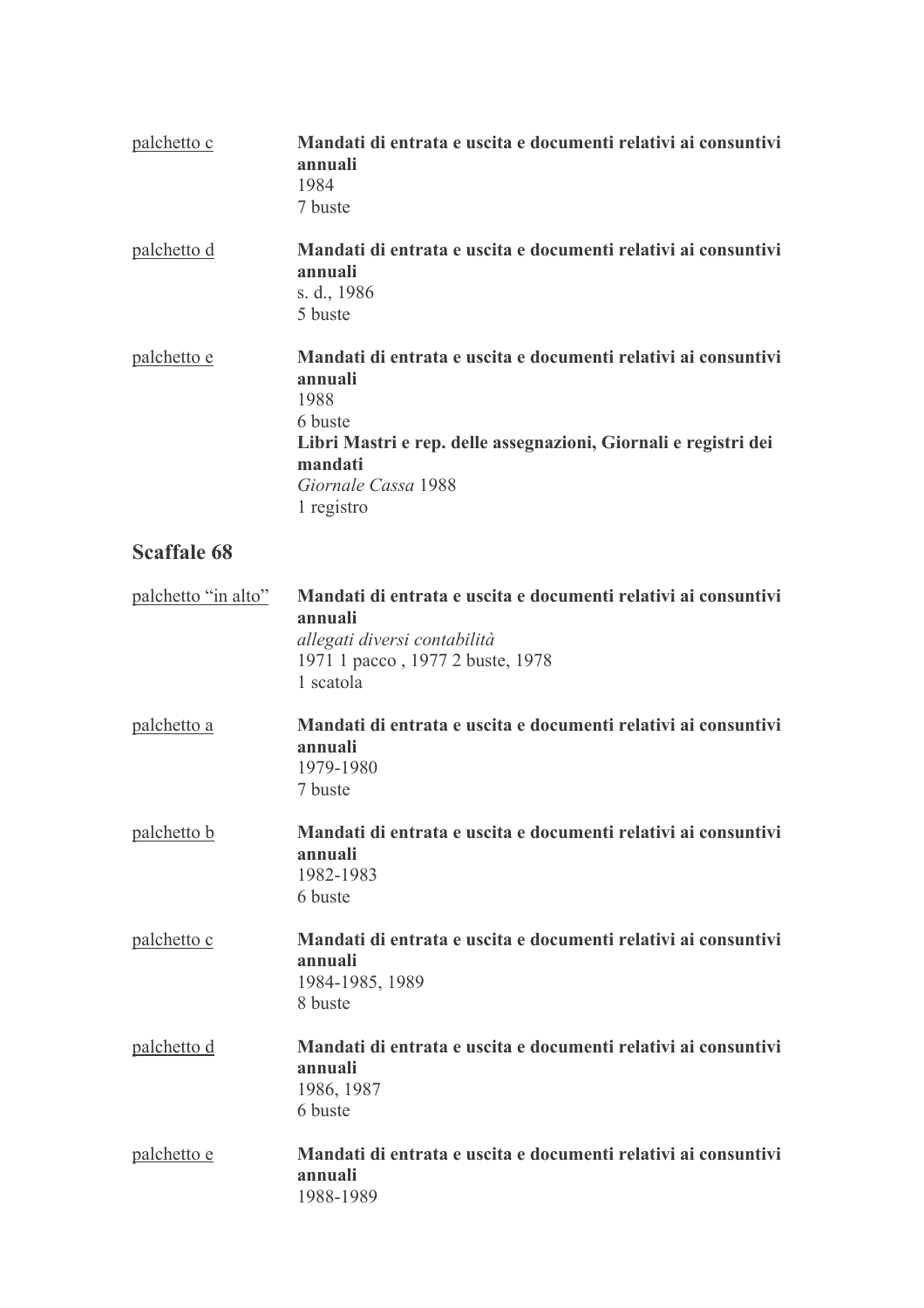palchetto c — **Mandati di entrata e uscita e documenti relativi ai consuntivi annuali**
1984
7 buste

palchetto d — **Mandati di entrata e uscita e documenti relativi ai consuntivi annuali**
s. d., 1986
5 buste

palchetto e — **Mandati di entrata e uscita e documenti relativi ai consuntivi annuali**
1988
6 buste
**Libri Mastri e rep. delle assegnazioni, Giornali e registri dei mandati**
*Giornale Cassa* 1988
1 registro

## Scaffale 68

palchetto "in alto" — **Mandati di entrata e uscita e documenti relativi ai consuntivi annuali**
*allegati diversi contabilità*
1971 1 pacco , 1977 2 buste, 1978
1 scatola

palchetto a — **Mandati di entrata e uscita e documenti relativi ai consuntivi annuali**
1979-1980
7 buste

palchetto b — **Mandati di entrata e uscita e documenti relativi ai consuntivi annuali**
1982-1983
6 buste

palchetto c — **Mandati di entrata e uscita e documenti relativi ai consuntivi annuali**
1984-1985, 1989
8 buste

palchetto d — **Mandati di entrata e uscita e documenti relativi ai consuntivi annuali**
1986, 1987
6 buste

palchetto e — **Mandati di entrata e uscita e documenti relativi ai consuntivi annuali**
1988-1989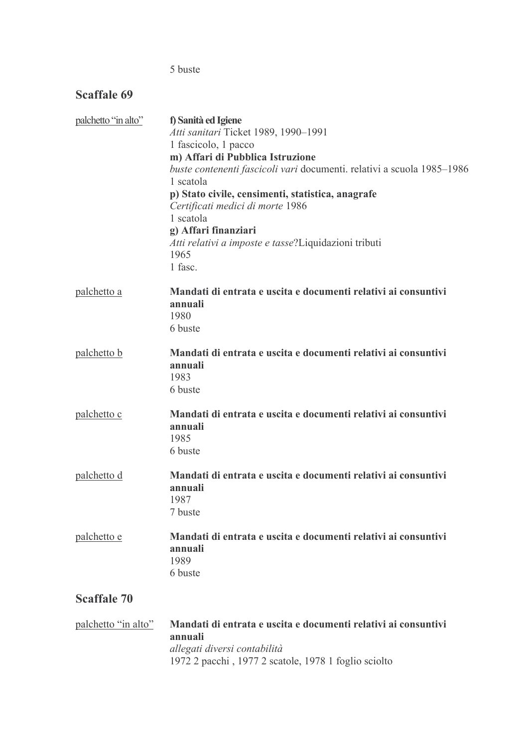5 buste

## Scaffale 69

<u>palchetto "in alto"</u>

**f) Sanità ed Igiene**
*Atti sanitari* Ticket 1989, 1990–1991
1 fascicolo, 1 pacco
**m) Affari di Pubblica Istruzione**
*buste contenenti fascicoli vari* documenti. relativi a scuola 1985–1986
1 scatola
**p) Stato civile, censimenti, statistica, anagrafe**
*Certificati medici di morte* 1986
1 scatola
**g) Affari finanziari**
*Atti relativi a imposte e tasse*?Liquidazioni tributi
1965
1 fasc.

<u>palchetto a</u>

**Mandati di entrata e uscita e documenti relativi ai consuntivi annuali**
1980
6 buste

<u>palchetto b</u>

**Mandati di entrata e uscita e documenti relativi ai consuntivi annuali**
1983
6 buste

<u>palchetto c</u>

**Mandati di entrata e uscita e documenti relativi ai consuntivi annuali**
1985
6 buste

<u>palchetto d</u>

**Mandati di entrata e uscita e documenti relativi ai consuntivi annuali**
1987
7 buste

<u>palchetto e</u>

**Mandati di entrata e uscita e documenti relativi ai consuntivi annuali**
1989
6 buste

## Scaffale 70

<u>palchetto "in alto"</u>

**Mandati di entrata e uscita e documenti relativi ai consuntivi annuali**
*allegati diversi contabilità*
1972 2 pacchi , 1977 2 scatole, 1978 1 foglio sciolto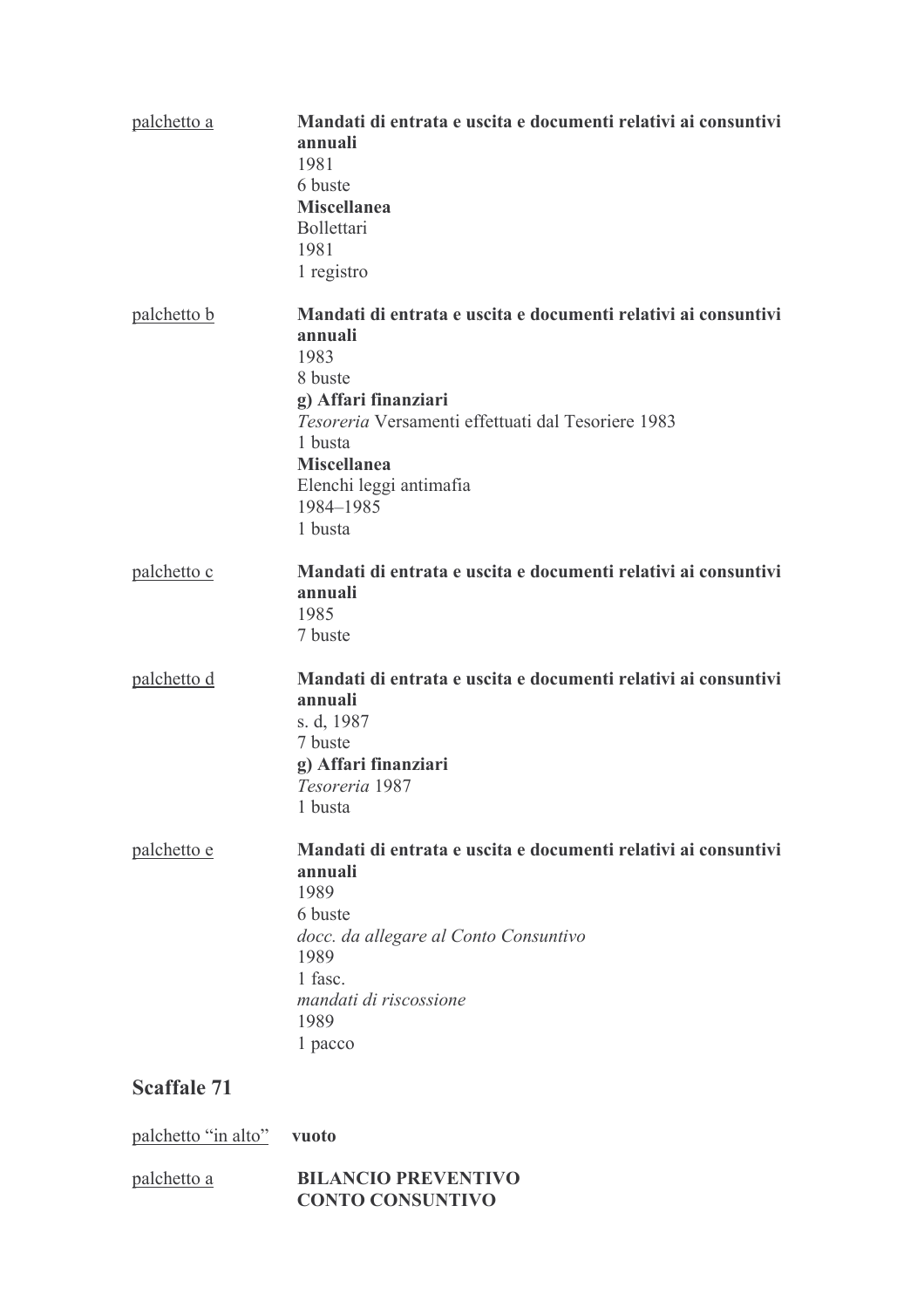<u>palchetto a</u>

**Mandati di entrata e uscita e documenti relativi ai consuntivi annuali**
1981
6 buste
**Miscellanea**
Bollettari
1981
1 registro

<u>palchetto b</u>

**Mandati di entrata e uscita e documenti relativi ai consuntivi annuali**
1983
8 buste
**g) Affari finanziari**
*Tesoreria* Versamenti effettuati dal Tesoriere 1983
1 busta
**Miscellanea**
Elenchi leggi antimafia
1984–1985
1 busta

<u>palchetto c</u>

**Mandati di entrata e uscita e documenti relativi ai consuntivi annuali**
1985
7 buste

<u>palchetto d</u>

**Mandati di entrata e uscita e documenti relativi ai consuntivi annuali**
s. d, 1987
7 buste
**g) Affari finanziari**
*Tesoreria* 1987
1 busta

<u>palchetto e</u>

**Mandati di entrata e uscita e documenti relativi ai consuntivi annuali**
1989
6 buste
*docc. da allegare al Conto Consuntivo*
1989
1 fasc.
*mandati di riscossione*
1989
1 pacco

## Scaffale 71

<u>palchetto "in alto"</u> **vuoto**

<u>palchetto a</u>

**BILANCIO PREVENTIVO**
**CONTO CONSUNTIVO**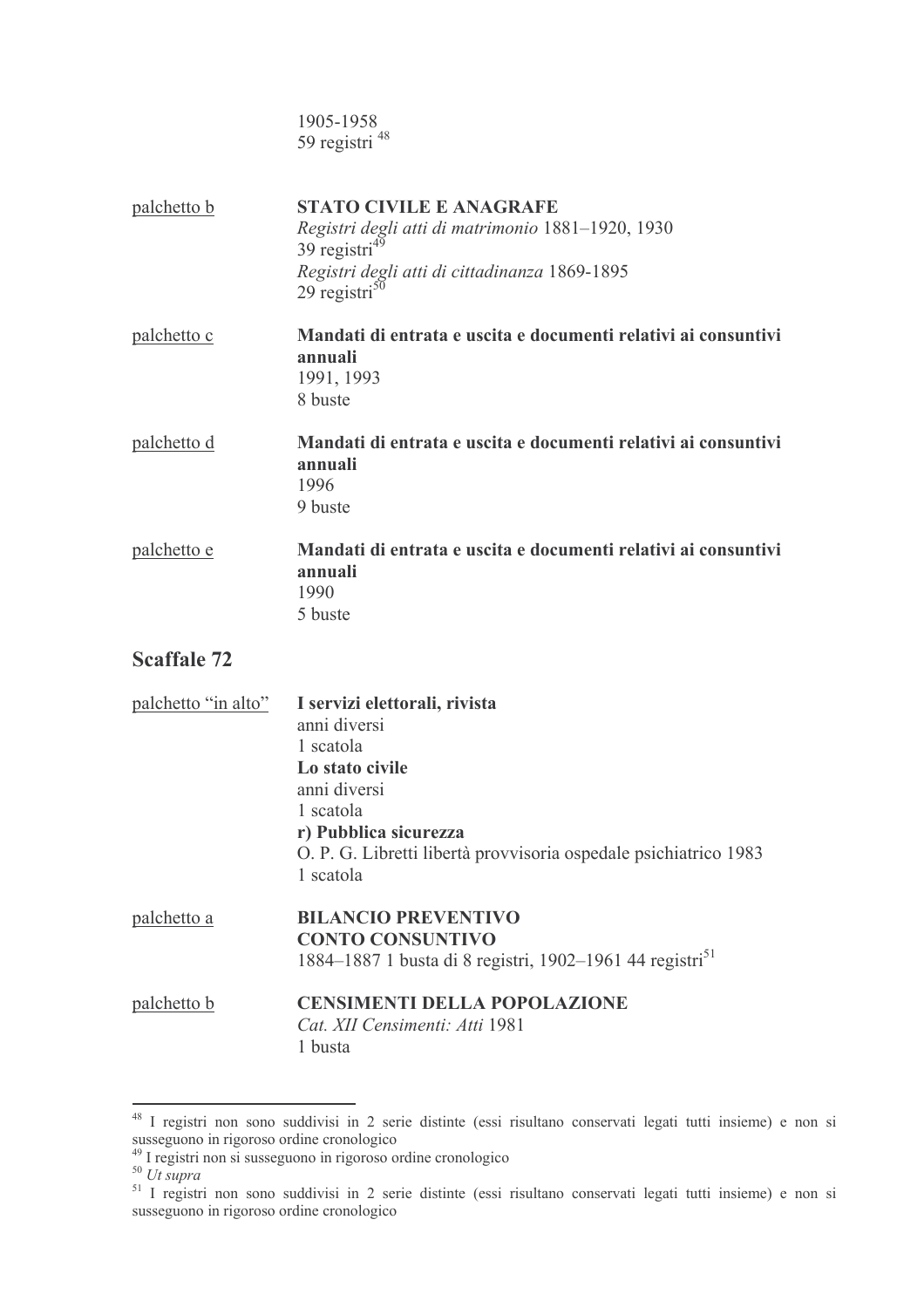1905-1958
59 registri [48]

palchetto b — **STATO CIVILE E ANAGRAFE**
*Registri degli atti di matrimonio* 1881–1920, 1930
39 registri[49]
*Registri degli atti di cittadinanza* 1869-1895
29 registri[50]

palchetto c — **Mandati di entrata e uscita e documenti relativi ai consuntivi annuali**
1991, 1993
8 buste

palchetto d — **Mandati di entrata e uscita e documenti relativi ai consuntivi annuali**
1996
9 buste

palchetto e — **Mandati di entrata e uscita e documenti relativi ai consuntivi annuali**
1990
5 buste

## Scaffale 72

palchetto "in alto" — **I servizi elettorali, rivista**
anni diversi
1 scatola
**Lo stato civile**
anni diversi
1 scatola
**r) Pubblica sicurezza**
O. P. G. Libretti libertà provvisoria ospedale psichiatrico 1983
1 scatola

palchetto a — **BILANCIO PREVENTIVO**
**CONTO CONSUNTIVO**
1884–1887 1 busta di 8 registri, 1902–1961 44 registri[51]

palchetto b — **CENSIMENTI DELLA POPOLAZIONE**
*Cat. XII Censimenti: Atti* 1981
1 busta

---

[48] I registri non sono suddivisi in 2 serie distinte (essi risultano conservati legati tutti insieme) e non si susseguono in rigoroso ordine cronologico

[49] I registri non si susseguono in rigoroso ordine cronologico

[50] *Ut supra*

[51] I registri non sono suddivisi in 2 serie distinte (essi risultano conservati legati tutti insieme) e non si susseguono in rigoroso ordine cronologico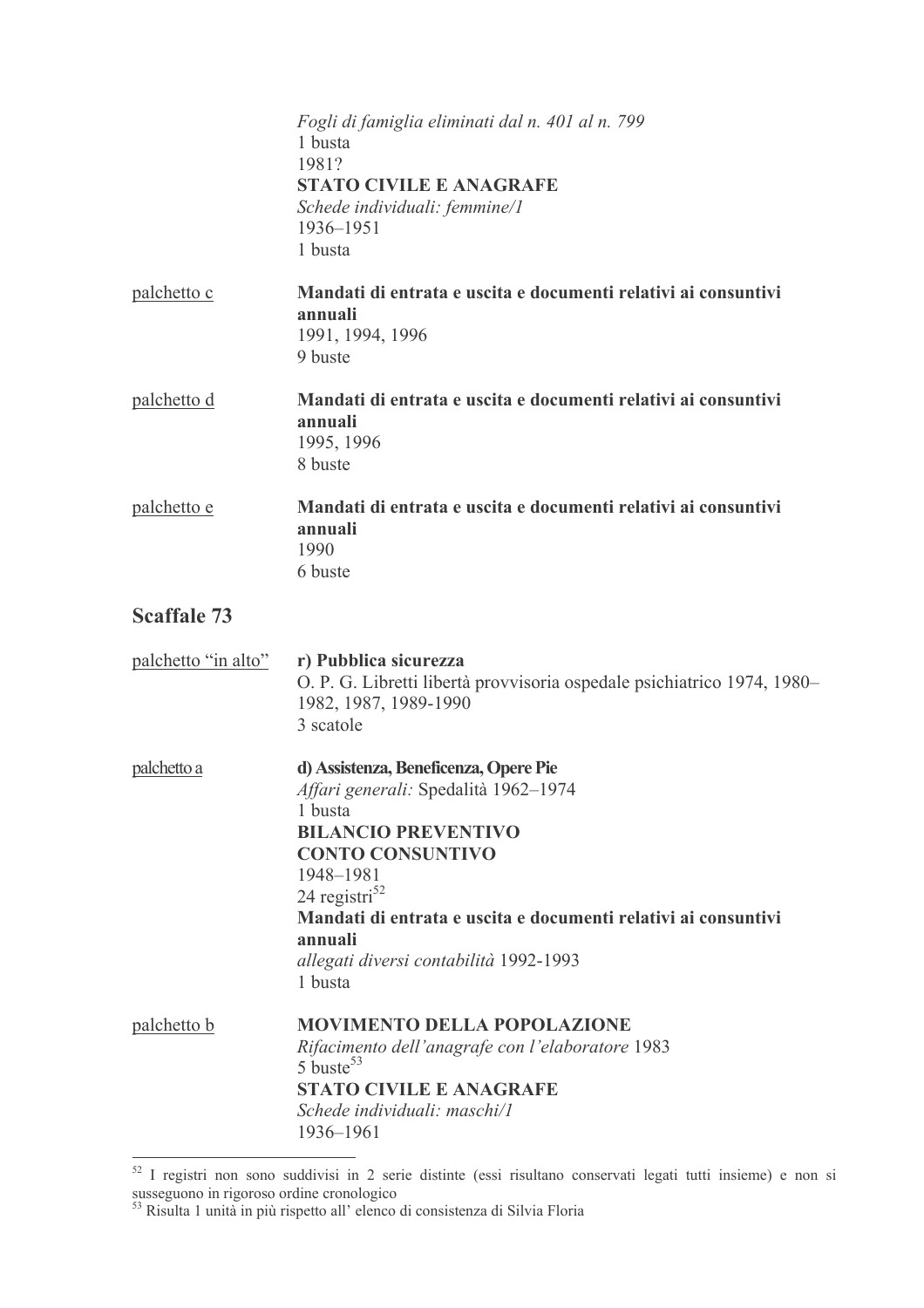*Fogli di famiglia eliminati dal n. 401 al n. 799*
1 busta
1981?
**STATO CIVILE E ANAGRAFE**
*Schede individuali: femmine/1*
1936–1951
1 busta

palchetto c

**Mandati di entrata e uscita e documenti relativi ai consuntivi annuali**
1991, 1994, 1996
9 buste

palchetto d

**Mandati di entrata e uscita e documenti relativi ai consuntivi annuali**
1995, 1996
8 buste

palchetto e

**Mandati di entrata e uscita e documenti relativi ai consuntivi annuali**
1990
6 buste

## Scaffale 73

palchetto "in alto"

**r) Pubblica sicurezza**
O. P. G. Libretti libertà provvisoria ospedale psichiatrico 1974, 1980–1982, 1987, 1989-1990
3 scatole

palchetto a

**d) Assistenza, Beneficenza, Opere Pie**
*Affari generali:* Spedalità 1962–1974
1 busta
**BILANCIO PREVENTIVO**
**CONTO CONSUNTIVO**
1948–1981
24 registri[52]
**Mandati di entrata e uscita e documenti relativi ai consuntivi annuali**
*allegati diversi contabilità* 1992-1993
1 busta

palchetto b

**MOVIMENTO DELLA POPOLAZIONE**
*Rifacimento dell'anagrafe con l'elaboratore* 1983
5 buste[53]
**STATO CIVILE E ANAGRAFE**
*Schede individuali: maschi/1*
1936–1961

---

[52] I registri non sono suddivisi in 2 serie distinte (essi risultano conservati legati tutti insieme) e non si susseguono in rigoroso ordine cronologico

[53] Risulta 1 unità in più rispetto all' elenco di consistenza di Silvia Floria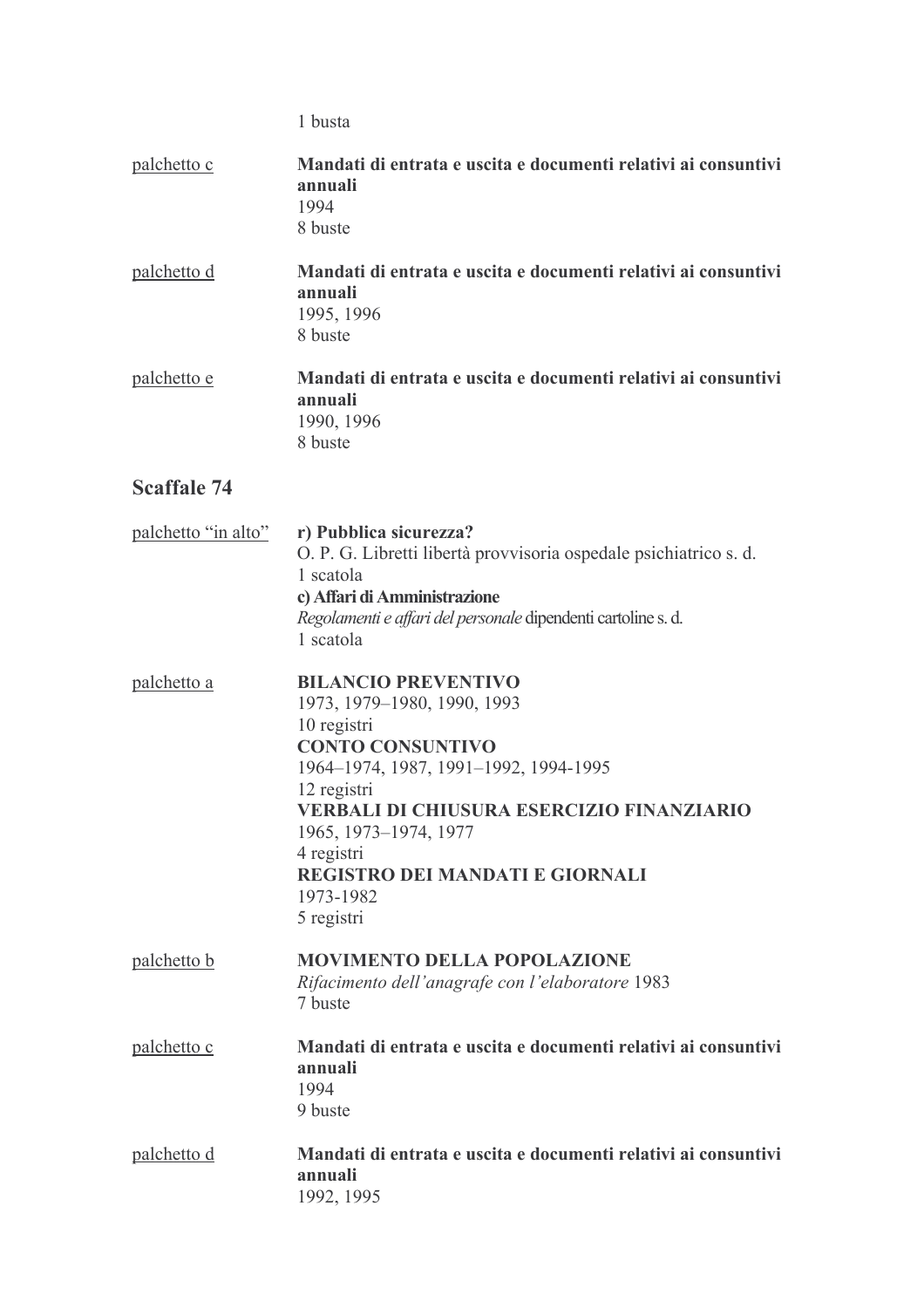1 busta

<u>palchetto c</u> **Mandati di entrata e uscita e documenti relativi ai consuntivi annuali**
1994
8 buste

<u>palchetto d</u> **Mandati di entrata e uscita e documenti relativi ai consuntivi annuali**
1995, 1996
8 buste

<u>palchetto e</u> **Mandati di entrata e uscita e documenti relativi ai consuntivi annuali**
1990, 1996
8 buste

## Scaffale 74

<u>palchetto "in alto"</u> **r) Pubblica sicurezza?**
O. P. G. Libretti libertà provvisoria ospedale psichiatrico s. d.
1 scatola
**c) Affari di Amministrazione**
*Regolamenti e affari del personale* dipendenti cartoline s. d.
1 scatola

<u>palchetto a</u> **BILANCIO PREVENTIVO**
1973, 1979–1980, 1990, 1993
10 registri
**CONTO CONSUNTIVO**
1964–1974, 1987, 1991–1992, 1994-1995
12 registri
**VERBALI DI CHIUSURA ESERCIZIO FINANZIARIO**
1965, 1973–1974, 1977
4 registri
**REGISTRO DEI MANDATI E GIORNALI**
1973-1982
5 registri

<u>palchetto b</u> **MOVIMENTO DELLA POPOLAZIONE**
*Rifacimento dell'anagrafe con l'elaboratore* 1983
7 buste

<u>palchetto c</u> **Mandati di entrata e uscita e documenti relativi ai consuntivi annuali**
1994
9 buste

<u>palchetto d</u> **Mandati di entrata e uscita e documenti relativi ai consuntivi annuali**
1992, 1995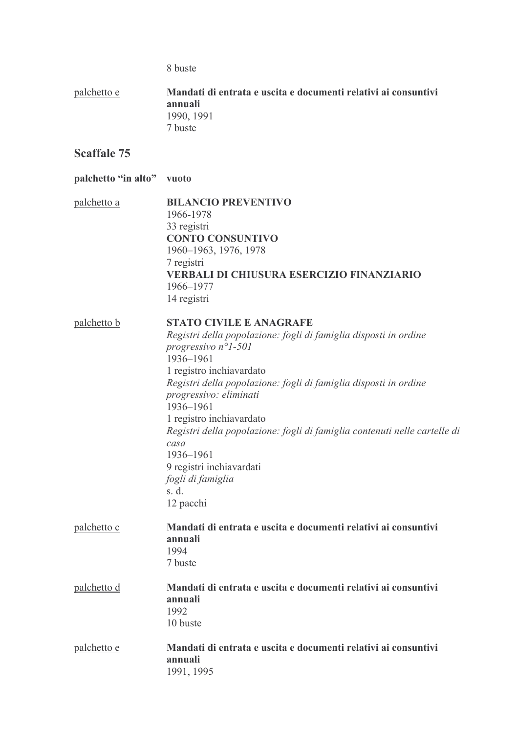8 buste

palchetto e **Mandati di entrata e uscita e documenti relativi ai consuntivi annuali**
1990, 1991
7 buste

## Scaffale 75

**palchetto "in alto"** **vuoto**

palchetto a **BILANCIO PREVENTIVO**
1966-1978
33 registri
**CONTO CONSUNTIVO**
1960–1963, 1976, 1978
7 registri
**VERBALI DI CHIUSURA ESERCIZIO FINANZIARIO**
1966–1977
14 registri

palchetto b **STATO CIVILE E ANAGRAFE**
*Registri della popolazione: fogli di famiglia disposti in ordine progressivo n°1-501*
1936–1961
1 registro inchiavardato
*Registri della popolazione: fogli di famiglia disposti in ordine progressivo: eliminati*
1936–1961
1 registro inchiavardato
*Registri della popolazione: fogli di famiglia contenuti nelle cartelle di casa*
1936–1961
9 registri inchiavardati
*fogli di famiglia*
s. d.
12 pacchi

palchetto c **Mandati di entrata e uscita e documenti relativi ai consuntivi annuali**
1994
7 buste

palchetto d **Mandati di entrata e uscita e documenti relativi ai consuntivi annuali**
1992
10 buste

palchetto e **Mandati di entrata e uscita e documenti relativi ai consuntivi annuali**
1991, 1995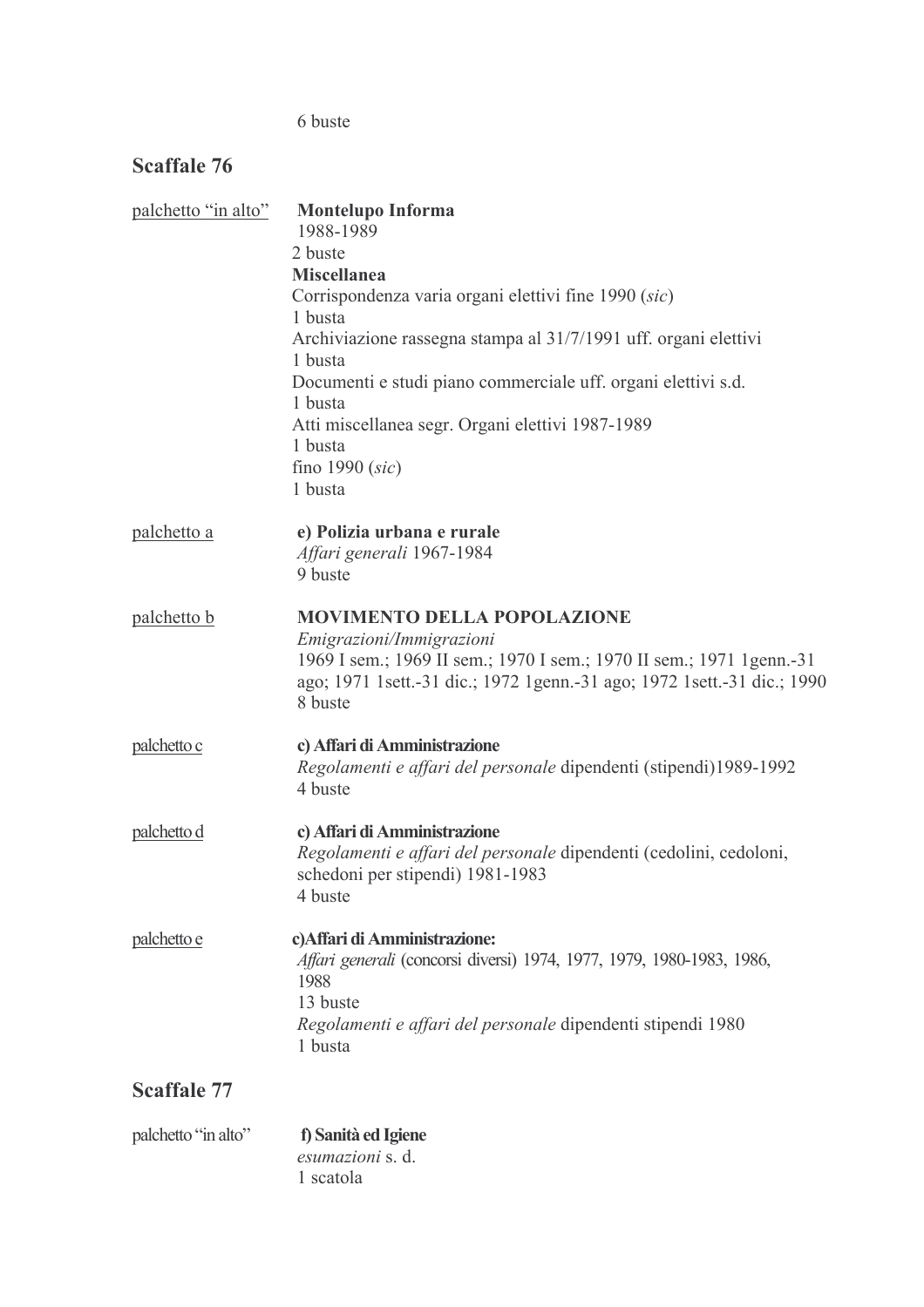6 buste

## Scaffale 76

palchetto "in alto"

**Montelupo Informa**
1988-1989
2 buste
**Miscellanea**
Corrispondenza varia organi elettivi fine 1990 (*sic*)
1 busta
Archiviazione rassegna stampa al 31/7/1991 uff. organi elettivi
1 busta
Documenti e studi piano commerciale uff. organi elettivi s.d.
1 busta
Atti miscellanea segr. Organi elettivi 1987-1989
1 busta
fino 1990 (*sic*)
1 busta

palchetto a

**e) Polizia urbana e rurale**
*Affari generali* 1967-1984
9 buste

palchetto b

**MOVIMENTO DELLA POPOLAZIONE**
*Emigrazioni/Immigrazioni*
1969 I sem.; 1969 II sem.; 1970 I sem.; 1970 II sem.; 1971 1genn.-31 ago; 1971 1sett.-31 dic.; 1972 1genn.-31 ago; 1972 1sett.-31 dic.; 1990
8 buste

palchetto c

**c) Affari di Amministrazione**
*Regolamenti e affari del personale* dipendenti (stipendi)1989-1992
4 buste

palchetto d

**c) Affari di Amministrazione**
*Regolamenti e affari del personale* dipendenti (cedolini, cedoloni, schedoni per stipendi) 1981-1983
4 buste

palchetto e

**c)Affari di Amministrazione:**
*Affari generali* (concorsi diversi) 1974, 1977, 1979, 1980-1983, 1986, 1988
13 buste
*Regolamenti e affari del personale* dipendenti stipendi 1980
1 busta

## Scaffale 77

palchetto "in alto"

**f) Sanità ed Igiene**
*esumazioni* s. d.
1 scatola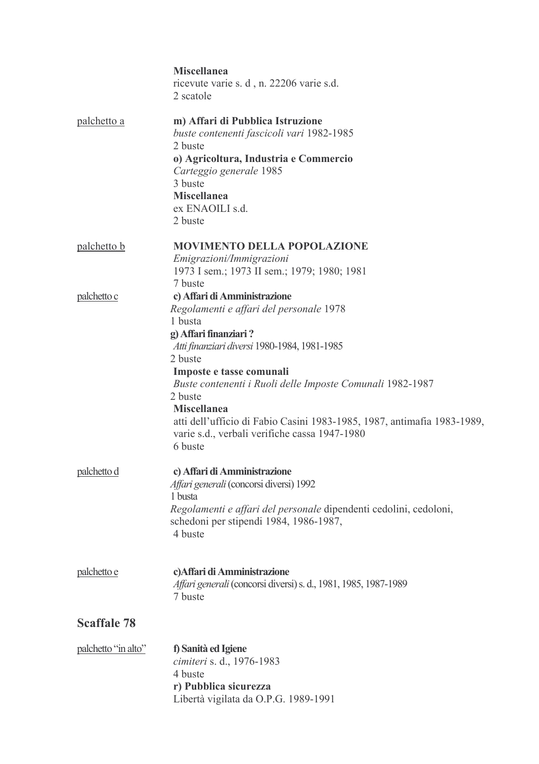**Miscellanea**
ricevute varie s. d , n. 22206 varie s.d.
2 scatole

palchetto a

**m) Affari di Pubblica Istruzione**
*buste contenenti fascicoli vari* 1982-1985
2 buste
**o) Agricoltura, Industria e Commercio**
*Carteggio generale* 1985
3 buste
**Miscellanea**
ex ENAOILI s.d.
2 buste

palchetto b

**MOVIMENTO DELLA POPOLAZIONE**
*Emigrazioni/Immigrazioni*
1973 I sem.; 1973 II sem.; 1979; 1980; 1981
7 buste

palchetto c

**c) Affari di Amministrazione**
*Regolamenti e affari del personale* 1978
1 busta
**g) Affari finanziari ?**
*Atti finanziari diversi* 1980-1984, 1981-1985
2 buste
**Imposte e tasse comunali**
*Buste contenenti i Ruoli delle Imposte Comunali* 1982-1987
2 buste
**Miscellanea**
atti dell'ufficio di Fabio Casini 1983-1985, 1987, antimafia 1983-1989, varie s.d., verbali verifiche cassa 1947-1980
6 buste

palchetto d

**c) Affari di Amministrazione**
*Affari generali* (concorsi diversi) 1992
1 busta
*Regolamenti e affari del personale* dipendenti cedolini, cedoloni, schedoni per stipendi 1984, 1986-1987,
4 buste

palchetto e

**c)Affari di Amministrazione**
*Affari generali* (concorsi diversi) s. d., 1981, 1985, 1987-1989
7 buste

## Scaffale 78

palchetto "in alto"

**f) Sanità ed Igiene**
*cimiteri* s. d., 1976-1983
4 buste
**r) Pubblica sicurezza**
Libertà vigilata da O.P.G. 1989-1991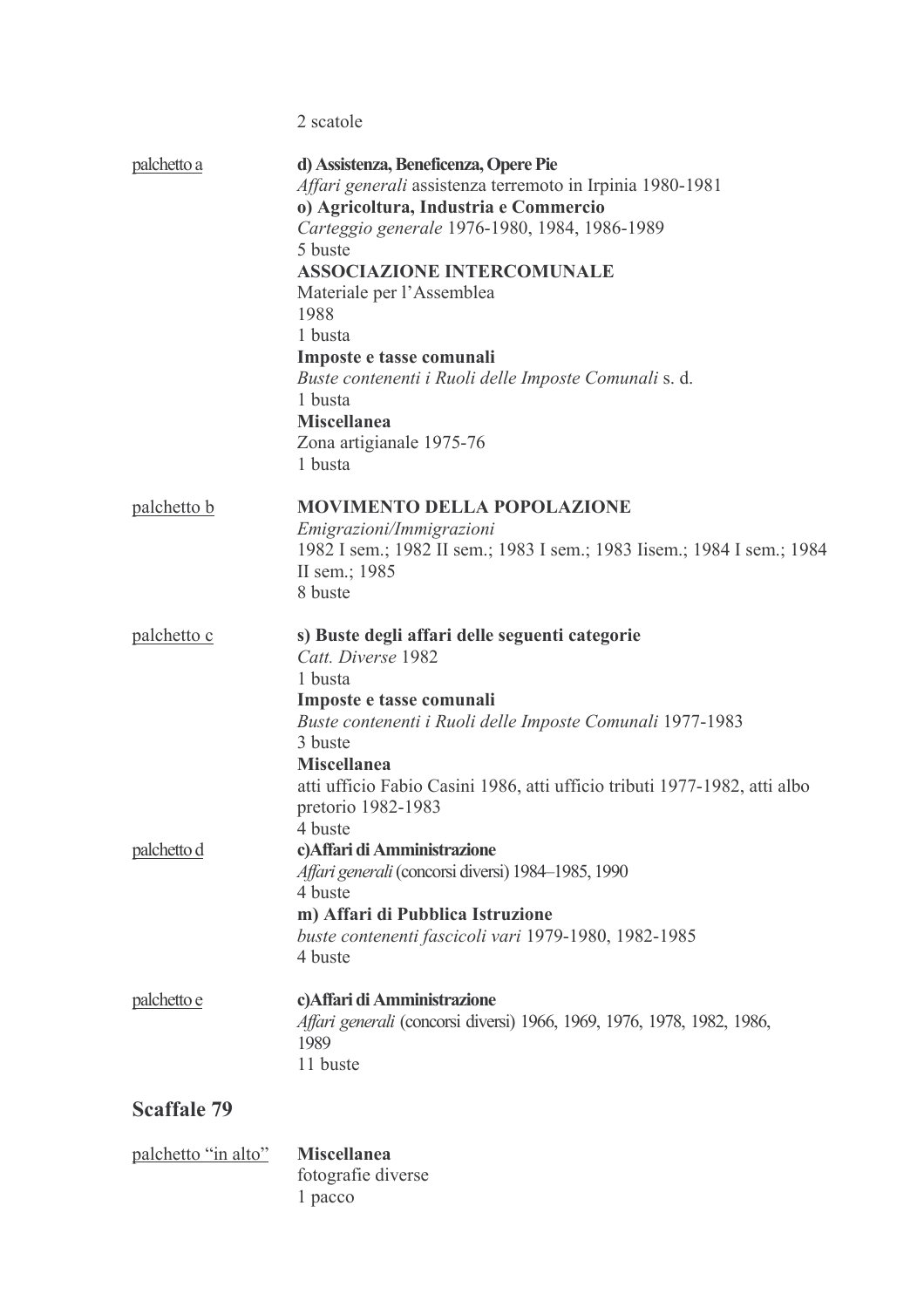2 scatole

<u>palchetto a</u>

**d) Assistenza, Beneficenza, Opere Pie**
*Affari generali* assistenza terremoto in Irpinia 1980-1981
**o) Agricoltura, Industria e Commercio**
*Carteggio generale* 1976-1980, 1984, 1986-1989
5 buste
**ASSOCIAZIONE INTERCOMUNALE**
Materiale per l'Assemblea
1988
1 busta
**Imposte e tasse comunali**
*Buste contenenti i Ruoli delle Imposte Comunali* s. d.
1 busta
**Miscellanea**
Zona artigianale 1975-76
1 busta

<u>palchetto b</u>

**MOVIMENTO DELLA POPOLAZIONE**
*Emigrazioni/Immigrazioni*
1982 I sem.; 1982 II sem.; 1983 I sem.; 1983 Iisem.; 1984 I sem.; 1984 II sem.; 1985
8 buste

<u>palchetto c</u>

**s) Buste degli affari delle seguenti categorie**
*Catt. Diverse* 1982
1 busta
**Imposte e tasse comunali**
*Buste contenenti i Ruoli delle Imposte Comunali* 1977-1983
3 buste
**Miscellanea**
atti ufficio Fabio Casini 1986, atti ufficio tributi 1977-1982, atti albo pretorio 1982-1983
4 buste

<u>palchetto d</u>

**c)Affari di Amministrazione**
*Affari generali* (concorsi diversi) 1984–1985, 1990
4 buste
**m) Affari di Pubblica Istruzione**
*buste contenenti fascicoli vari* 1979-1980, 1982-1985
4 buste

<u>palchetto e</u>

**c)Affari di Amministrazione**
*Affari generali* (concorsi diversi) 1966, 1969, 1976, 1978, 1982, 1986, 1989
11 buste

## Scaffale 79

<u>palchetto "in alto"</u>

**Miscellanea**
fotografie diverse
1 pacco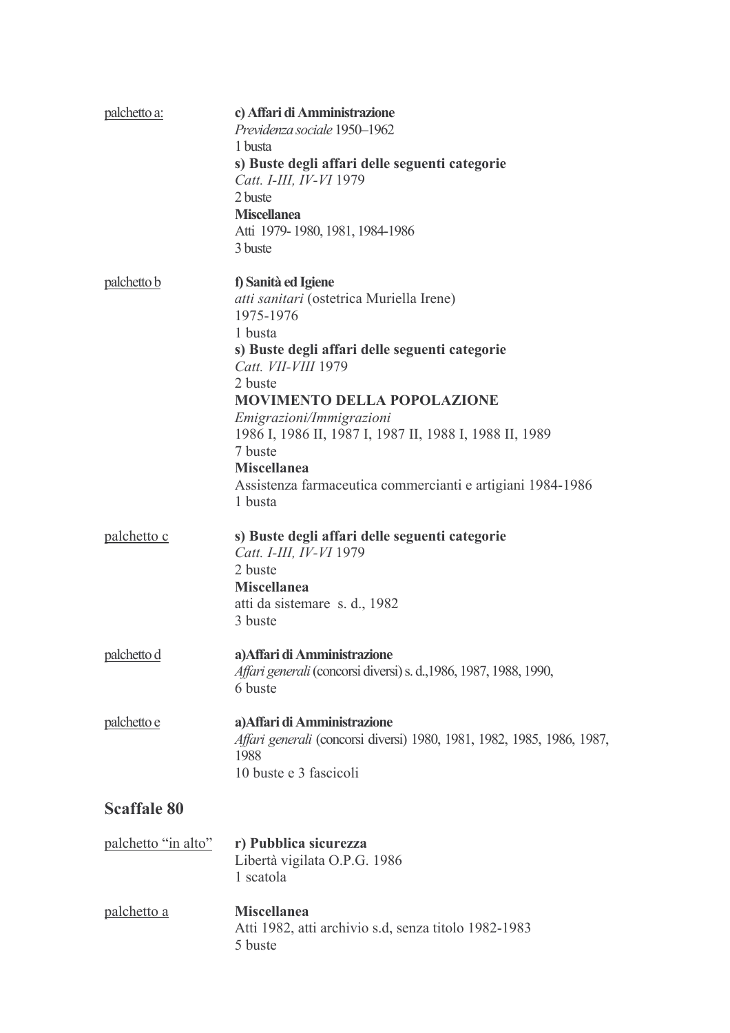palchetto a:

**c) Affari di Amministrazione**
*Previdenza sociale* 1950–1962
1 busta
**s) Buste degli affari delle seguenti categorie**
*Catt. I-III, IV-VI* 1979
2 buste
**Miscellanea**
Atti 1979- 1980, 1981, 1984-1986
3 buste

palchetto b

**f) Sanità ed Igiene**
*atti sanitari* (ostetrica Muriella Irene)
1975-1976
1 busta
**s) Buste degli affari delle seguenti categorie**
*Catt. VII-VIII* 1979
2 buste
**MOVIMENTO DELLA POPOLAZIONE**
*Emigrazioni/Immigrazioni*
1986 I, 1986 II, 1987 I, 1987 II, 1988 I, 1988 II, 1989
7 buste
**Miscellanea**
Assistenza farmaceutica commercianti e artigiani 1984-1986
1 busta

palchetto c

**s) Buste degli affari delle seguenti categorie**
*Catt. I-III, IV-VI* 1979
2 buste
**Miscellanea**
atti da sistemare s. d., 1982
3 buste

palchetto d

**a)Affari di Amministrazione**
*Affari generali* (concorsi diversi) s. d.,1986, 1987, 1988, 1990,
6 buste

palchetto e

**a)Affari di Amministrazione**
*Affari generali* (concorsi diversi) 1980, 1981, 1982, 1985, 1986, 1987, 1988
10 buste e 3 fascicoli

## Scaffale 80

palchetto "in alto"

**r) Pubblica sicurezza**
Libertà vigilata O.P.G. 1986
1 scatola

palchetto a

**Miscellanea**
Atti 1982, atti archivio s.d, senza titolo 1982-1983
5 buste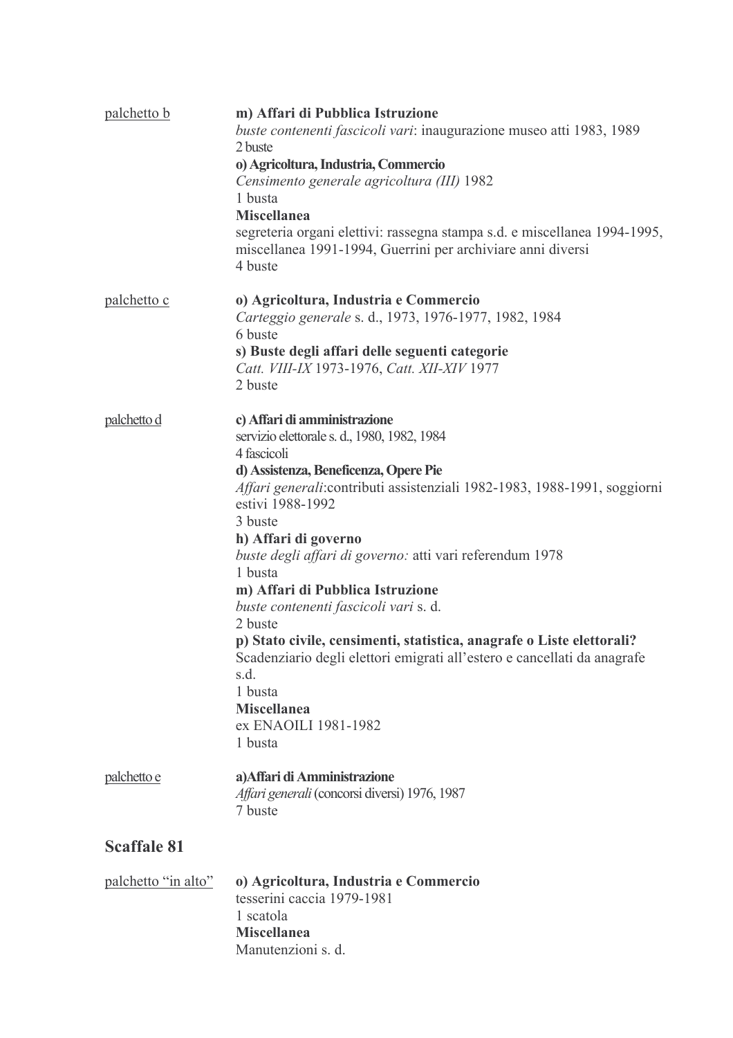palchetto b

**m) Affari di Pubblica Istruzione**
*buste contenenti fascicoli vari*: inaugurazione museo atti 1983, 1989
2 buste

**o) Agricoltura, Industria, Commercio**
*Censimento generale agricoltura (III)* 1982
1 busta

**Miscellanea**
segreteria organi elettivi: rassegna stampa s.d. e miscellanea 1994-1995, miscellanea 1991-1994, Guerrini per archiviare anni diversi
4 buste

palchetto c

**o) Agricoltura, Industria e Commercio**
*Carteggio generale* s. d., 1973, 1976-1977, 1982, 1984
6 buste

**s) Buste degli affari delle seguenti categorie**
*Catt. VIII-IX* 1973-1976, *Catt. XII-XIV* 1977
2 buste

palchetto d

**c) Affari di amministrazione**
servizio elettorale s. d., 1980, 1982, 1984
4 fascicoli

**d) Assistenza, Beneficenza, Opere Pie**
*Affari generali*:contributi assistenziali 1982-1983, 1988-1991, soggiorni estivi 1988-1992
3 buste

**h) Affari di governo**
*buste degli affari di governo:* atti vari referendum 1978
1 busta

**m) Affari di Pubblica Istruzione**
*buste contenenti fascicoli vari* s. d.
2 buste

**p) Stato civile, censimenti, statistica, anagrafe o Liste elettorali?**
Scadenziario degli elettori emigrati all'estero e cancellati da anagrafe s.d.
1 busta

**Miscellanea**
ex ENAOILI 1981-1982
1 busta

palchetto e

**a)Affari di Amministrazione**
*Affari generali* (concorsi diversi) 1976, 1987
7 buste

## Scaffale 81

palchetto "in alto"

**o) Agricoltura, Industria e Commercio**
tesserini caccia 1979-1981
1 scatola

**Miscellanea**
Manutenzioni s. d.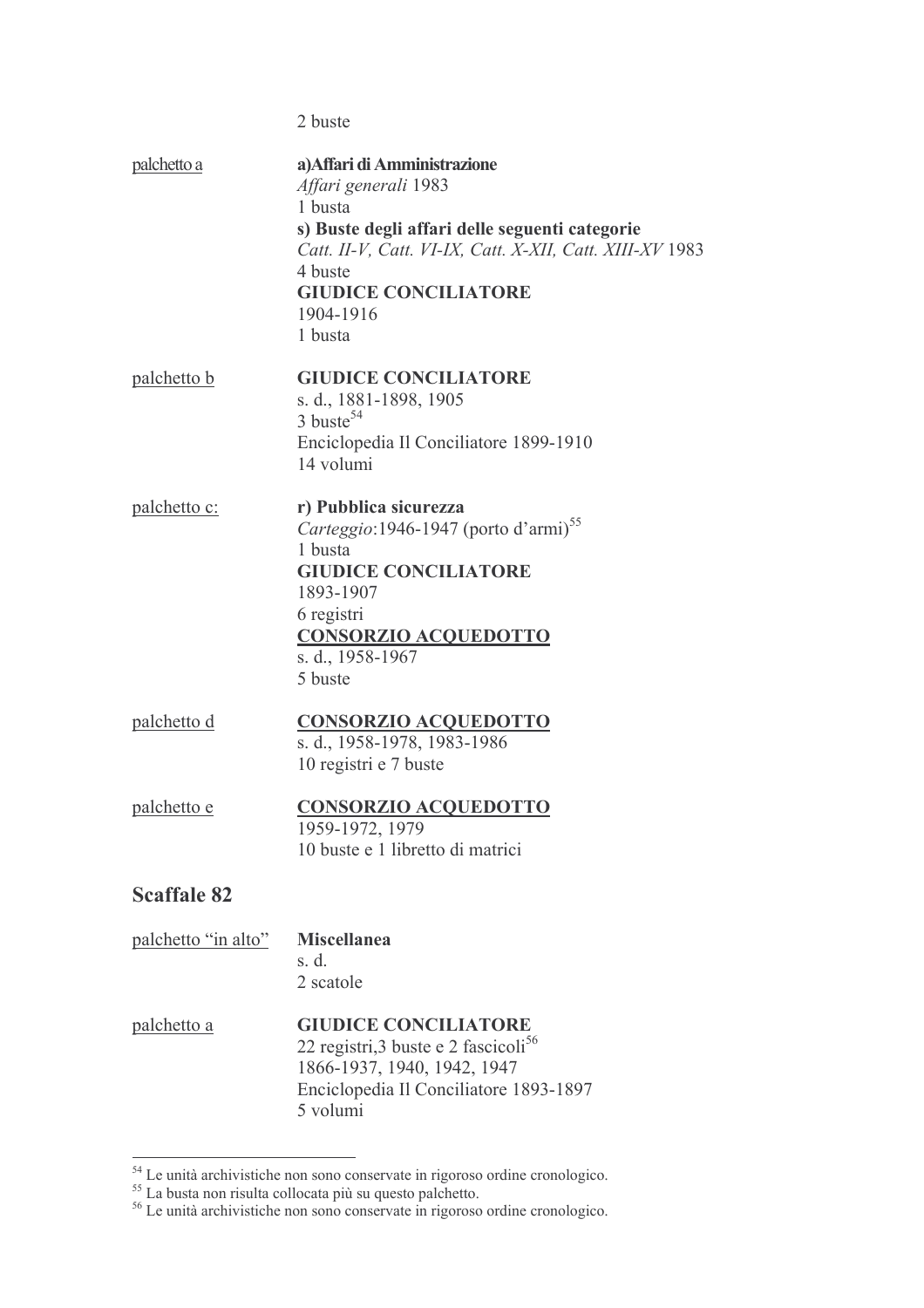2 buste

palchetto a

**a)Affari di Amministrazione**
*Affari generali* 1983
1 busta
**s) Buste degli affari delle seguenti categorie**
*Catt. II-V, Catt. VI-IX, Catt. X-XII, Catt. XIII-XV* 1983
4 buste
**GIUDICE CONCILIATORE**
1904-1916
1 busta

palchetto b

**GIUDICE CONCILIATORE**
s. d., 1881-1898, 1905
3 buste[54]
Enciclopedia Il Conciliatore 1899-1910
14 volumi

palchetto c:

**r) Pubblica sicurezza**
*Carteggio*:1946-1947 (porto d'armi)[55]
1 busta
**GIUDICE CONCILIATORE**
1893-1907
6 registri
**CONSORZIO ACQUEDOTTO**
s. d., 1958-1967
5 buste

palchetto d

**CONSORZIO ACQUEDOTTO**
s. d., 1958-1978, 1983-1986
10 registri e 7 buste

palchetto e

**CONSORZIO ACQUEDOTTO**
1959-1972, 1979
10 buste e 1 libretto di matrici

## Scaffale 82

palchetto "in alto"

**Miscellanea**
s. d.
2 scatole

palchetto a

**GIUDICE CONCILIATORE**
22 registri,3 buste e 2 fascicoli[56]
1866-1937, 1940, 1942, 1947
Enciclopedia Il Conciliatore 1893-1897
5 volumi

---

[54] Le unità archivistiche non sono conservate in rigoroso ordine cronologico.
[55] La busta non risulta collocata più su questo palchetto.
[56] Le unità archivistiche non sono conservate in rigoroso ordine cronologico.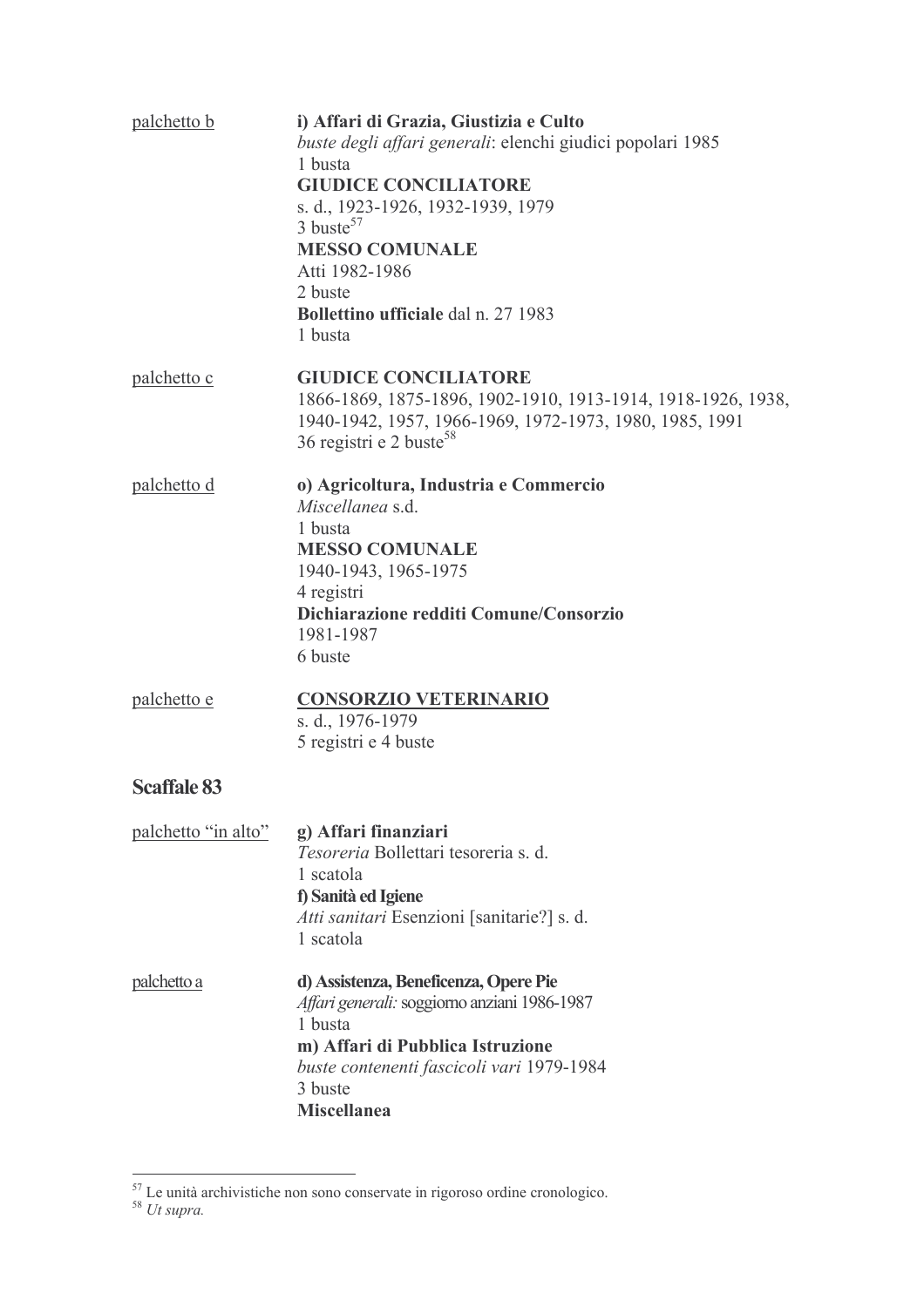palchetto b

**i) Affari di Grazia, Giustizia e Culto**
*buste degli affari generali*: elenchi giudici popolari 1985
1 busta
**GIUDICE CONCILIATORE**
s. d., 1923-1926, 1932-1939, 1979
3 buste[57]
**MESSO COMUNALE**
Atti 1982-1986
2 buste
**Bollettino ufficiale** dal n. 27 1983
1 busta

palchetto c

**GIUDICE CONCILIATORE**
1866-1869, 1875-1896, 1902-1910, 1913-1914, 1918-1926, 1938, 1940-1942, 1957, 1966-1969, 1972-1973, 1980, 1985, 1991
36 registri e 2 buste[58]

palchetto d

**o) Agricoltura, Industria e Commercio**
*Miscellanea* s.d.
1 busta
**MESSO COMUNALE**
1940-1943, 1965-1975
4 registri
**Dichiarazione redditi Comune/Consorzio**
1981-1987
6 buste

palchetto e

**CONSORZIO VETERINARIO**
s. d., 1976-1979
5 registri e 4 buste

## Scaffale 83

palchetto "in alto"

**g) Affari finanziari**
*Tesoreria* Bollettari tesoreria s. d.
1 scatola
**f) Sanità ed Igiene**
*Atti sanitari* Esenzioni [sanitarie?] s. d.
1 scatola

palchetto a

**d) Assistenza, Beneficenza, Opere Pie**
*Affari generali:* soggiorno anziani 1986-1987
1 busta
**m) Affari di Pubblica Istruzione**
*buste contenenti fascicoli vari* 1979-1984
3 buste
**Miscellanea**

---

[57] Le unità archivistiche non sono conservate in rigoroso ordine cronologico.
[58] *Ut supra.*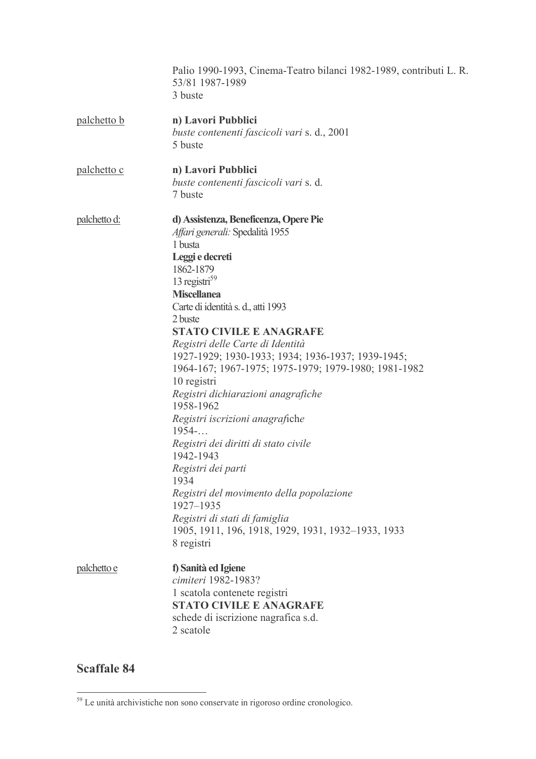Palio 1990-1993, Cinema-Teatro bilanci 1982-1989, contributi L. R. 53/81 1987-1989
3 buste

<u>palchetto b</u>

**n) Lavori Pubblici**
*buste contenenti fascicoli vari* s. d., 2001
5 buste

<u>palchetto c</u>

**n) Lavori Pubblici**
*buste contenenti fascicoli vari* s. d.
7 buste

<u>palchetto d:</u>

**d) Assistenza, Beneficenza, Opere Pie**
*Affari generali:* Spedalità 1955
1 busta
**Leggi e decreti**
1862-1879
13 registri[59]
**Miscellanea**
Carte di identità s. d., atti 1993
2 buste
**STATO CIVILE E ANAGRAFE**
*Registri delle Carte di Identità*
1927-1929; 1930-1933; 1934; 1936-1937; 1939-1945; 1964-167; 1967-1975; 1975-1979; 1979-1980; 1981-1982
10 registri
*Registri dichiarazioni anagrafiche*
1958-1962
*Registri iscrizioni anagraf*iche
1954-…
*Registri dei diritti di stato civile*
1942-1943
*Registri dei parti*
1934
*Registri del movimento della popolazione*
1927–1935
*Registri di stati di famiglia*
1905, 1911, 196, 1918, 1929, 1931, 1932–1933, 1933
8 registri

<u>palchetto e</u>

**f) Sanità ed Igiene**
*cimiteri* 1982-1983?
1 scatola contenete registri
**STATO CIVILE E ANAGRAFE**
schede di iscrizione nagrafica s.d.
2 scatole

## Scaffale 84

---

[59] Le unità archivistiche non sono conservate in rigoroso ordine cronologico.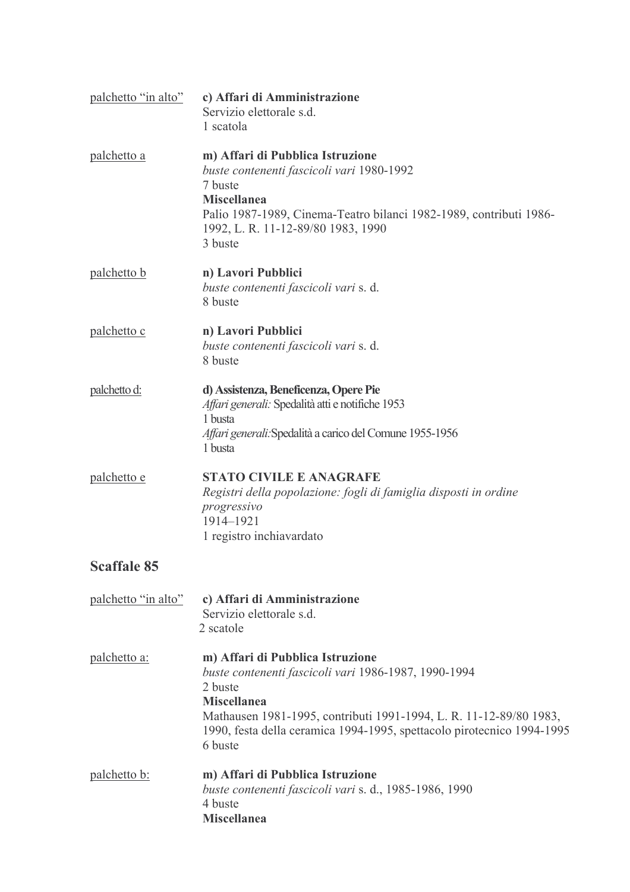palchetto "in alto"

**c) Affari di Amministrazione**
Servizio elettorale s.d.
1 scatola

palchetto a

**m) Affari di Pubblica Istruzione**
*buste contenenti fascicoli vari* 1980-1992
7 buste
**Miscellanea**
Palio 1987-1989, Cinema-Teatro bilanci 1982-1989, contributi 1986-1992, L. R. 11-12-89/80 1983, 1990
3 buste

palchetto b

**n) Lavori Pubblici**
*buste contenenti fascicoli vari* s. d.
8 buste

palchetto c

**n) Lavori Pubblici**
*buste contenenti fascicoli vari* s. d.
8 buste

palchetto d:

**d) Assistenza, Beneficenza, Opere Pie**
*Affari generali:* Spedalità atti e notifiche 1953
1 busta
*Affari generali:*Spedalità a carico del Comune 1955-1956
1 busta

palchetto e

**STATO CIVILE E ANAGRAFE**
*Registri della popolazione: fogli di famiglia disposti in ordine progressivo*
1914–1921
1 registro inchiavardato

## Scaffale 85

palchetto "in alto"

**c) Affari di Amministrazione**
Servizio elettorale s.d.
2 scatole

palchetto a:

**m) Affari di Pubblica Istruzione**
*buste contenenti fascicoli vari* 1986-1987, 1990-1994
2 buste
**Miscellanea**
Mathausen 1981-1995, contributi 1991-1994, L. R. 11-12-89/80 1983, 1990, festa della ceramica 1994-1995, spettacolo pirotecnico 1994-1995
6 buste

palchetto b:

**m) Affari di Pubblica Istruzione**
*buste contenenti fascicoli vari* s. d., 1985-1986, 1990
4 buste
**Miscellanea**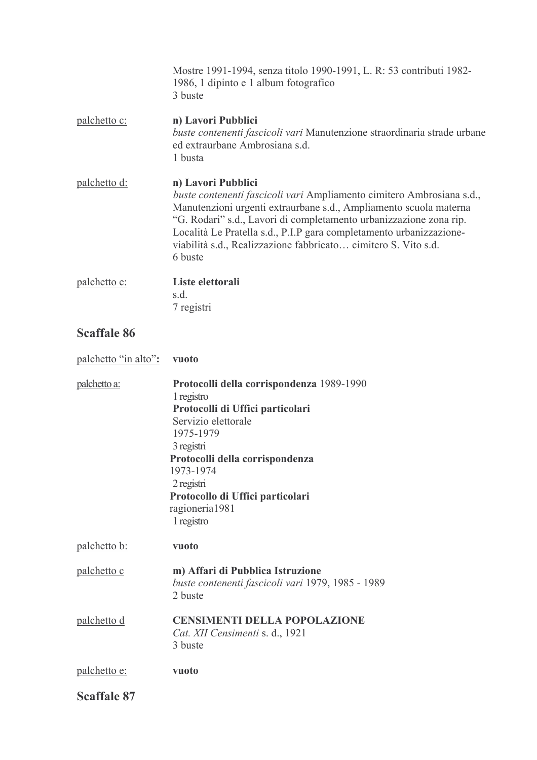Mostre 1991-1994, senza titolo 1990-1991, L. R: 53 contributi 1982-1986, 1 dipinto e 1 album fotografico
3 buste

palchetto c: **n) Lavori Pubblici**
*buste contenenti fascicoli vari* Manutenzione straordinaria strade urbane ed extraurbane Ambrosiana s.d.
1 busta

palchetto d: **n) Lavori Pubblici**
*buste contenenti fascicoli vari* Ampliamento cimitero Ambrosiana s.d., Manutenzioni urgenti extraurbane s.d., Ampliamento scuola materna "G. Rodari" s.d., Lavori di completamento urbanizzazione zona rip. Località Le Pratella s.d., P.I.P gara completamento urbanizzazione-viabilità s.d., Realizzazione fabbricato… cimitero S. Vito s.d.
6 buste

palchetto e: **Liste elettorali**
s.d.
7 registri

## Scaffale 86

palchetto "in alto"**:** **vuoto**

palchetto a: **Protocolli della corrispondenza** 1989-1990
1 registro
**Protocolli di Uffici particolari**
Servizio elettorale
1975-1979
3 registri
**Protocolli della corrispondenza**
1973-1974
2 registri
**Protocollo di Uffici particolari**
ragioneria1981
1 registro

palchetto b: **vuoto**

palchetto c **m) Affari di Pubblica Istruzione**
*buste contenenti fascicoli vari* 1979, 1985 - 1989
2 buste

palchetto d **CENSIMENTI DELLA POPOLAZIONE**
*Cat. XII Censimenti* s. d., 1921
3 buste

palchetto e: **vuoto**

## Scaffale 87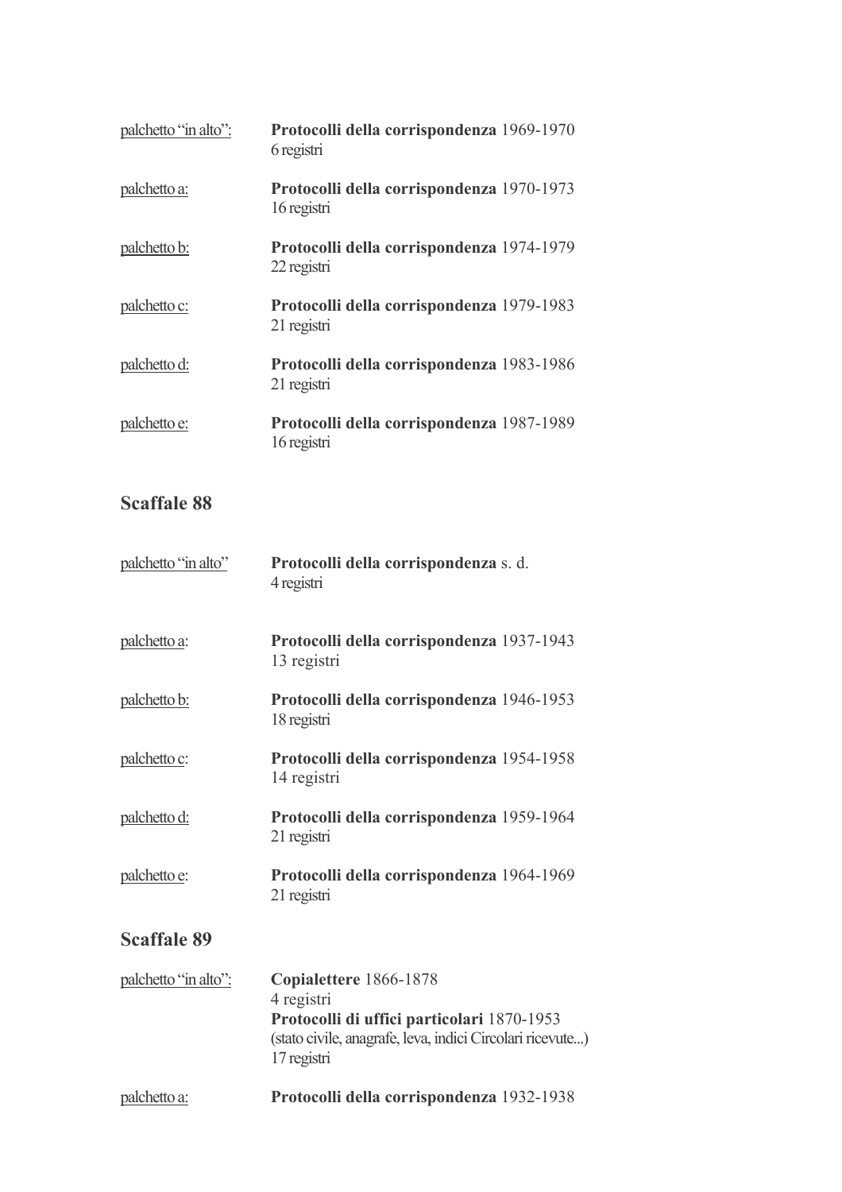palchetto "in alto": **Protocolli della corrispondenza** 1969-1970
6 registri

palchetto a: **Protocolli della corrispondenza** 1970-1973
16 registri

palchetto b: **Protocolli della corrispondenza** 1974-1979
22 registri

palchetto c: **Protocolli della corrispondenza** 1979-1983
21 registri

palchetto d: **Protocolli della corrispondenza** 1983-1986
21 registri

palchetto e: **Protocolli della corrispondenza** 1987-1989
16 registri

## Scaffale 88

palchetto "in alto" **Protocolli della corrispondenza** s. d.
4 registri

palchetto a: **Protocolli della corrispondenza** 1937-1943
13 registri

palchetto b: **Protocolli della corrispondenza** 1946-1953
18 registri

palchetto c: **Protocolli della corrispondenza** 1954-1958
14 registri

palchetto d: **Protocolli della corrispondenza** 1959-1964
21 registri

palchetto e: **Protocolli della corrispondenza** 1964-1969
21 registri

## Scaffale 89

palchetto "in alto": **Copialettere** 1866-1878
4 registri
**Protocolli di uffici particolari** 1870-1953
(stato civile, anagrafe, leva, indici Circolari ricevute...)
17 registri

palchetto a: **Protocolli della corrispondenza** 1932-1938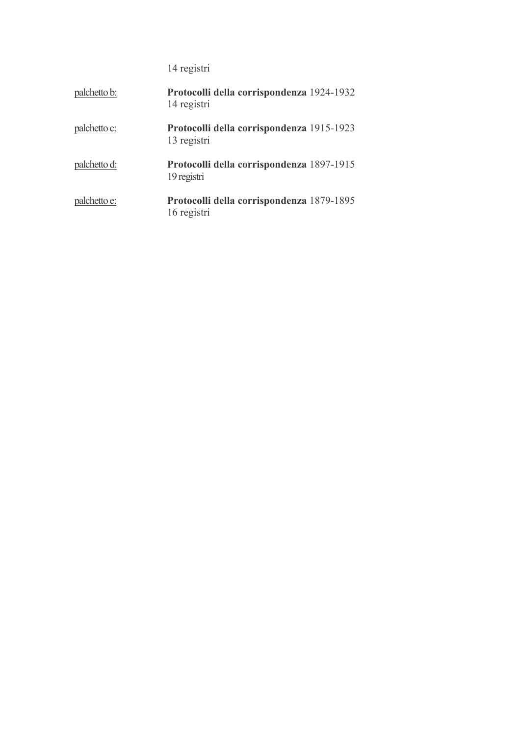14 registri

<u>palchetto b:</u> **Protocolli della corrispondenza** 1924-1932
14 registri

<u>palchetto c:</u> **Protocolli della corrispondenza** 1915-1923
13 registri

<u>palchetto d:</u> **Protocolli della corrispondenza** 1897-1915
19 registri

<u>palchetto e:</u> **Protocolli della corrispondenza** 1879-1895
16 registri